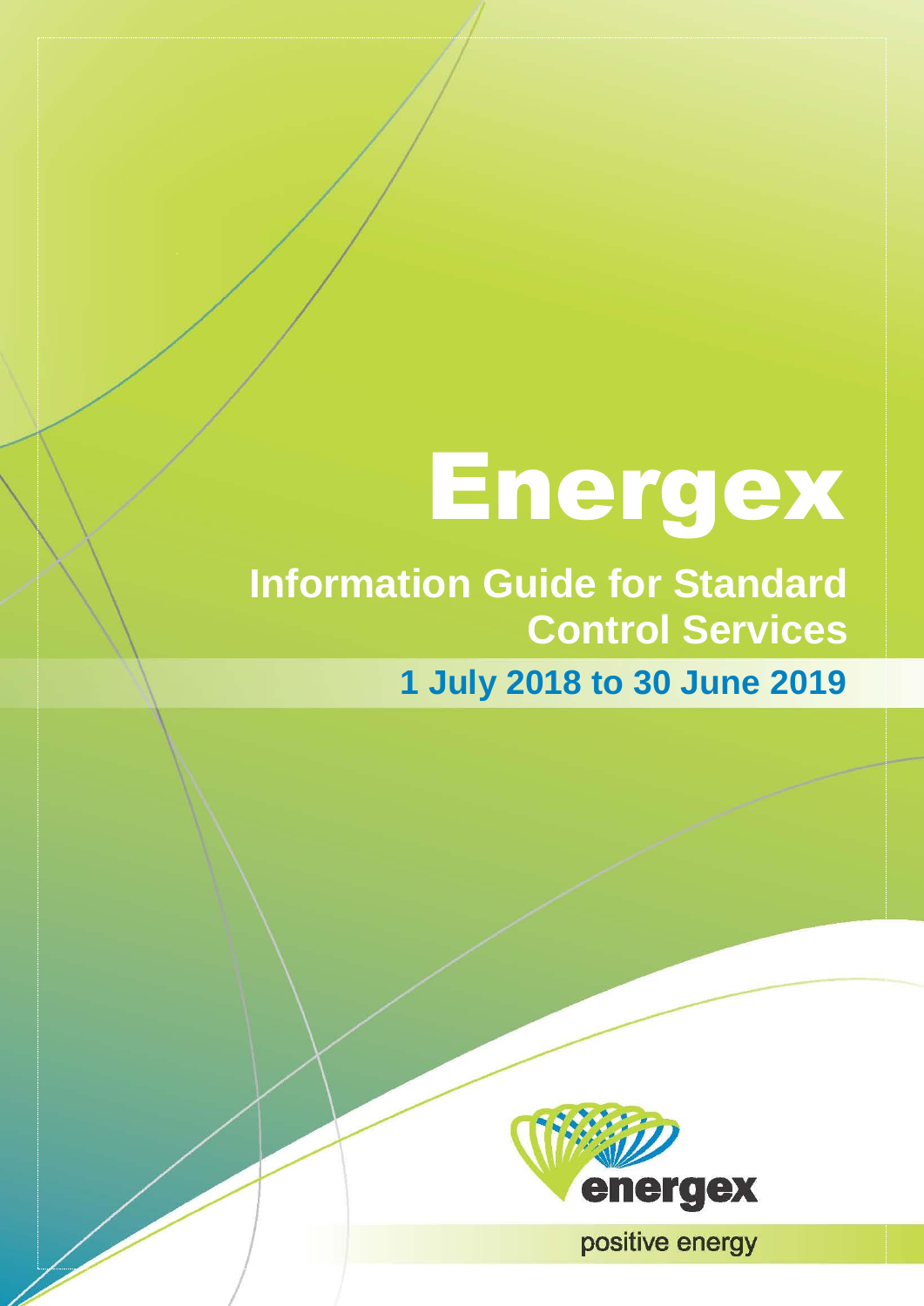# Energex

## Information Guide for Standard Control Services

### 1 July 2018 to 30 June 2019

energex

positive energy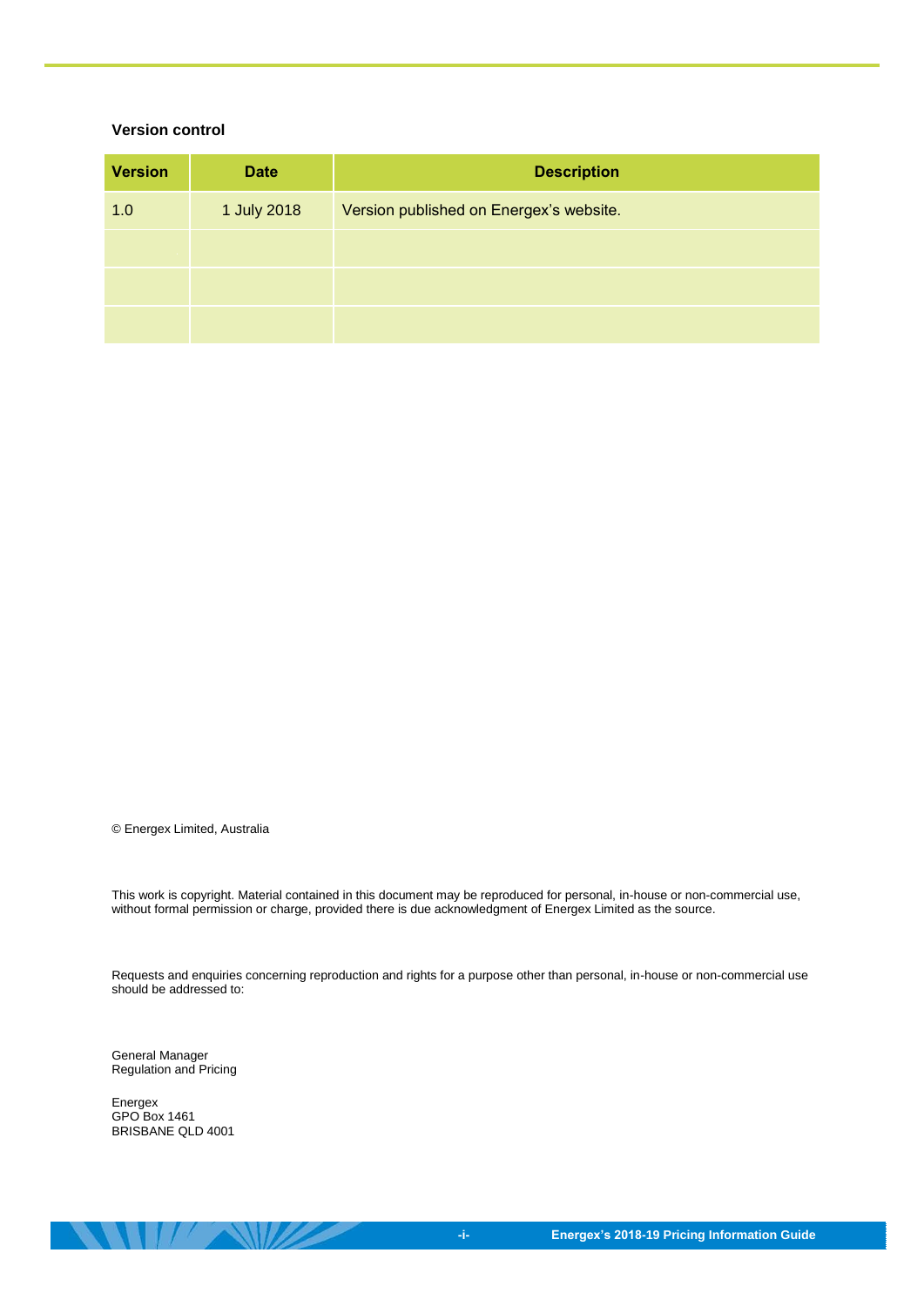**Version control**

| Version | Date | Description |
| --- | --- | --- |
| 1.0 | 1 July 2018 | Version published on Energex's website. |
| | | |
| | | |
| | | |

© Energex Limited, Australia

This work is copyright. Material contained in this document may be reproduced for personal, in-house or non-commercial use, without formal permission or charge, provided there is due acknowledgment of Energex Limited as the source.

Requests and enquiries concerning reproduction and rights for a purpose other than personal, in-house or non-commercial use should be addressed to:

General Manager
Regulation and Pricing

Energex
GPO Box 1461
BRISBANE QLD 4001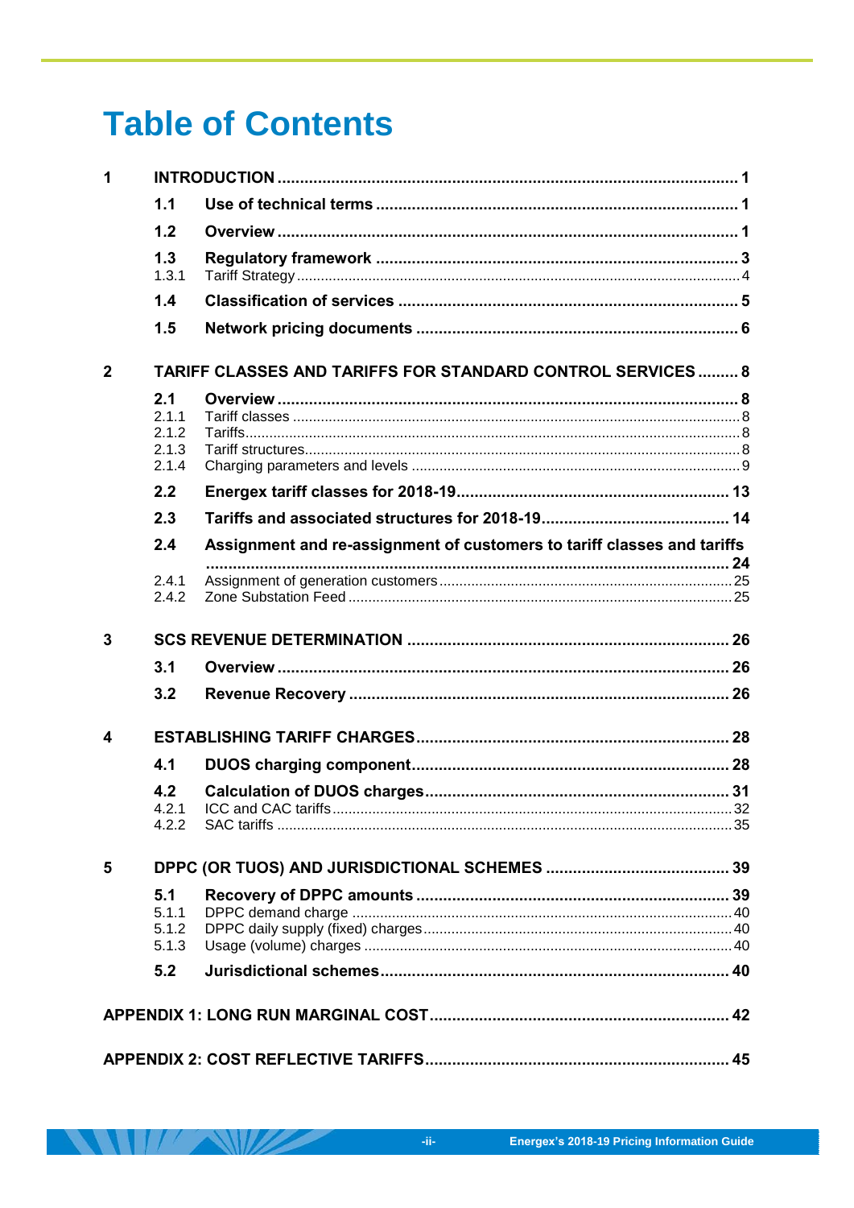# Table of Contents

- 1 INTRODUCTION ... 1
  - 1.1 Use of technical terms ... 1
  - 1.2 Overview ... 1
  - 1.3 Regulatory framework ... 3
    - 1.3.1 Tariff Strategy ... 4
  - 1.4 Classification of services ... 5
  - 1.5 Network pricing documents ... 6
- 2 TARIFF CLASSES AND TARIFFS FOR STANDARD CONTROL SERVICES ... 8
  - 2.1 Overview ... 8
    - 2.1.1 Tariff classes ... 8
    - 2.1.2 Tariffs ... 8
    - 2.1.3 Tariff structures ... 8
    - 2.1.4 Charging parameters and levels ... 9
  - 2.2 Energex tariff classes for 2018-19 ... 13
  - 2.3 Tariffs and associated structures for 2018-19 ... 14
  - 2.4 Assignment and re-assignment of customers to tariff classes and tariffs ... 24
    - 2.4.1 Assignment of generation customers ... 25
    - 2.4.2 Zone Substation Feed ... 25
- 3 SCS REVENUE DETERMINATION ... 26
  - 3.1 Overview ... 26
  - 3.2 Revenue Recovery ... 26
- 4 ESTABLISHING TARIFF CHARGES ... 28
  - 4.1 DUOS charging component ... 28
  - 4.2 Calculation of DUOS charges ... 31
    - 4.2.1 ICC and CAC tariffs ... 32
    - 4.2.2 SAC tariffs ... 35
- 5 DPPC (OR TUOS) AND JURISDICTIONAL SCHEMES ... 39
  - 5.1 Recovery of DPPC amounts ... 39
    - 5.1.1 DPPC demand charge ... 40
    - 5.1.2 DPPC daily supply (fixed) charges ... 40
    - 5.1.3 Usage (volume) charges ... 40
  - 5.2 Jurisdictional schemes ... 40
- APPENDIX 1: LONG RUN MARGINAL COST ... 42
- APPENDIX 2: COST REFLECTIVE TARIFFS ... 45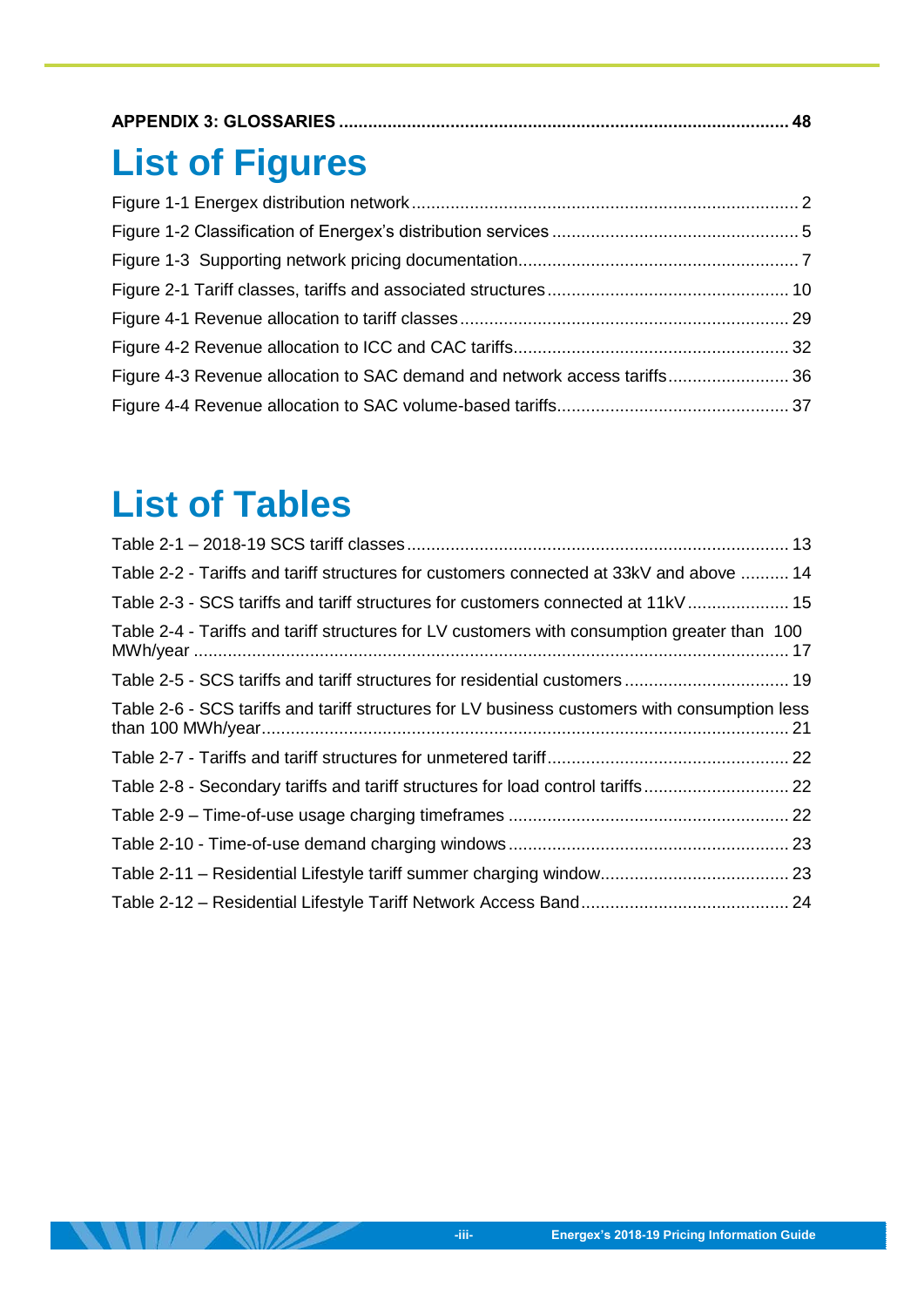**APPENDIX 3: GLOSSARIES ........................................................................................ 48**

# List of Figures

Figure 1-1 Energex distribution network ........................................................................... 2

Figure 1-2 Classification of Energex's distribution services ............................................. 5

Figure 1-3 Supporting network pricing documentation ..................................................... 7

Figure 2-1 Tariff classes, tariffs and associated structures ............................................. 10

Figure 4-1 Revenue allocation to tariff classes ................................................................ 29

Figure 4-2 Revenue allocation to ICC and CAC tariffs ..................................................... 32

Figure 4-3 Revenue allocation to SAC demand and network access tariffs ..................... 36

Figure 4-4 Revenue allocation to SAC volume-based tariffs ............................................ 37

# List of Tables

Table 2-1 – 2018-19 SCS tariff classes ........................................................................... 13

Table 2-2 - Tariffs and tariff structures for customers connected at 33kV and above .......... 14

Table 2-3 - SCS tariffs and tariff structures for customers connected at 11kV ..................... 15

Table 2-4 - Tariffs and tariff structures for LV customers with consumption greater than 100 MWh/year ........................................................................................................... 17

Table 2-5 - SCS tariffs and tariff structures for residential customers ................................. 19

Table 2-6 - SCS tariffs and tariff structures for LV business customers with consumption less than 100 MWh/year ............................................................................................. 21

Table 2-7 - Tariffs and tariff structures for unmetered tariff .................................................. 22

Table 2-8 - Secondary tariffs and tariff structures for load control tariffs ............................. 22

Table 2-9 – Time-of-use usage charging timeframes ......................................................... 22

Table 2-10 - Time-of-use demand charging windows ......................................................... 23

Table 2-11 – Residential Lifestyle tariff summer charging window ...................................... 23

Table 2-12 – Residential Lifestyle Tariff Network Access Band ........................................... 24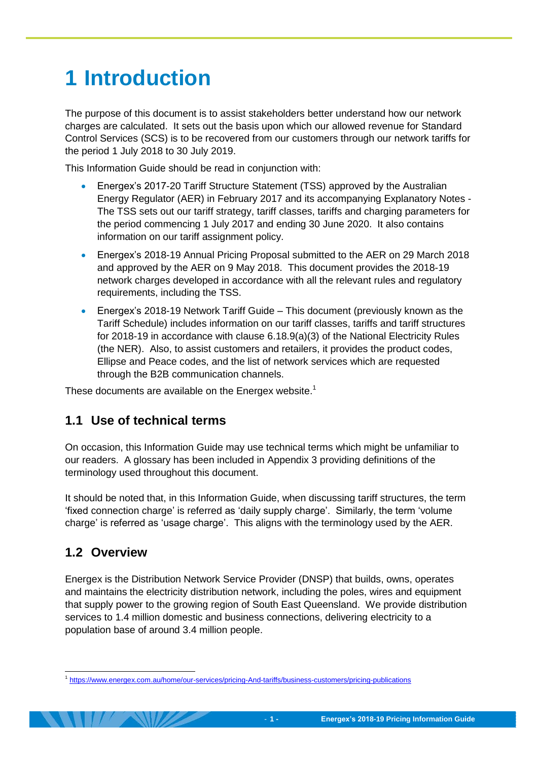# 1 Introduction

The purpose of this document is to assist stakeholders better understand how our network charges are calculated. It sets out the basis upon which our allowed revenue for Standard Control Services (SCS) is to be recovered from our customers through our network tariffs for the period 1 July 2018 to 30 July 2019.

This Information Guide should be read in conjunction with:

- Energex's 2017-20 Tariff Structure Statement (TSS) approved by the Australian Energy Regulator (AER) in February 2017 and its accompanying Explanatory Notes - The TSS sets out our tariff strategy, tariff classes, tariffs and charging parameters for the period commencing 1 July 2017 and ending 30 June 2020. It also contains information on our tariff assignment policy.
- Energex's 2018-19 Annual Pricing Proposal submitted to the AER on 29 March 2018 and approved by the AER on 9 May 2018. This document provides the 2018-19 network charges developed in accordance with all the relevant rules and regulatory requirements, including the TSS.
- Energex's 2018-19 Network Tariff Guide – This document (previously known as the Tariff Schedule) includes information on our tariff classes, tariffs and tariff structures for 2018-19 in accordance with clause 6.18.9(a)(3) of the National Electricity Rules (the NER). Also, to assist customers and retailers, it provides the product codes, Ellipse and Peace codes, and the list of network services which are requested through the B2B communication channels.

These documents are available on the Energex website.[1]

## 1.1 Use of technical terms

On occasion, this Information Guide may use technical terms which might be unfamiliar to our readers. A glossary has been included in Appendix 3 providing definitions of the terminology used throughout this document.

It should be noted that, in this Information Guide, when discussing tariff structures, the term 'fixed connection charge' is referred as 'daily supply charge'. Similarly, the term 'volume charge' is referred as 'usage charge'. This aligns with the terminology used by the AER.

## 1.2 Overview

Energex is the Distribution Network Service Provider (DNSP) that builds, owns, operates and maintains the electricity distribution network, including the poles, wires and equipment that supply power to the growing region of South East Queensland. We provide distribution services to 1.4 million domestic and business connections, delivering electricity to a population base of around 3.4 million people.

[1] https://www.energex.com.au/home/our-services/pricing-And-tariffs/business-customers/pricing-publications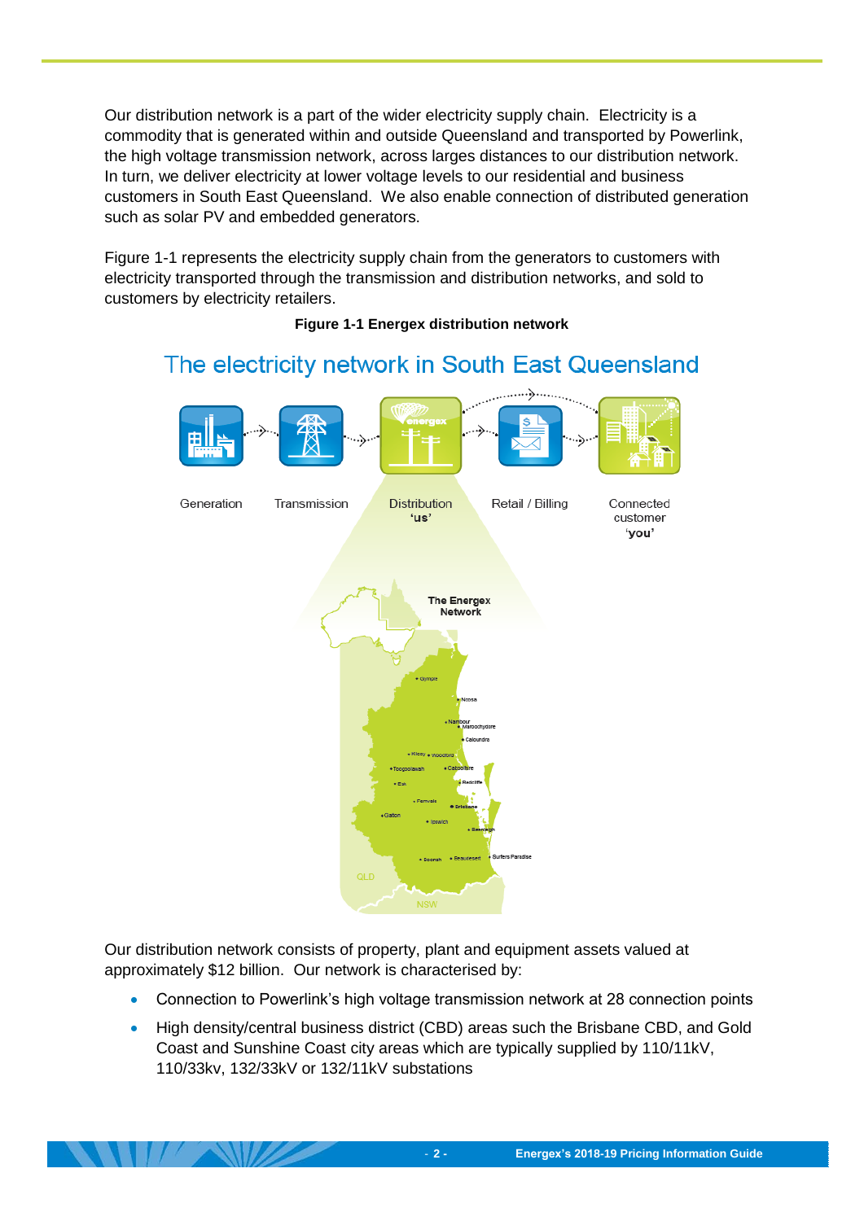Our distribution network is a part of the wider electricity supply chain. Electricity is a commodity that is generated within and outside Queensland and transported by Powerlink, the high voltage transmission network, across larges distances to our distribution network. In turn, we deliver electricity at lower voltage levels to our residential and business customers in South East Queensland. We also enable connection of distributed generation such as solar PV and embedded generators.

Figure 1-1 represents the electricity supply chain from the generators to customers with electricity transported through the transmission and distribution networks, and sold to customers by electricity retailers.

**Figure 1-1 Energex distribution network**

Our distribution network consists of property, plant and equipment assets valued at approximately $12 billion. Our network is characterised by:

- Connection to Powerlink's high voltage transmission network at 28 connection points
- High density/central business district (CBD) areas such the Brisbane CBD, and Gold Coast and Sunshine Coast city areas which are typically supplied by 110/11kV, 110/33kv, 132/33kV or 132/11kV substations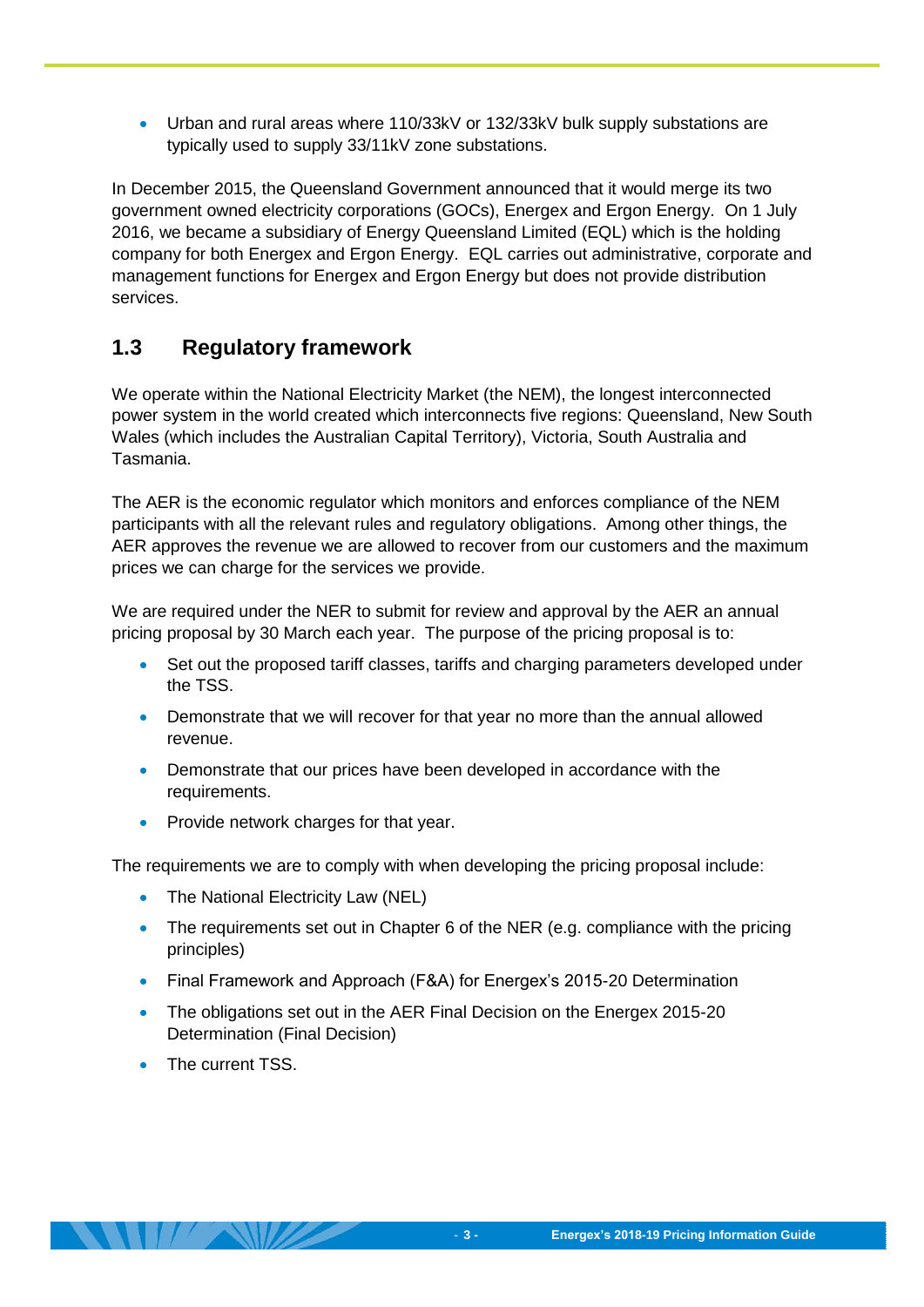- Urban and rural areas where 110/33kV or 132/33kV bulk supply substations are typically used to supply 33/11kV zone substations.

In December 2015, the Queensland Government announced that it would merge its two government owned electricity corporations (GOCs), Energex and Ergon Energy. On 1 July 2016, we became a subsidiary of Energy Queensland Limited (EQL) which is the holding company for both Energex and Ergon Energy. EQL carries out administrative, corporate and management functions for Energex and Ergon Energy but does not provide distribution services.

## 1.3 Regulatory framework

We operate within the National Electricity Market (the NEM), the longest interconnected power system in the world created which interconnects five regions: Queensland, New South Wales (which includes the Australian Capital Territory), Victoria, South Australia and Tasmania.

The AER is the economic regulator which monitors and enforces compliance of the NEM participants with all the relevant rules and regulatory obligations. Among other things, the AER approves the revenue we are allowed to recover from our customers and the maximum prices we can charge for the services we provide.

We are required under the NER to submit for review and approval by the AER an annual pricing proposal by 30 March each year. The purpose of the pricing proposal is to:

- Set out the proposed tariff classes, tariffs and charging parameters developed under the TSS.
- Demonstrate that we will recover for that year no more than the annual allowed revenue.
- Demonstrate that our prices have been developed in accordance with the requirements.
- Provide network charges for that year.

The requirements we are to comply with when developing the pricing proposal include:

- The National Electricity Law (NEL)
- The requirements set out in Chapter 6 of the NER (e.g. compliance with the pricing principles)
- Final Framework and Approach (F&A) for Energex's 2015-20 Determination
- The obligations set out in the AER Final Decision on the Energex 2015-20 Determination (Final Decision)
- The current TSS.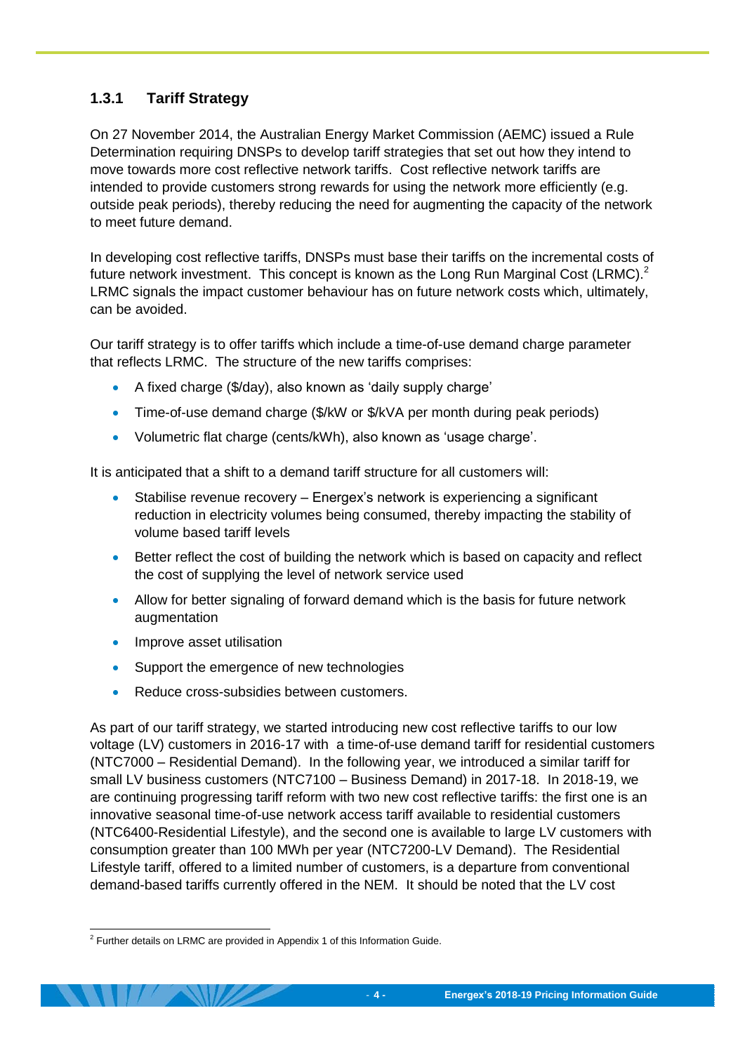### 1.3.1 Tariff Strategy

On 27 November 2014, the Australian Energy Market Commission (AEMC) issued a Rule Determination requiring DNSPs to develop tariff strategies that set out how they intend to move towards more cost reflective network tariffs. Cost reflective network tariffs are intended to provide customers strong rewards for using the network more efficiently (e.g. outside peak periods), thereby reducing the need for augmenting the capacity of the network to meet future demand.

In developing cost reflective tariffs, DNSPs must base their tariffs on the incremental costs of future network investment. This concept is known as the Long Run Marginal Cost (LRMC).[2] LRMC signals the impact customer behaviour has on future network costs which, ultimately, can be avoided.

Our tariff strategy is to offer tariffs which include a time-of-use demand charge parameter that reflects LRMC. The structure of the new tariffs comprises:

- A fixed charge ($/day), also known as 'daily supply charge'
- Time-of-use demand charge ($/kW or $/kVA per month during peak periods)
- Volumetric flat charge (cents/kWh), also known as 'usage charge'.

It is anticipated that a shift to a demand tariff structure for all customers will:

- Stabilise revenue recovery – Energex's network is experiencing a significant reduction in electricity volumes being consumed, thereby impacting the stability of volume based tariff levels
- Better reflect the cost of building the network which is based on capacity and reflect the cost of supplying the level of network service used
- Allow for better signaling of forward demand which is the basis for future network augmentation
- Improve asset utilisation
- Support the emergence of new technologies
- Reduce cross-subsidies between customers.

As part of our tariff strategy, we started introducing new cost reflective tariffs to our low voltage (LV) customers in 2016-17 with a time-of-use demand tariff for residential customers (NTC7000 – Residential Demand). In the following year, we introduced a similar tariff for small LV business customers (NTC7100 – Business Demand) in 2017-18. In 2018-19, we are continuing progressing tariff reform with two new cost reflective tariffs: the first one is an innovative seasonal time-of-use network access tariff available to residential customers (NTC6400-Residential Lifestyle), and the second one is available to large LV customers with consumption greater than 100 MWh per year (NTC7200-LV Demand). The Residential Lifestyle tariff, offered to a limited number of customers, is a departure from conventional demand-based tariffs currently offered in the NEM. It should be noted that the LV cost

[2] Further details on LRMC are provided in Appendix 1 of this Information Guide.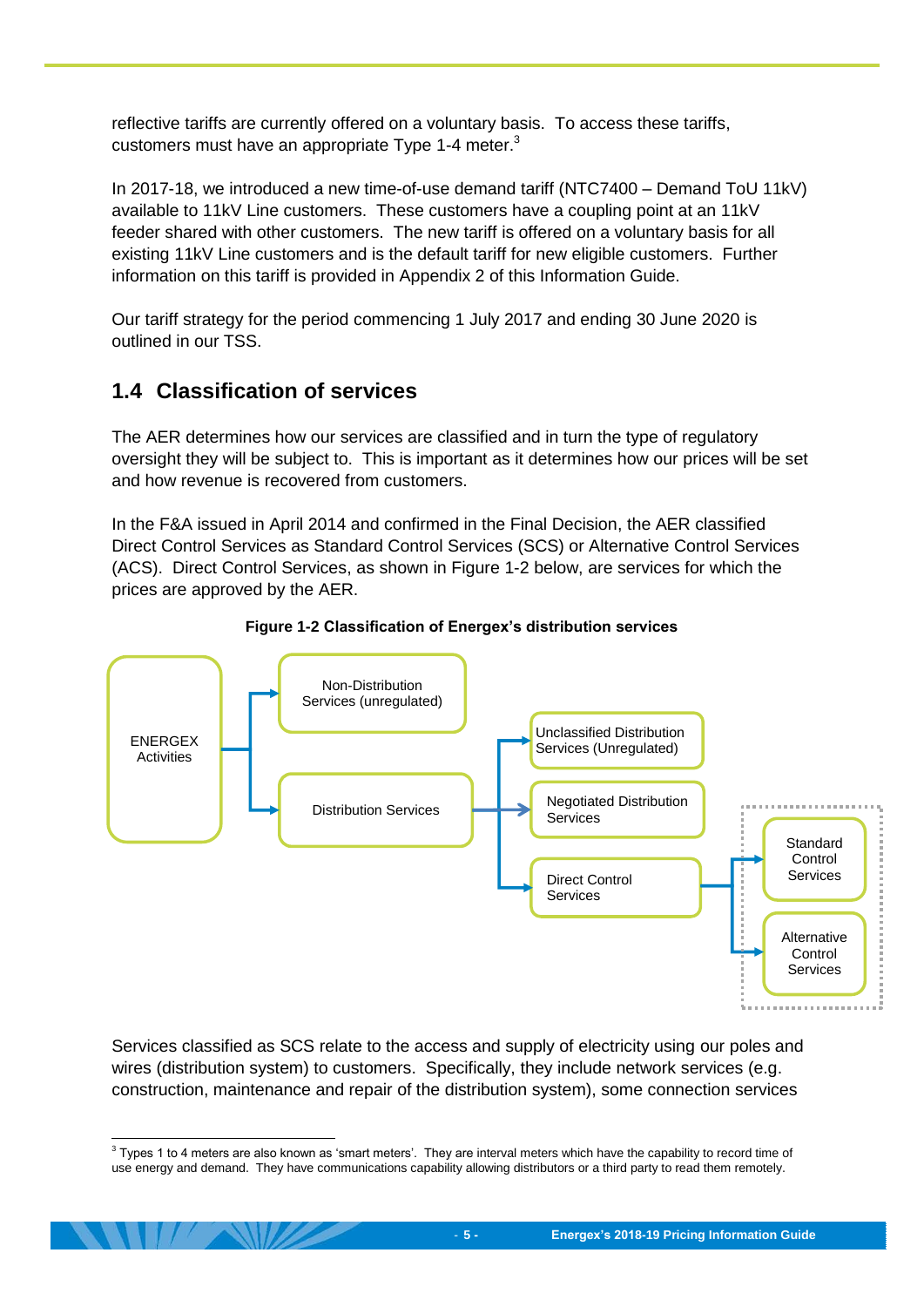reflective tariffs are currently offered on a voluntary basis. To access these tariffs, customers must have an appropriate Type 1-4 meter.[3]

In 2017-18, we introduced a new time-of-use demand tariff (NTC7400 – Demand ToU 11kV) available to 11kV Line customers. These customers have a coupling point at an 11kV feeder shared with other customers. The new tariff is offered on a voluntary basis for all existing 11kV Line customers and is the default tariff for new eligible customers. Further information on this tariff is provided in Appendix 2 of this Information Guide.

Our tariff strategy for the period commencing 1 July 2017 and ending 30 June 2020 is outlined in our TSS.

## 1.4 Classification of services

The AER determines how our services are classified and in turn the type of regulatory oversight they will be subject to. This is important as it determines how our prices will be set and how revenue is recovered from customers.

In the F&A issued in April 2014 and confirmed in the Final Decision, the AER classified Direct Control Services as Standard Control Services (SCS) or Alternative Control Services (ACS). Direct Control Services, as shown in Figure 1-2 below, are services for which the prices are approved by the AER.

**Figure 1-2 Classification of Energex's distribution services**

- ENERGEX Activities
  - Non-Distribution Services (unregulated)
  - Distribution Services
    - Unclassified Distribution Services (Unregulated)
    - Negotiated Distribution Services
    - Direct Control Services
      - Standard Control Services
      - Alternative Control Services

Services classified as SCS relate to the access and supply of electricity using our poles and wires (distribution system) to customers. Specifically, they include network services (e.g. construction, maintenance and repair of the distribution system), some connection services

---

[3] Types 1 to 4 meters are also known as 'smart meters'. They are interval meters which have the capability to record time of use energy and demand. They have communications capability allowing distributors or a third party to read them remotely.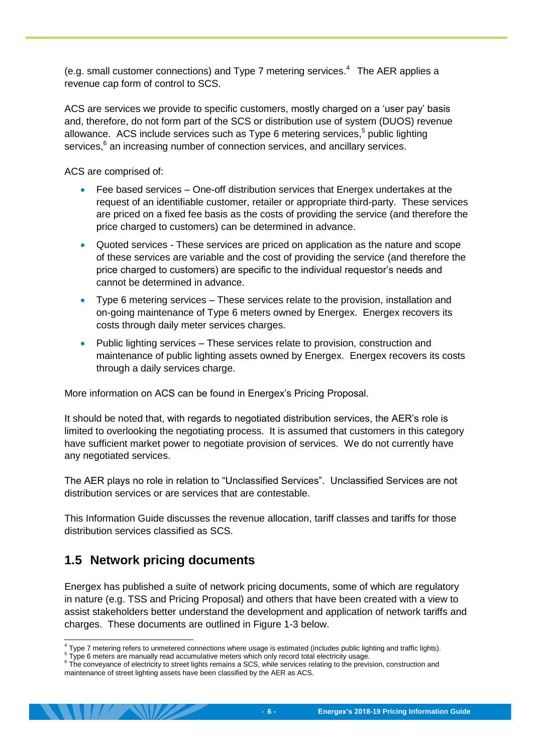(e.g. small customer connections) and Type 7 metering services.[4] The AER applies a revenue cap form of control to SCS.

ACS are services we provide to specific customers, mostly charged on a 'user pay' basis and, therefore, do not form part of the SCS or distribution use of system (DUOS) revenue allowance. ACS include services such as Type 6 metering services,[5] public lighting services,[6] an increasing number of connection services, and ancillary services.

ACS are comprised of:

- Fee based services – One-off distribution services that Energex undertakes at the request of an identifiable customer, retailer or appropriate third-party. These services are priced on a fixed fee basis as the costs of providing the service (and therefore the price charged to customers) can be determined in advance.
- Quoted services - These services are priced on application as the nature and scope of these services are variable and the cost of providing the service (and therefore the price charged to customers) are specific to the individual requestor's needs and cannot be determined in advance.
- Type 6 metering services – These services relate to the provision, installation and on-going maintenance of Type 6 meters owned by Energex. Energex recovers its costs through daily meter services charges.
- Public lighting services – These services relate to provision, construction and maintenance of public lighting assets owned by Energex. Energex recovers its costs through a daily services charge.

More information on ACS can be found in Energex's Pricing Proposal.

It should be noted that, with regards to negotiated distribution services, the AER's role is limited to overlooking the negotiating process. It is assumed that customers in this category have sufficient market power to negotiate provision of services. We do not currently have any negotiated services.

The AER plays no role in relation to "Unclassified Services". Unclassified Services are not distribution services or are services that are contestable.

This Information Guide discusses the revenue allocation, tariff classes and tariffs for those distribution services classified as SCS.

## 1.5 Network pricing documents

Energex has published a suite of network pricing documents, some of which are regulatory in nature (e.g. TSS and Pricing Proposal) and others that have been created with a view to assist stakeholders better understand the development and application of network tariffs and charges. These documents are outlined in Figure 1-3 below.

---

[4] Type 7 metering refers to unmetered connections where usage is estimated (includes public lighting and traffic lights).

[5] Type 6 meters are manually read accumulative meters which only record total electricity usage.

[6] The conveyance of electricity to street lights remains a SCS, while services relating to the prevision, construction and maintenance of street lighting assets have been classified by the AER as ACS.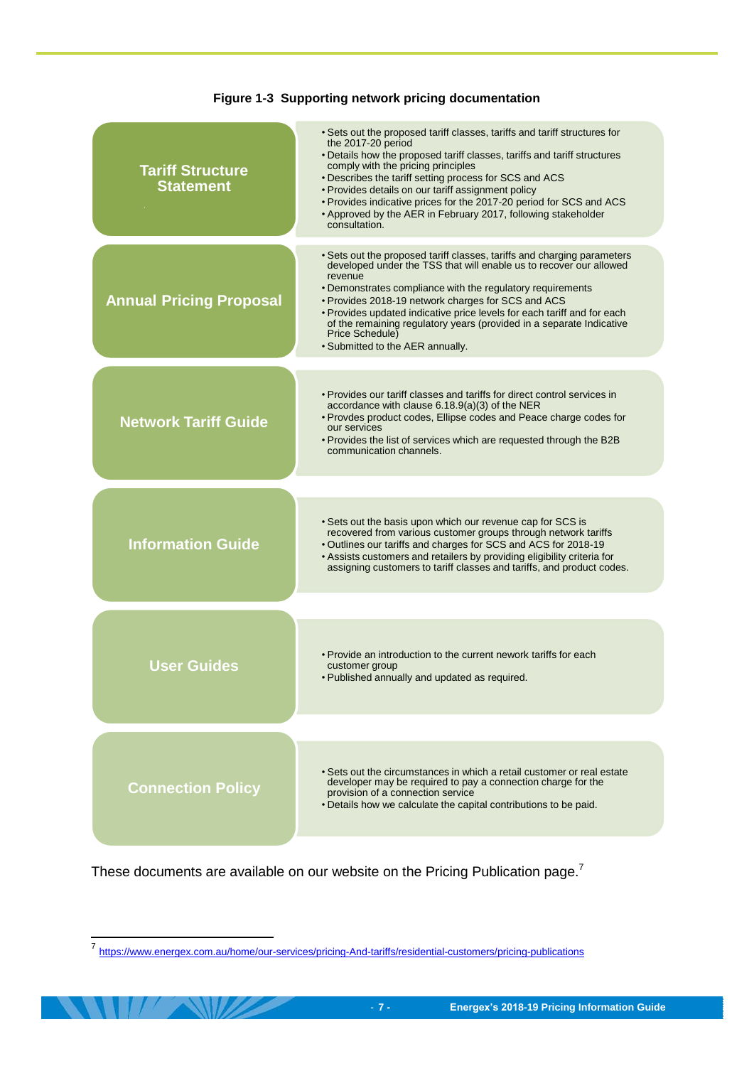**Figure 1-3 Supporting network pricing documentation**

| Document | Description |
|---|---|
| **Tariff Structure Statement** | • Sets out the proposed tariff classes, tariffs and tariff structures for the 2017-20 period<br>• Details how the proposed tariff classes, tariffs and tariff structures comply with the pricing principles<br>• Describes the tariff setting process for SCS and ACS<br>• Provides details on our tariff assignment policy<br>• Provides indicative prices for the 2017-20 period for SCS and ACS<br>• Approved by the AER in February 2017, following stakeholder consultation. |
| **Annual Pricing Proposal** | • Sets out the proposed tariff classes, tariffs and charging parameters developed under the TSS that will enable us to recover our allowed revenue<br>• Demonstrates compliance with the regulatory requirements<br>• Provides 2018-19 network charges for SCS and ACS<br>• Provides updated indicative price levels for each tariff and for each of the remaining regulatory years (provided in a separate Indicative Price Schedule)<br>• Submitted to the AER annually. |
| **Network Tariff Guide** | • Provides our tariff classes and tariffs for direct control services in accordance with clause 6.18.9(a)(3) of the NER<br>• Provdes product codes, Ellipse codes and Peace charge codes for our services<br>• Provides the list of services which are requested through the B2B communication channels. |
| **Information Guide** | • Sets out the basis upon which our revenue cap for SCS is recovered from various customer groups through network tariffs<br>• Outlines our tariffs and charges for SCS and ACS for 2018-19<br>• Assists customers and retailers by providing eligibility criteria for assigning customers to tariff classes and tariffs, and product codes. |
| **User Guides** | • Provide an introduction to the current nework tariffs for each customer group<br>• Published annually and updated as required. |
| **Connection Policy** | • Sets out the circumstances in which a retail customer or real estate developer may be required to pay a connection charge for the provision of a connection service<br>• Details how we calculate the capital contributions to be paid. |

These documents are available on our website on the Pricing Publication page.[7]

[7] https://www.energex.com.au/home/our-services/pricing-And-tariffs/residential-customers/pricing-publications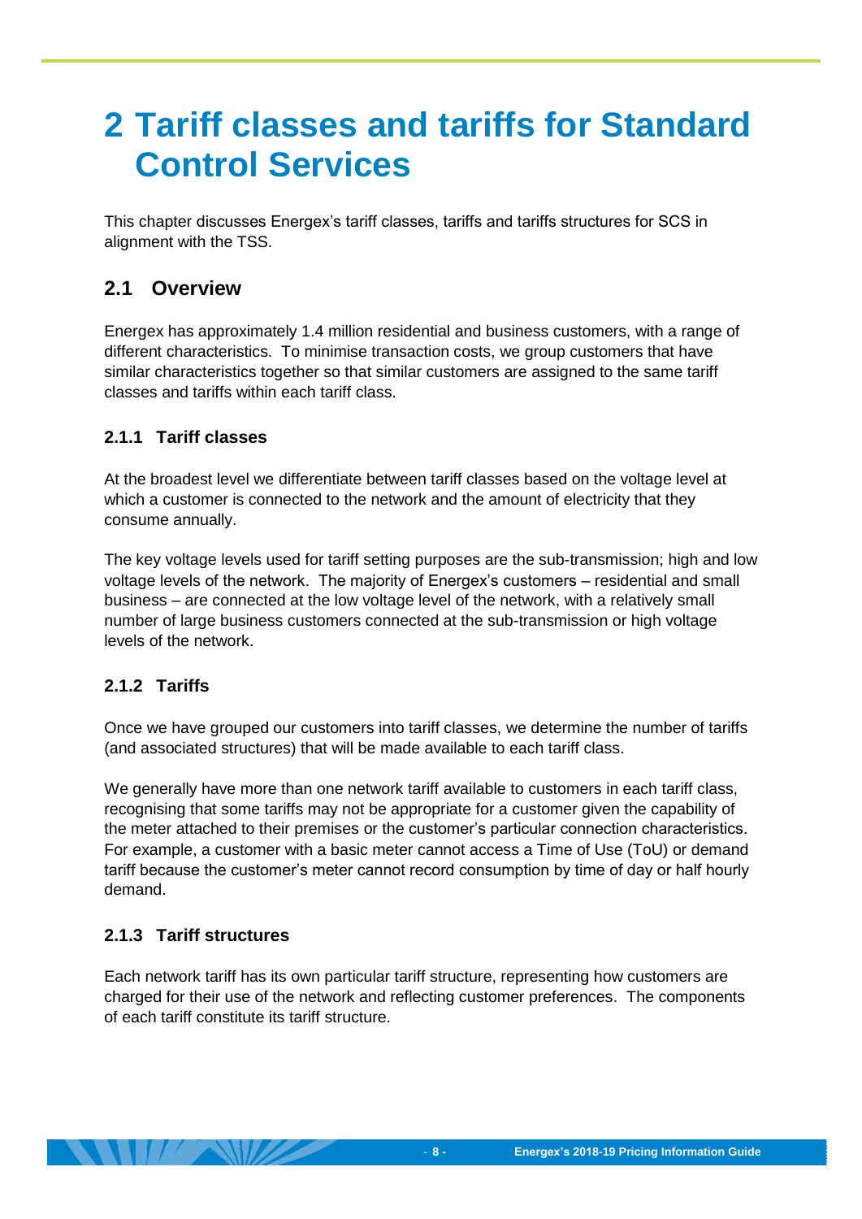# 2 Tariff classes and tariffs for Standard Control Services

This chapter discusses Energex's tariff classes, tariffs and tariffs structures for SCS in alignment with the TSS.

## 2.1 Overview

Energex has approximately 1.4 million residential and business customers, with a range of different characteristics. To minimise transaction costs, we group customers that have similar characteristics together so that similar customers are assigned to the same tariff classes and tariffs within each tariff class.

### 2.1.1 Tariff classes

At the broadest level we differentiate between tariff classes based on the voltage level at which a customer is connected to the network and the amount of electricity that they consume annually.

The key voltage levels used for tariff setting purposes are the sub-transmission; high and low voltage levels of the network. The majority of Energex's customers – residential and small business – are connected at the low voltage level of the network, with a relatively small number of large business customers connected at the sub-transmission or high voltage levels of the network.

### 2.1.2 Tariffs

Once we have grouped our customers into tariff classes, we determine the number of tariffs (and associated structures) that will be made available to each tariff class.

We generally have more than one network tariff available to customers in each tariff class, recognising that some tariffs may not be appropriate for a customer given the capability of the meter attached to their premises or the customer's particular connection characteristics. For example, a customer with a basic meter cannot access a Time of Use (ToU) or demand tariff because the customer's meter cannot record consumption by time of day or half hourly demand.

### 2.1.3 Tariff structures

Each network tariff has its own particular tariff structure, representing how customers are charged for their use of the network and reflecting customer preferences. The components of each tariff constitute its tariff structure.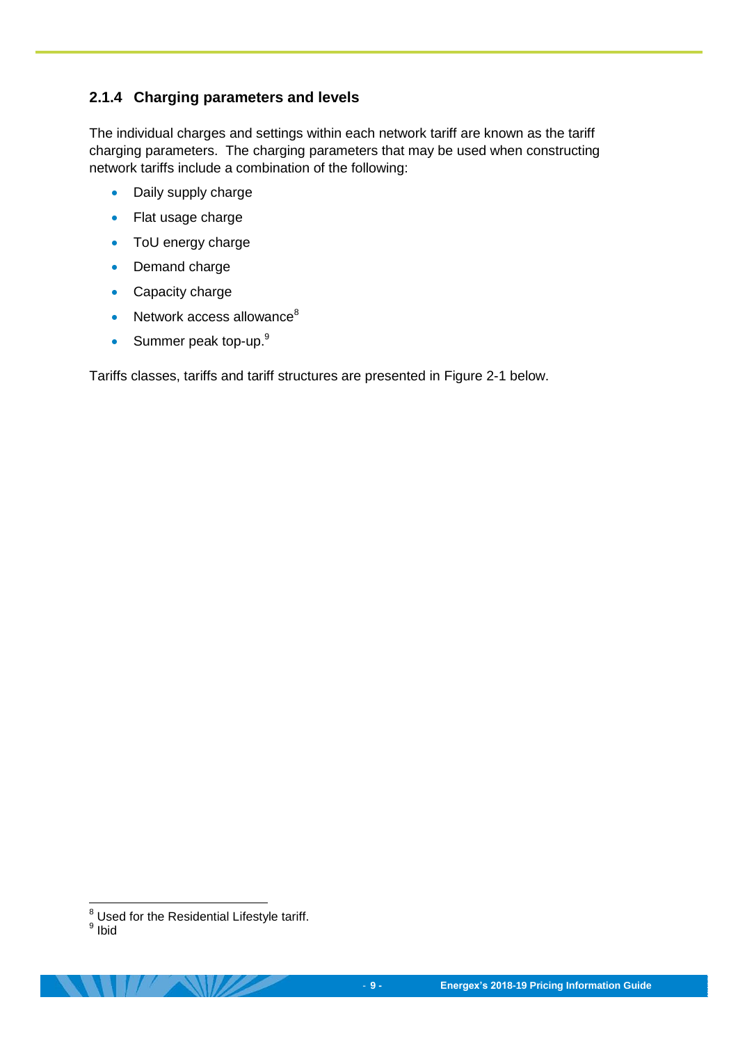### 2.1.4 Charging parameters and levels

The individual charges and settings within each network tariff are known as the tariff charging parameters. The charging parameters that may be used when constructing network tariffs include a combination of the following:

- Daily supply charge
- Flat usage charge
- ToU energy charge
- Demand charge
- Capacity charge
- Network access allowance[8]
- Summer peak top-up.[9]

Tariffs classes, tariffs and tariff structures are presented in Figure 2-1 below.

[8] Used for the Residential Lifestyle tariff.
[9] Ibid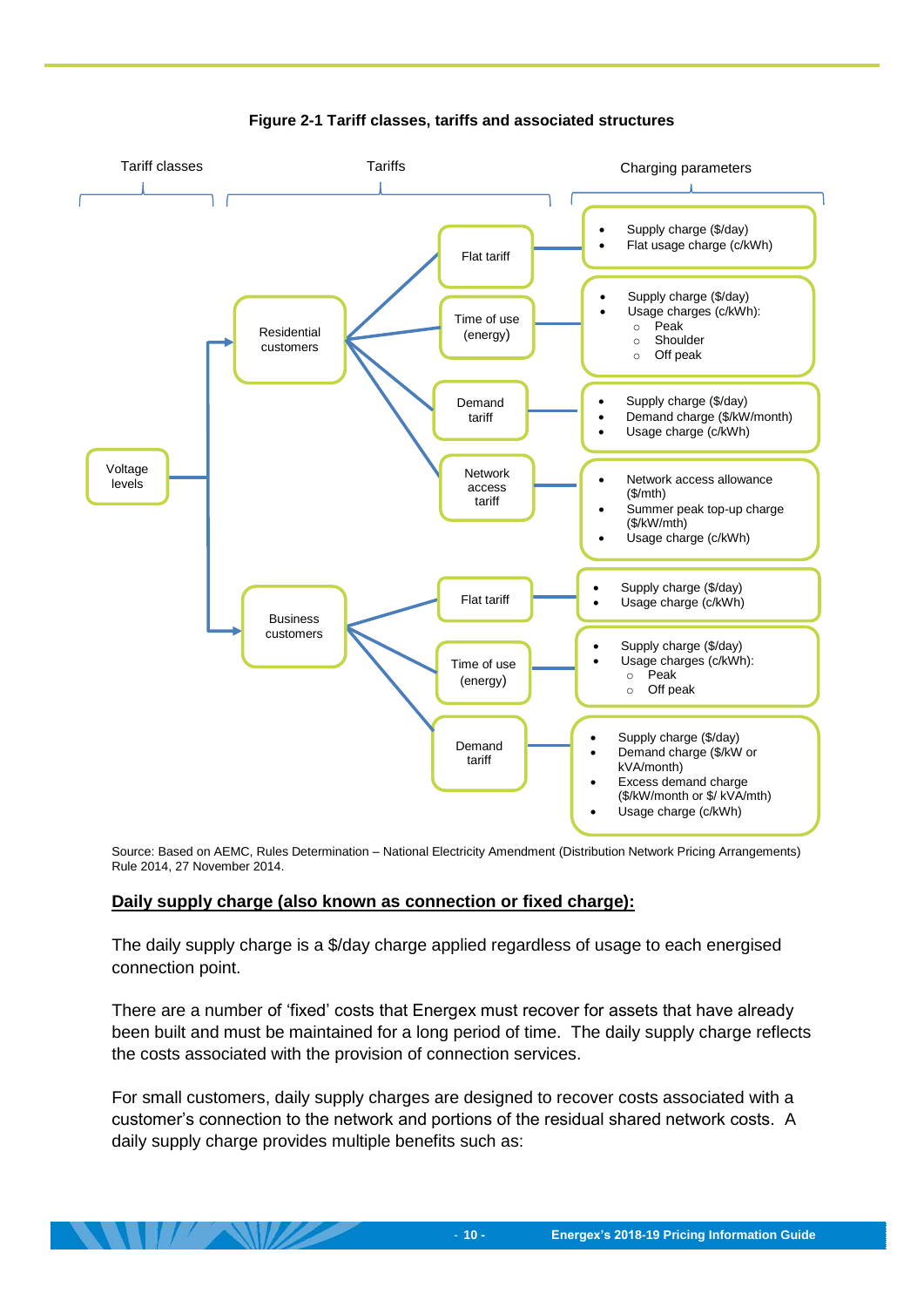**Figure 2-1 Tariff classes, tariffs and associated structures**

| Tariff classes | | Tariffs | Charging parameters |
|---|---|---|---|
| Voltage levels | Residential customers | Flat tariff | • Supply charge ($/day)<br>• Flat usage charge (c/kWh) |
| | | Time of use (energy) | • Supply charge ($/day)<br>• Usage charges (c/kWh):<br>○ Peak<br>○ Shoulder<br>○ Off peak |
| | | Demand tariff | • Supply charge ($/day)<br>• Demand charge ($/kW/month)<br>• Usage charge (c/kWh) |
| | | Network access tariff | • Network access allowance ($/mth)<br>• Summer peak top-up charge ($/kW/mth)<br>• Usage charge (c/kWh) |
| | Business customers | Flat tariff | • Supply charge ($/day)<br>• Usage charge (c/kWh) |
| | | Time of use (energy) | • Supply charge ($/day)<br>• Usage charges (c/kWh):<br>○ Peak<br>○ Off peak |
| | | Demand tariff | • Supply charge ($/day)<br>• Demand charge ($/kW or kVA/month)<br>• Excess demand charge ($/kW/month or $/ kVA/mth)<br>• Usage charge (c/kWh) |

Source: Based on AEMC, Rules Determination – National Electricity Amendment (Distribution Network Pricing Arrangements) Rule 2014, 27 November 2014.

**Daily supply charge (also known as connection or fixed charge):**

The daily supply charge is a $/day charge applied regardless of usage to each energised connection point.

There are a number of 'fixed' costs that Energex must recover for assets that have already been built and must be maintained for a long period of time. The daily supply charge reflects the costs associated with the provision of connection services.

For small customers, daily supply charges are designed to recover costs associated with a customer's connection to the network and portions of the residual shared network costs. A daily supply charge provides multiple benefits such as: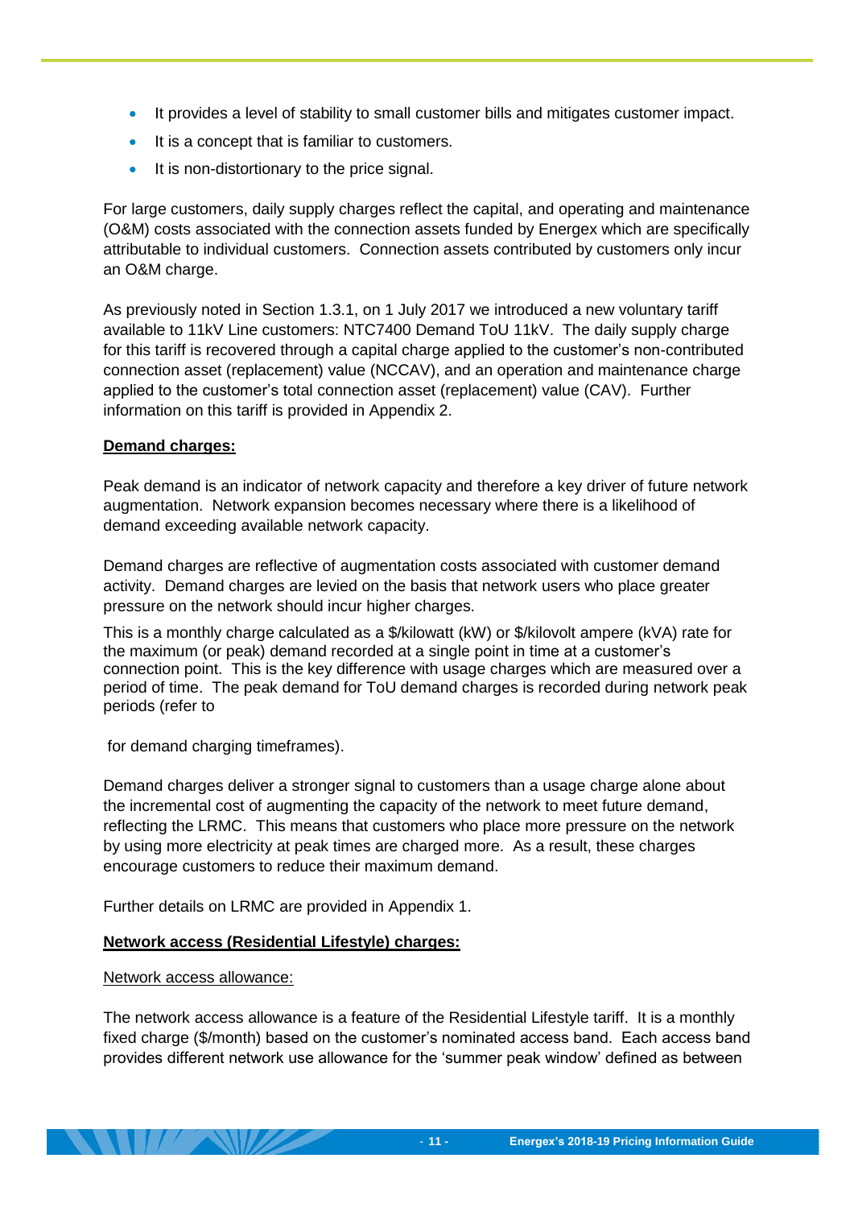- It provides a level of stability to small customer bills and mitigates customer impact.
- It is a concept that is familiar to customers.
- It is non-distortionary to the price signal.

For large customers, daily supply charges reflect the capital, and operating and maintenance (O&M) costs associated with the connection assets funded by Energex which are specifically attributable to individual customers. Connection assets contributed by customers only incur an O&M charge.

As previously noted in Section 1.3.1, on 1 July 2017 we introduced a new voluntary tariff available to 11kV Line customers: NTC7400 Demand ToU 11kV. The daily supply charge for this tariff is recovered through a capital charge applied to the customer's non-contributed connection asset (replacement) value (NCCAV), and an operation and maintenance charge applied to the customer's total connection asset (replacement) value (CAV). Further information on this tariff is provided in Appendix 2.

**Demand charges:**

Peak demand is an indicator of network capacity and therefore a key driver of future network augmentation. Network expansion becomes necessary where there is a likelihood of demand exceeding available network capacity.

Demand charges are reflective of augmentation costs associated with customer demand activity. Demand charges are levied on the basis that network users who place greater pressure on the network should incur higher charges.

This is a monthly charge calculated as a $/kilowatt (kW) or $/kilovolt ampere (kVA) rate for the maximum (or peak) demand recorded at a single point in time at a customer's connection point. This is the key difference with usage charges which are measured over a period of time. The peak demand for ToU demand charges is recorded during network peak periods (refer to

for demand charging timeframes).

Demand charges deliver a stronger signal to customers than a usage charge alone about the incremental cost of augmenting the capacity of the network to meet future demand, reflecting the LRMC. This means that customers who place more pressure on the network by using more electricity at peak times are charged more. As a result, these charges encourage customers to reduce their maximum demand.

Further details on LRMC are provided in Appendix 1.

**Network access (Residential Lifestyle) charges:**

Network access allowance:

The network access allowance is a feature of the Residential Lifestyle tariff. It is a monthly fixed charge ($/month) based on the customer's nominated access band. Each access band provides different network use allowance for the 'summer peak window' defined as between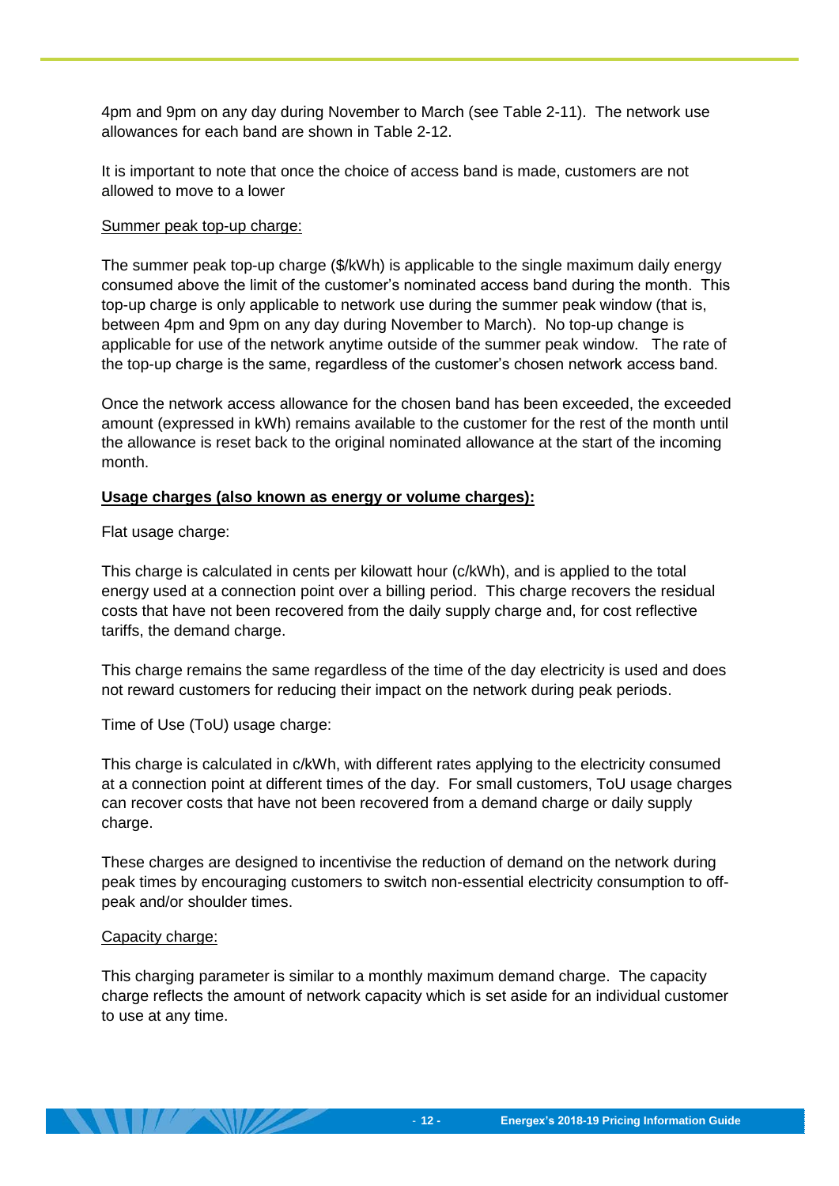4pm and 9pm on any day during November to March (see Table 2-11). The network use allowances for each band are shown in Table 2-12.

It is important to note that once the choice of access band is made, customers are not allowed to move to a lower

<u>Summer peak top-up charge:</u>

The summer peak top-up charge ($/kWh) is applicable to the single maximum daily energy consumed above the limit of the customer's nominated access band during the month. This top-up charge is only applicable to network use during the summer peak window (that is, between 4pm and 9pm on any day during November to March). No top-up change is applicable for use of the network anytime outside of the summer peak window. The rate of the top-up charge is the same, regardless of the customer's chosen network access band.

Once the network access allowance for the chosen band has been exceeded, the exceeded amount (expressed in kWh) remains available to the customer for the rest of the month until the allowance is reset back to the original nominated allowance at the start of the incoming month.

**<u>Usage charges (also known as energy or volume charges):</u>**

Flat usage charge:

This charge is calculated in cents per kilowatt hour (c/kWh), and is applied to the total energy used at a connection point over a billing period. This charge recovers the residual costs that have not been recovered from the daily supply charge and, for cost reflective tariffs, the demand charge.

This charge remains the same regardless of the time of the day electricity is used and does not reward customers for reducing their impact on the network during peak periods.

Time of Use (ToU) usage charge:

This charge is calculated in c/kWh, with different rates applying to the electricity consumed at a connection point at different times of the day. For small customers, ToU usage charges can recover costs that have not been recovered from a demand charge or daily supply charge.

These charges are designed to incentivise the reduction of demand on the network during peak times by encouraging customers to switch non-essential electricity consumption to off-peak and/or shoulder times.

<u>Capacity charge:</u>

This charging parameter is similar to a monthly maximum demand charge. The capacity charge reflects the amount of network capacity which is set aside for an individual customer to use at any time.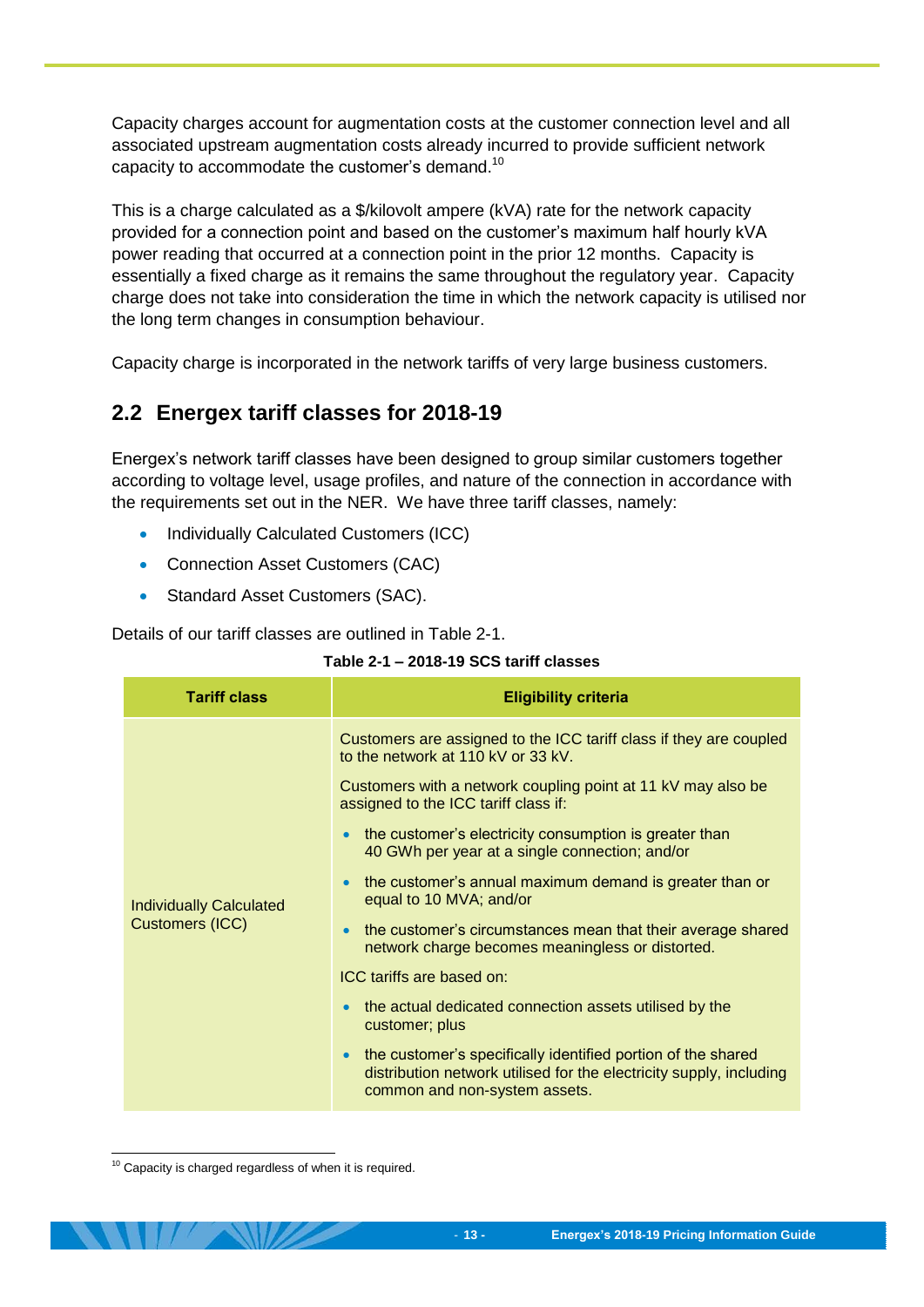Capacity charges account for augmentation costs at the customer connection level and all associated upstream augmentation costs already incurred to provide sufficient network capacity to accommodate the customer's demand.[10]

This is a charge calculated as a $/kilovolt ampere (kVA) rate for the network capacity provided for a connection point and based on the customer's maximum half hourly kVA power reading that occurred at a connection point in the prior 12 months. Capacity is essentially a fixed charge as it remains the same throughout the regulatory year. Capacity charge does not take into consideration the time in which the network capacity is utilised nor the long term changes in consumption behaviour.

Capacity charge is incorporated in the network tariffs of very large business customers.

## 2.2 Energex tariff classes for 2018-19

Energex's network tariff classes have been designed to group similar customers together according to voltage level, usage profiles, and nature of the connection in accordance with the requirements set out in the NER. We have three tariff classes, namely:

- Individually Calculated Customers (ICC)
- Connection Asset Customers (CAC)
- Standard Asset Customers (SAC).

Details of our tariff classes are outlined in Table 2-1.

**Table 2-1 – 2018-19 SCS tariff classes**

| Tariff class | Eligibility criteria |
|---|---|
| Individually Calculated Customers (ICC) | Customers are assigned to the ICC tariff class if they are coupled to the network at 110 kV or 33 kV.<br><br>Customers with a network coupling point at 11 kV may also be assigned to the ICC tariff class if:<br>• the customer's electricity consumption is greater than 40 GWh per year at a single connection; and/or<br>• the customer's annual maximum demand is greater than or equal to 10 MVA; and/or<br>• the customer's circumstances mean that their average shared network charge becomes meaningless or distorted.<br><br>ICC tariffs are based on:<br>• the actual dedicated connection assets utilised by the customer; plus<br>• the customer's specifically identified portion of the shared distribution network utilised for the electricity supply, including common and non-system assets. |

[10] Capacity is charged regardless of when it is required.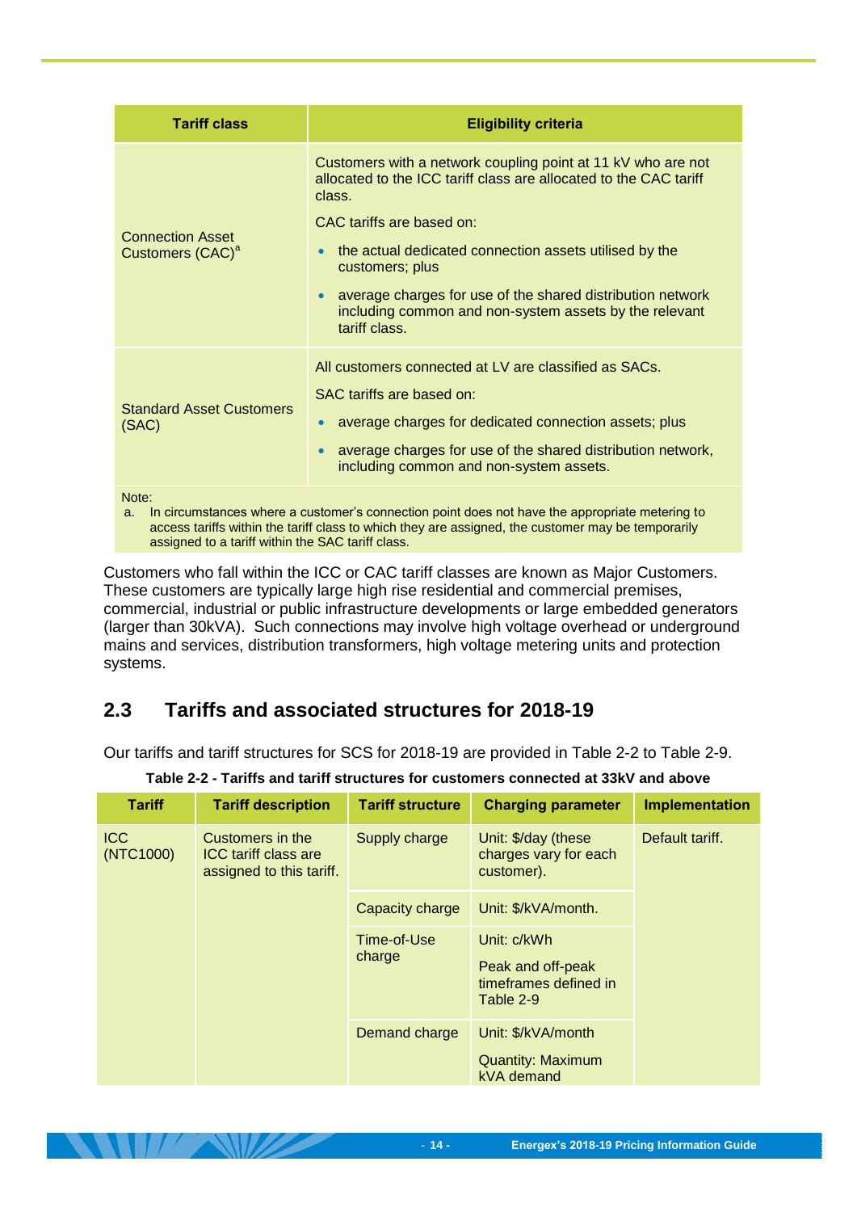| Tariff class | Eligibility criteria |
| --- | --- |
| Connection Asset Customers (CAC)[a] | Customers with a network coupling point at 11 kV who are not allocated to the ICC tariff class are allocated to the CAC tariff class.<br><br>CAC tariffs are based on:<br><br>• the actual dedicated connection assets utilised by the customers; plus<br><br>• average charges for use of the shared distribution network including common and non-system assets by the relevant tariff class. |
| Standard Asset Customers (SAC) | All customers connected at LV are classified as SACs.<br><br>SAC tariffs are based on:<br><br>• average charges for dedicated connection assets; plus<br><br>• average charges for use of the shared distribution network, including common and non-system assets. |

Note:

a. In circumstances where a customer's connection point does not have the appropriate metering to access tariffs within the tariff class to which they are assigned, the customer may be temporarily assigned to a tariff within the SAC tariff class.

Customers who fall within the ICC or CAC tariff classes are known as Major Customers. These customers are typically large high rise residential and commercial premises, commercial, industrial or public infrastructure developments or large embedded generators (larger than 30kVA). Such connections may involve high voltage overhead or underground mains and services, distribution transformers, high voltage metering units and protection systems.

## 2.3 Tariffs and associated structures for 2018-19

Our tariffs and tariff structures for SCS for 2018-19 are provided in Table 2-2 to Table 2-9.

**Table 2-2 - Tariffs and tariff structures for customers connected at 33kV and above**

| Tariff | Tariff description | Tariff structure | Charging parameter | Implementation |
| --- | --- | --- | --- | --- |
| ICC (NTC1000) | Customers in the ICC tariff class are assigned to this tariff. | Supply charge | Unit: $/day (these charges vary for each customer). | Default tariff. |
| | | Capacity charge | Unit: $/kVA/month. | |
| | | Time-of-Use charge | Unit: c/kWh<br><br>Peak and off-peak timeframes defined in Table 2-9 | |
| | | Demand charge | Unit: $/kVA/month<br><br>Quantity: Maximum kVA demand | |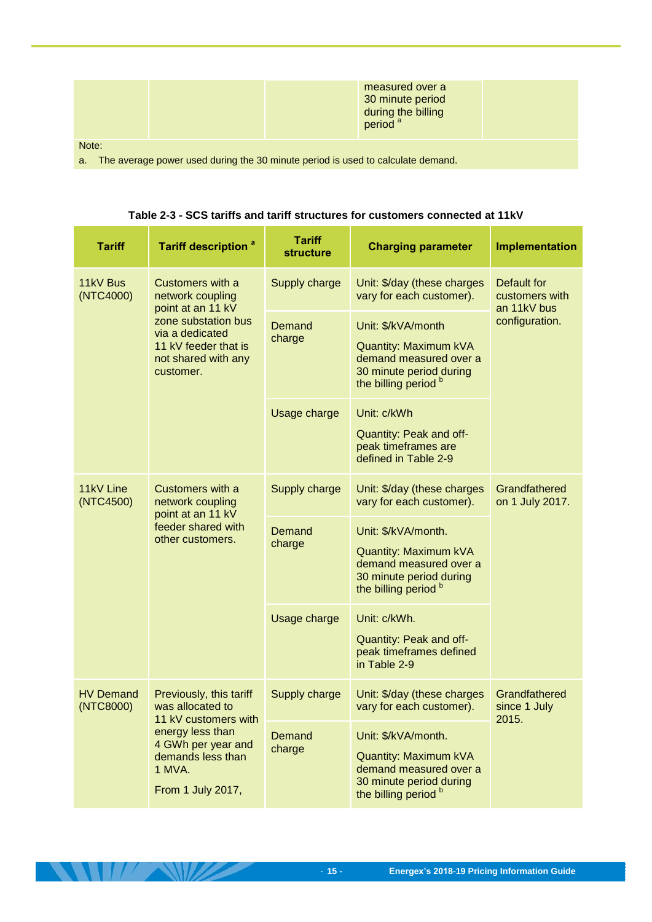| | | | measured over a 30 minute period during the billing period [a] | |
|---|---|---|---|---|

Note:

a. The average power used during the 30 minute period is used to calculate demand.

**Table 2-3 - SCS tariffs and tariff structures for customers connected at 11kV**

| Tariff | Tariff description [a] | Tariff structure | Charging parameter | Implementation |
|---|---|---|---|---|
| 11kV Bus (NTC4000) | Customers with a network coupling point at an 11 kV zone substation bus via a dedicated 11 kV feeder that is not shared with any customer. | Supply charge | Unit: $/day (these charges vary for each customer). | Default for customers with an 11kV bus configuration. |
| | | Demand charge | Unit: $/kVA/month<br><br>Quantity: Maximum kVA demand measured over a 30 minute period during the billing period [b] | |
| | | Usage charge | Unit: c/kWh<br><br>Quantity: Peak and off-peak timeframes are defined in Table 2-9 | |
| 11kV Line (NTC4500) | Customers with a network coupling point at an 11 kV feeder shared with other customers. | Supply charge | Unit: $/day (these charges vary for each customer). | Grandfathered on 1 July 2017. |
| | | Demand charge | Unit: $/kVA/month.<br><br>Quantity: Maximum kVA demand measured over a 30 minute period during the billing period [b] | |
| | | Usage charge | Unit: c/kWh.<br><br>Quantity: Peak and off-peak timeframes defined in Table 2-9 | |
| HV Demand (NTC8000) | Previously, this tariff was allocated to 11 kV customers with energy less than 4 GWh per year and demands less than 1 MVA.<br><br>From 1 July 2017, | Supply charge | Unit: $/day (these charges vary for each customer). | Grandfathered since 1 July 2015. |
| | | Demand charge | Unit: $/kVA/month.<br><br>Quantity: Maximum kVA demand measured over a 30 minute period during the billing period [b] | |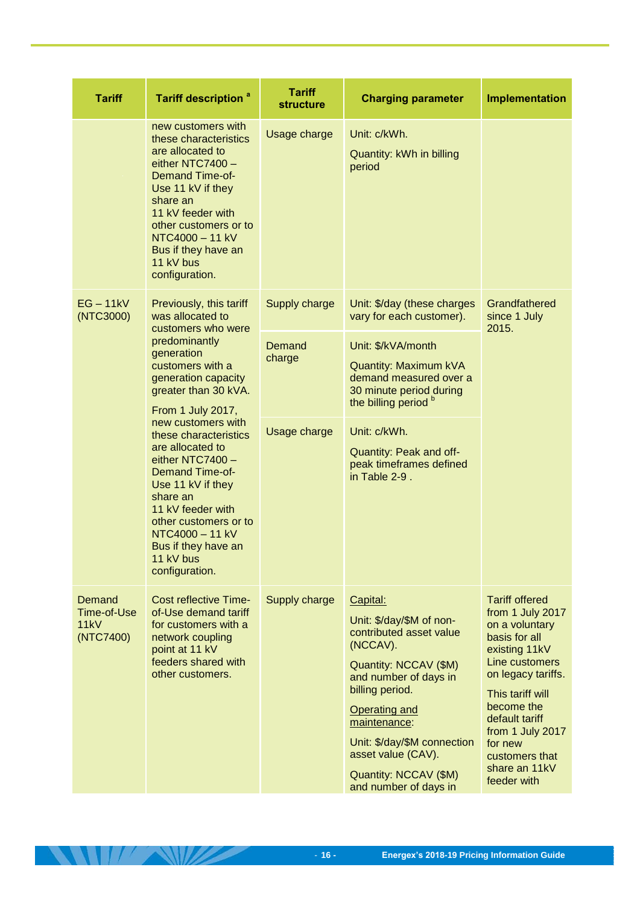| Tariff | Tariff description [a] | Tariff structure | Charging parameter | Implementation |
|---|---|---|---|---|
| | new customers with these characteristics are allocated to either NTC7400 – Demand Time-of-Use 11 kV if they share an 11 kV feeder with other customers or to NTC4000 – 11 kV Bus if they have an 11 kV bus configuration. | Usage charge | Unit: c/kWh.<br><br>Quantity: kWh in billing period | |
| EG – 11kV (NTC3000) | Previously, this tariff was allocated to customers who were predominantly generation customers with a generation capacity greater than 30 kVA.<br><br>From 1 July 2017, new customers with these characteristics are allocated to either NTC7400 – Demand Time-of-Use 11 kV if they share an 11 kV feeder with other customers or to NTC4000 – 11 kV Bus if they have an 11 kV bus configuration. | Supply charge | Unit: $/day (these charges vary for each customer). | Grandfathered since 1 July 2015. |
| | | Demand charge | Unit: $/kVA/month<br><br>Quantity: Maximum kVA demand measured over a 30 minute period during the billing period [b] | |
| | | Usage charge | Unit: c/kWh.<br><br>Quantity: Peak and off-peak timeframes defined in Table 2-9 . | |
| Demand Time-of-Use 11kV (NTC7400) | Cost reflective Time-of-Use demand tariff for customers with a network coupling point at 11 kV feeders shared with other customers. | Supply charge | Capital:<br><br>Unit: $/day/$M of non-contributed asset value (NCCAV).<br><br>Quantity: NCCAV ($M) and number of days in billing period.<br><br>Operating and maintenance:<br><br>Unit: $/day/$M connection asset value (CAV).<br><br>Quantity: NCCAV ($M) and number of days in | Tariff offered from 1 July 2017 on a voluntary basis for all existing 11kV Line customers on legacy tariffs.<br><br>This tariff will become the default tariff from 1 July 2017 for new customers that share an 11kV feeder with |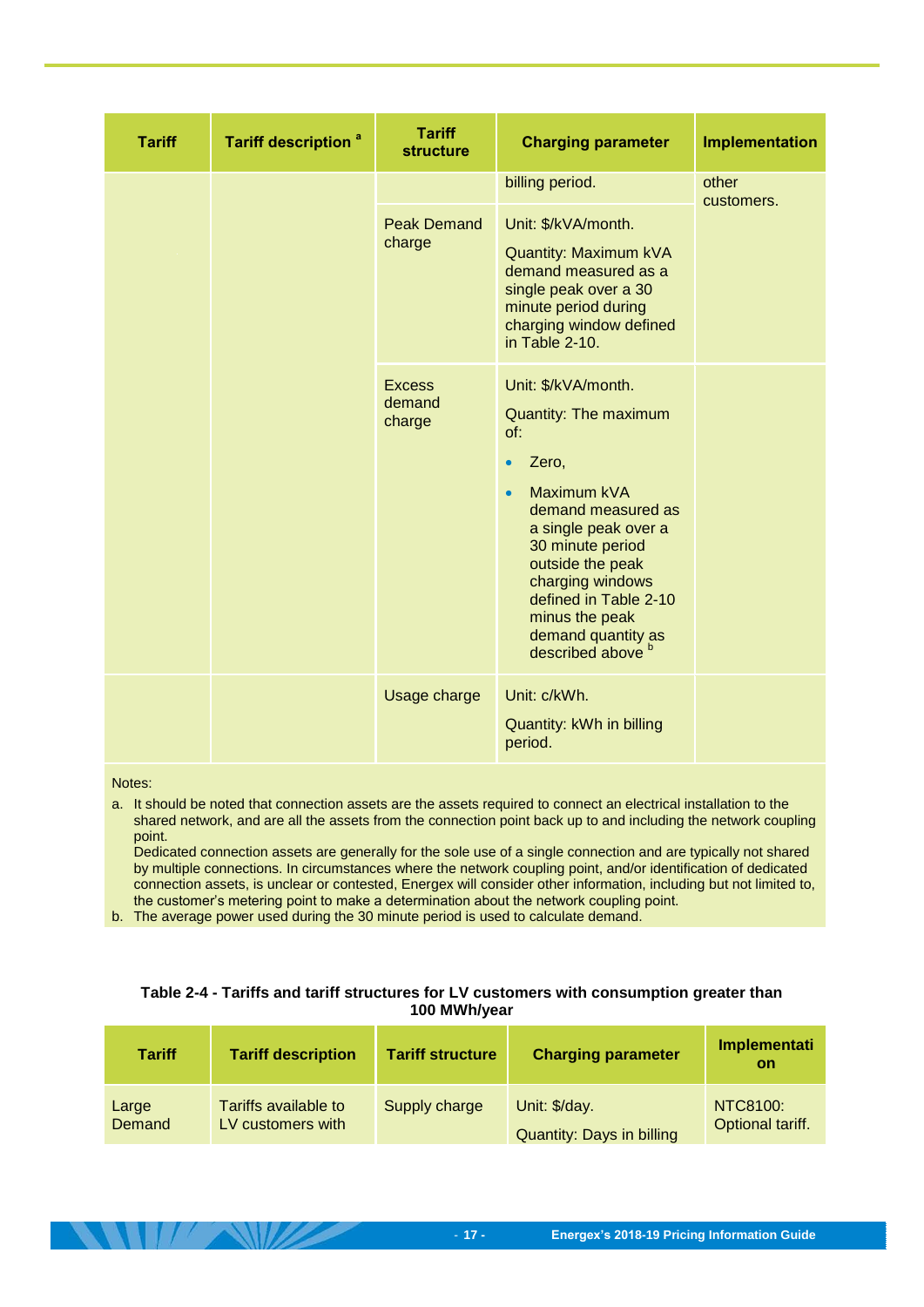| Tariff | Tariff description [a] | Tariff structure | Charging parameter | Implementation |
|---|---|---|---|---|
| | | | billing period. | other customers. |
| | | Peak Demand charge | Unit: $/kVA/month.<br>Quantity: Maximum kVA demand measured as a single peak over a 30 minute period during charging window defined in Table 2-10. | |
| | | Excess demand charge | Unit: $/kVA/month.<br>Quantity: The maximum of:<br>• Zero,<br>• Maximum kVA demand measured as a single peak over a 30 minute period outside the peak charging windows defined in Table 2-10 minus the peak demand quantity as described above [b] | |
| | | Usage charge | Unit: c/kWh.<br>Quantity: kWh in billing period. | |

Notes:

a. It should be noted that connection assets are the assets required to connect an electrical installation to the shared network, and are all the assets from the connection point back up to and including the network coupling point.
Dedicated connection assets are generally for the sole use of a single connection and are typically not shared by multiple connections. In circumstances where the network coupling point, and/or identification of dedicated connection assets, is unclear or contested, Energex will consider other information, including but not limited to, the customer's metering point to make a determination about the network coupling point.

b. The average power used during the 30 minute period is used to calculate demand.

**Table 2-4 - Tariffs and tariff structures for LV customers with consumption greater than 100 MWh/year**

| Tariff | Tariff description | Tariff structure | Charging parameter | Implementation |
|---|---|---|---|---|
| Large Demand | Tariffs available to LV customers with | Supply charge | Unit: $/day.<br>Quantity: Days in billing | NTC8100: Optional tariff. |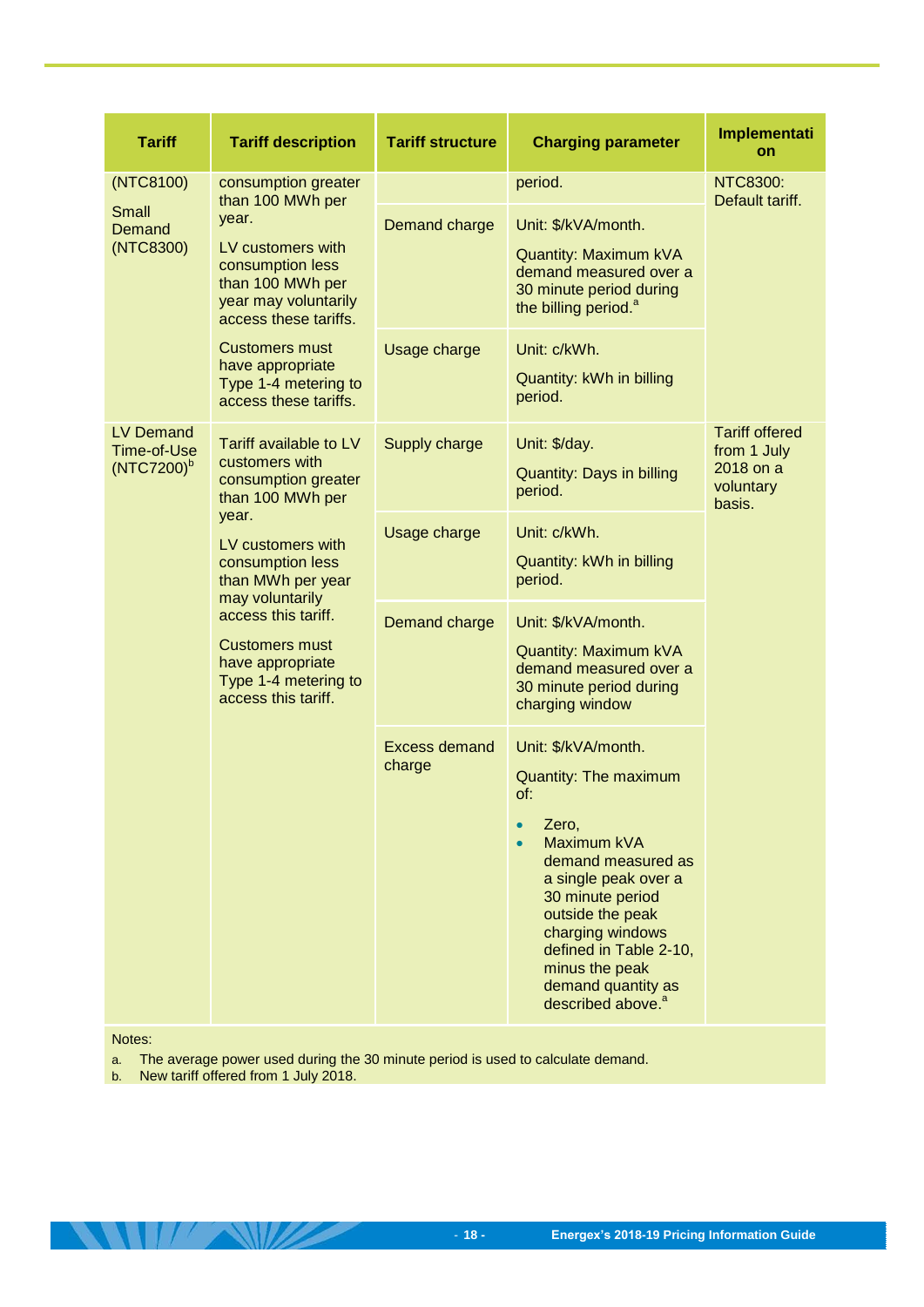| Tariff | Tariff description | Tariff structure | Charging parameter | Implementation |
|---|---|---|---|---|
| (NTC8100)<br><br>Small Demand (NTC8300) | consumption greater than 100 MWh per year.<br><br>LV customers with consumption less than 100 MWh per year may voluntarily access these tariffs.<br><br>Customers must have appropriate Type 1-4 metering to access these tariffs. | | period. | NTC8300: Default tariff. |
| | | Demand charge | Unit: $/kVA/month.<br><br>Quantity: Maximum kVA demand measured over a 30 minute period during the billing period.[a] | |
| | | Usage charge | Unit: c/kWh.<br><br>Quantity: kWh in billing period. | |
| LV Demand Time-of-Use (NTC7200)[b] | Tariff available to LV customers with consumption greater than 100 MWh per year.<br><br>LV customers with consumption less than MWh per year may voluntarily access this tariff.<br><br>Customers must have appropriate Type 1-4 metering to access this tariff. | Supply charge | Unit: $/day.<br><br>Quantity: Days in billing period. | Tariff offered from 1 July 2018 on a voluntary basis. |
| | | Usage charge | Unit: c/kWh.<br><br>Quantity: kWh in billing period. | |
| | | Demand charge | Unit: $/kVA/month.<br><br>Quantity: Maximum kVA demand measured over a 30 minute period during charging window | |
| | | Excess demand charge | Unit: $/kVA/month.<br><br>Quantity: The maximum of:<br><br>• Zero,<br>• Maximum kVA demand measured as a single peak over a 30 minute period outside the peak charging windows defined in Table 2-10, minus the peak demand quantity as described above.[a] | |

Notes:

a. The average power used during the 30 minute period is used to calculate demand.

b. New tariff offered from 1 July 2018.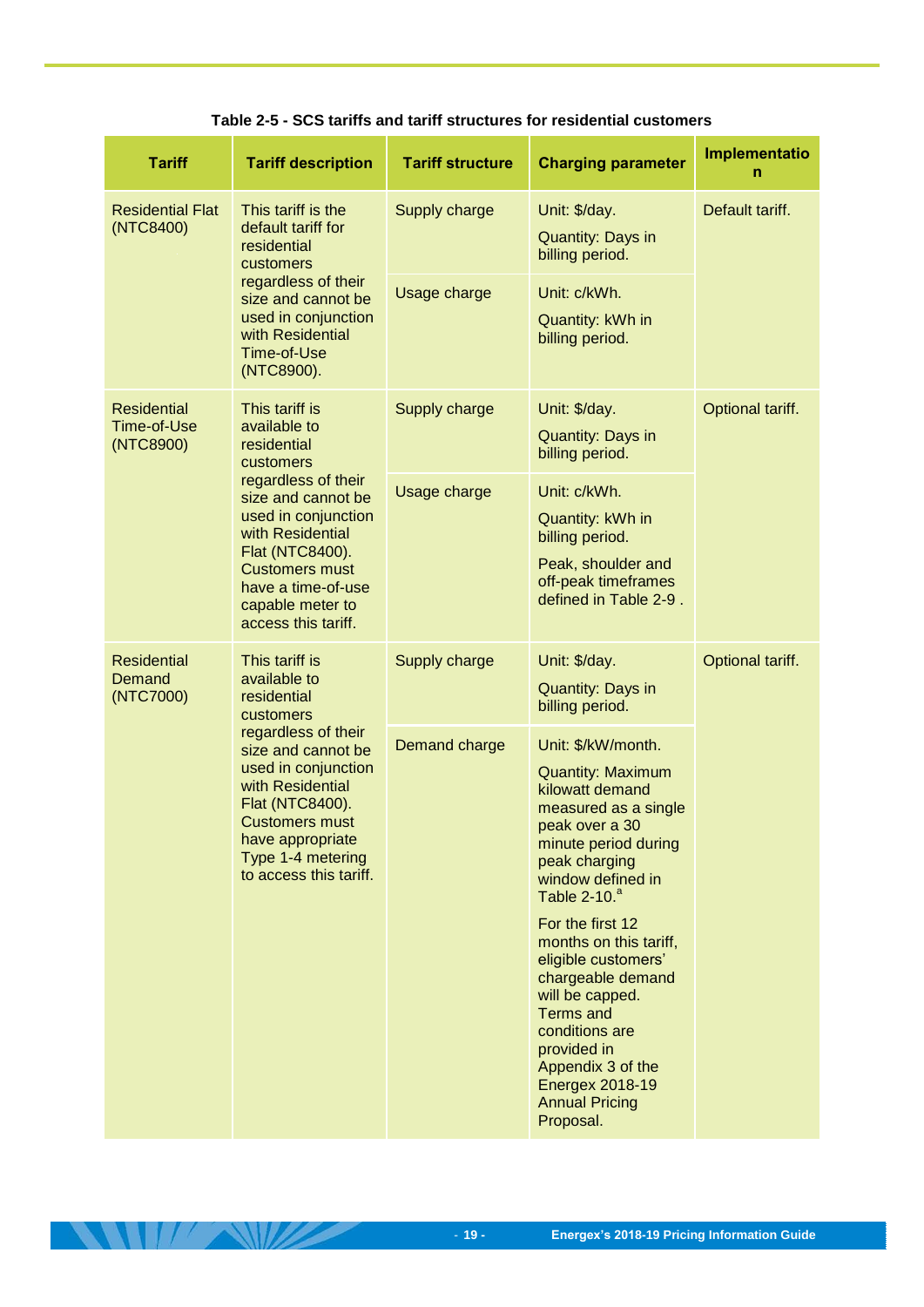**Table 2-5 - SCS tariffs and tariff structures for residential customers**

| Tariff | Tariff description | Tariff structure | Charging parameter | Implementation |
|---|---|---|---|---|
| Residential Flat (NTC8400) | This tariff is the default tariff for residential customers regardless of their size and cannot be used in conjunction with Residential Time-of-Use (NTC8900). | Supply charge | Unit: $/day.<br>Quantity: Days in billing period. | Default tariff. |
| | | Usage charge | Unit: c/kWh.<br>Quantity: kWh in billing period. | |
| Residential Time-of-Use (NTC8900) | This tariff is available to residential customers regardless of their size and cannot be used in conjunction with Residential Flat (NTC8400). Customers must have a time-of-use capable meter to access this tariff. | Supply charge | Unit: $/day.<br>Quantity: Days in billing period. | Optional tariff. |
| | | Usage charge | Unit: c/kWh.<br>Quantity: kWh in billing period.<br>Peak, shoulder and off-peak timeframes defined in Table 2-9 . | |
| Residential Demand (NTC7000) | This tariff is available to residential customers regardless of their size and cannot be used in conjunction with Residential Flat (NTC8400). Customers must have appropriate Type 1-4 metering to access this tariff. | Supply charge | Unit: $/day.<br>Quantity: Days in billing period. | Optional tariff. |
| | | Demand charge | Unit: $/kW/month.<br>Quantity: Maximum kilowatt demand measured as a single peak over a 30 minute period during peak charging window defined in Table 2-10.[a]<br>For the first 12 months on this tariff, eligible customers' chargeable demand will be capped. Terms and conditions are provided in Appendix 3 of the Energex 2018-19 Annual Pricing Proposal. | |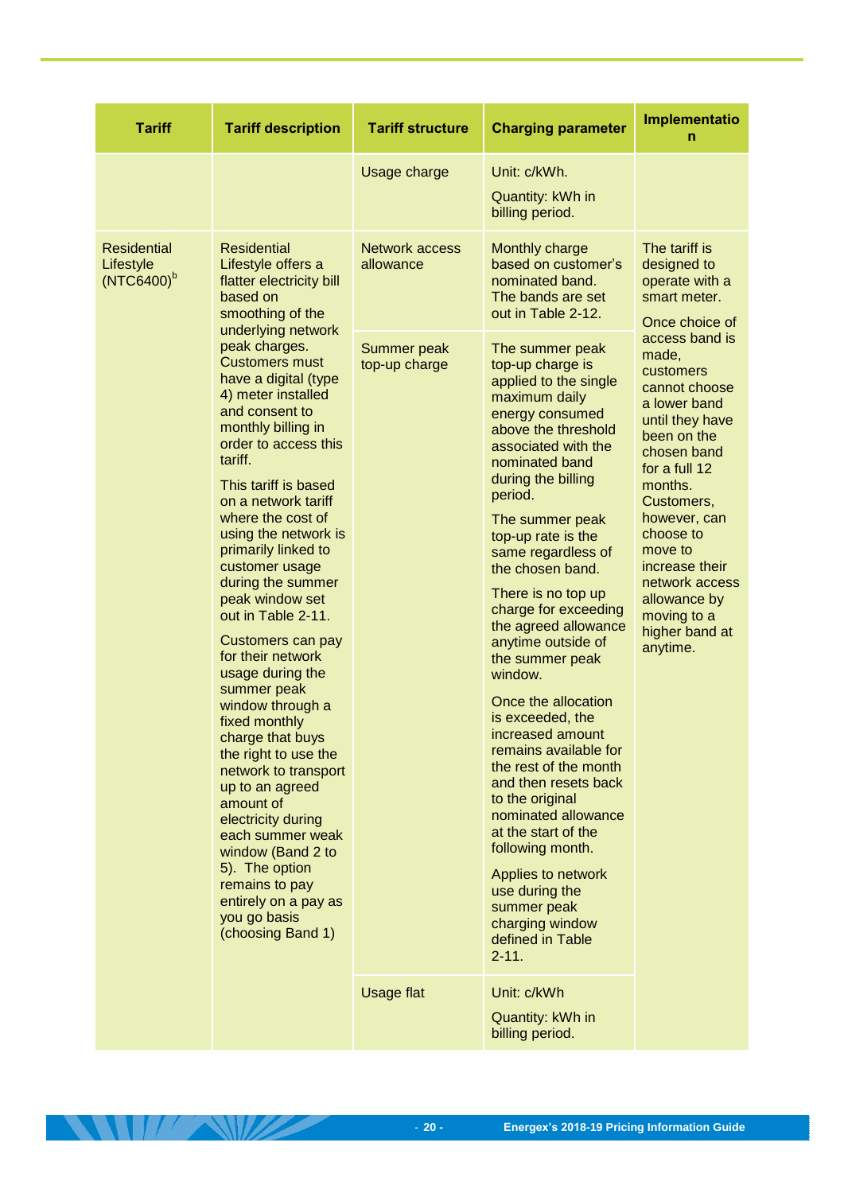| Tariff | Tariff description | Tariff structure | Charging parameter | Implementation |
|---|---|---|---|---|
| | | Usage charge | Unit: c/kWh.<br><br>Quantity: kWh in billing period. | |
| Residential Lifestyle (NTC6400)[b] | Residential Lifestyle offers a flatter electricity bill based on smoothing of the underlying network peak charges. Customers must have a digital (type 4) meter installed and consent to monthly billing in order to access this tariff.<br><br>This tariff is based on a network tariff where the cost of using the network is primarily linked to customer usage during the summer peak window set out in Table 2-11.<br><br>Customers can pay for their network usage during the summer peak window through a fixed monthly charge that buys the right to use the network to transport up to an agreed amount of electricity during each summer weak window (Band 2 to 5). The option remains to pay entirely on a pay as you go basis (choosing Band 1) | Network access allowance | Monthly charge based on customer's nominated band. The bands are set out in Table 2-12. | The tariff is designed to operate with a smart meter.<br><br>Once choice of access band is made, customers cannot choose a lower band until they have been on the chosen band for a full 12 months. Customers, however, can choose to move to increase their network access allowance by moving to a higher band at anytime. |
| | | Summer peak top-up charge | The summer peak top-up charge is applied to the single maximum daily energy consumed above the threshold associated with the nominated band during the billing period.<br><br>The summer peak top-up rate is the same regardless of the chosen band.<br><br>There is no top up charge for exceeding the agreed allowance anytime outside of the summer peak window.<br><br>Once the allocation is exceeded, the increased amount remains available for the rest of the month and then resets back to the original nominated allowance at the start of the following month.<br><br>Applies to network use during the summer peak charging window defined in Table 2-11. | |
| | | Usage flat | Unit: c/kWh<br><br>Quantity: kWh in billing period. | |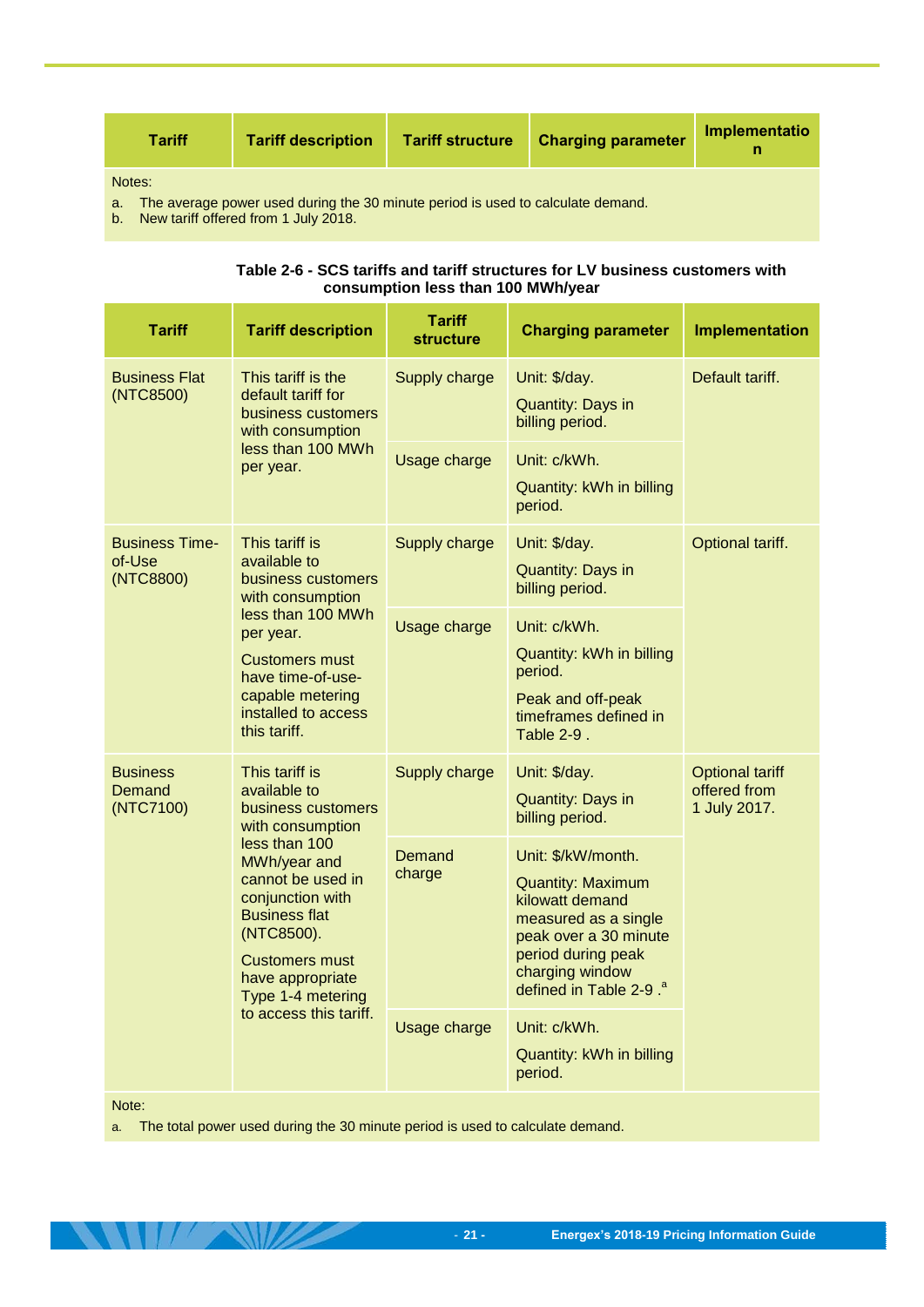| Tariff | Tariff description | Tariff structure | Charging parameter | Implementation |
|---|---|---|---|---|

Notes:

a. The average power used during the 30 minute period is used to calculate demand.
b. New tariff offered from 1 July 2018.

**Table 2-6 - SCS tariffs and tariff structures for LV business customers with consumption less than 100 MWh/year**

| Tariff | Tariff description | Tariff structure | Charging parameter | Implementation |
|---|---|---|---|---|
| Business Flat (NTC8500) | This tariff is the default tariff for business customers with consumption less than 100 MWh per year. | Supply charge | Unit: $/day.<br>Quantity: Days in billing period. | Default tariff. |
| | | Usage charge | Unit: c/kWh.<br>Quantity: kWh in billing period. | |
| Business Time-of-Use (NTC8800) | This tariff is available to business customers with consumption less than 100 MWh per year.<br>Customers must have time-of-use-capable metering installed to access this tariff. | Supply charge | Unit: $/day.<br>Quantity: Days in billing period. | Optional tariff. |
| | | Usage charge | Unit: c/kWh.<br>Quantity: kWh in billing period.<br>Peak and off-peak timeframes defined in Table 2-9 . | |
| Business Demand (NTC7100) | This tariff is available to business customers with consumption less than 100 MWh/year and cannot be used in conjunction with Business flat (NTC8500).<br>Customers must have appropriate Type 1-4 metering to access this tariff. | Supply charge | Unit: $/day.<br>Quantity: Days in billing period. | Optional tariff offered from 1 July 2017. |
| | | Demand charge | Unit: $/kW/month.<br>Quantity: Maximum kilowatt demand measured as a single peak over a 30 minute period during peak charging window defined in Table 2-9 .[a] | |
| | | Usage charge | Unit: c/kWh.<br>Quantity: kWh in billing period. | |

Note:

a. The total power used during the 30 minute period is used to calculate demand.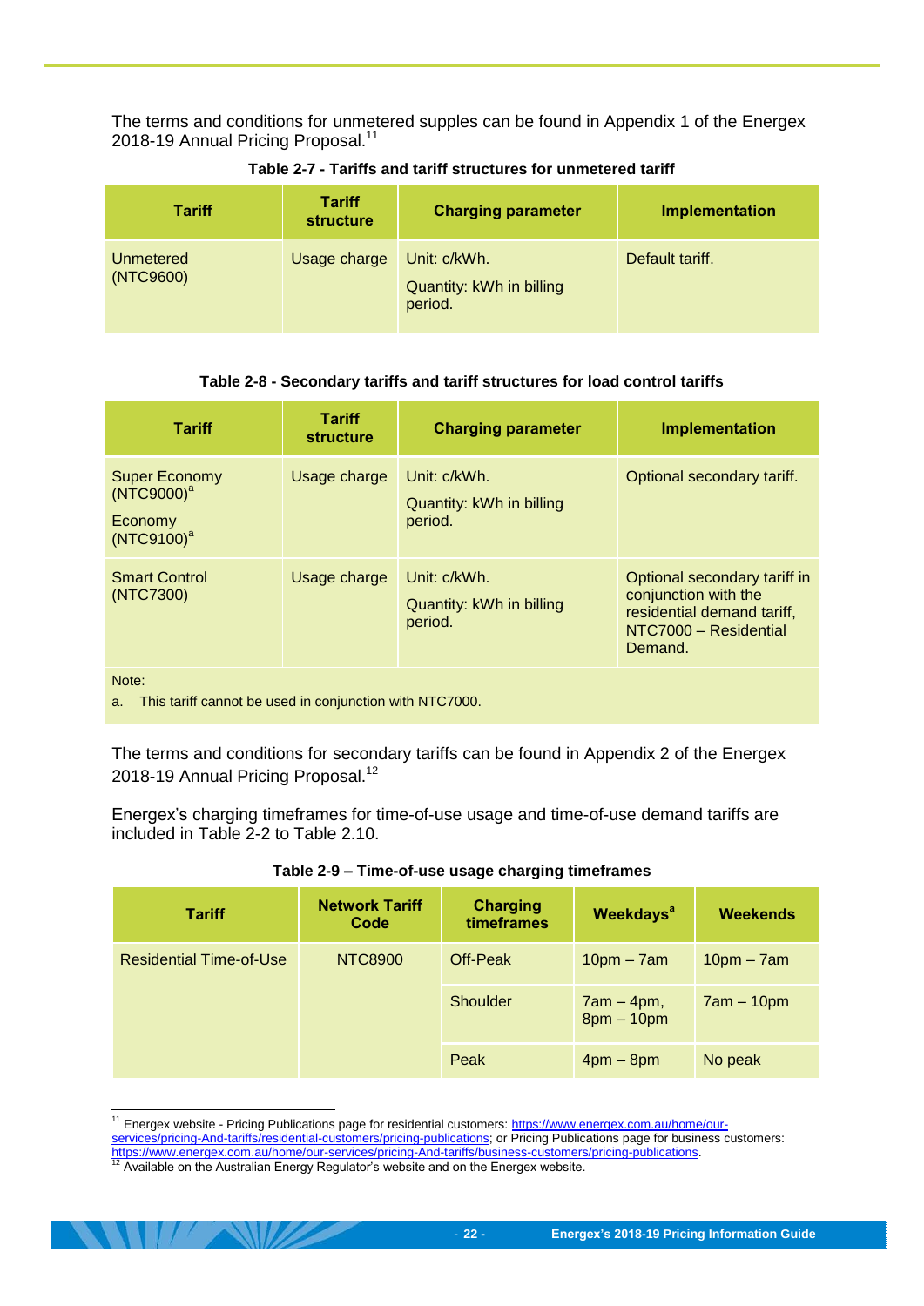The terms and conditions for unmetered supples can be found in Appendix 1 of the Energex 2018-19 Annual Pricing Proposal.[11]

**Table 2-7 - Tariffs and tariff structures for unmetered tariff**

| Tariff | Tariff structure | Charging parameter | Implementation |
|---|---|---|---|
| Unmetered (NTC9600) | Usage charge | Unit: c/kWh.<br>Quantity: kWh in billing period. | Default tariff. |

**Table 2-8 - Secondary tariffs and tariff structures for load control tariffs**

| Tariff | Tariff structure | Charging parameter | Implementation |
|---|---|---|---|
| Super Economy (NTC9000)[a]<br>Economy (NTC9100)[a] | Usage charge | Unit: c/kWh.<br>Quantity: kWh in billing period. | Optional secondary tariff. |
| Smart Control (NTC7300) | Usage charge | Unit: c/kWh.<br>Quantity: kWh in billing period. | Optional secondary tariff in conjunction with the residential demand tariff, NTC7000 – Residential Demand. |

Note:

a. This tariff cannot be used in conjunction with NTC7000.

The terms and conditions for secondary tariffs can be found in Appendix 2 of the Energex 2018-19 Annual Pricing Proposal.[12]

Energex's charging timeframes for time-of-use usage and time-of-use demand tariffs are included in Table 2-2 to Table 2.10.

**Table 2-9 – Time-of-use usage charging timeframes**

| Tariff | Network Tariff Code | Charging timeframes | Weekdays[a] | Weekends |
|---|---|---|---|---|
| Residential Time-of-Use | NTC8900 | Off-Peak | 10pm – 7am | 10pm – 7am |
| | | Shoulder | 7am – 4pm, 8pm – 10pm | 7am – 10pm |
| | | Peak | 4pm – 8pm | No peak |

[11] Energex website - Pricing Publications page for residential customers: https://www.energex.com.au/home/our-services/pricing-And-tariffs/residential-customers/pricing-publications; or Pricing Publications page for business customers: https://www.energex.com.au/home/our-services/pricing-And-tariffs/business-customers/pricing-publications.

[12] Available on the Australian Energy Regulator's website and on the Energex website.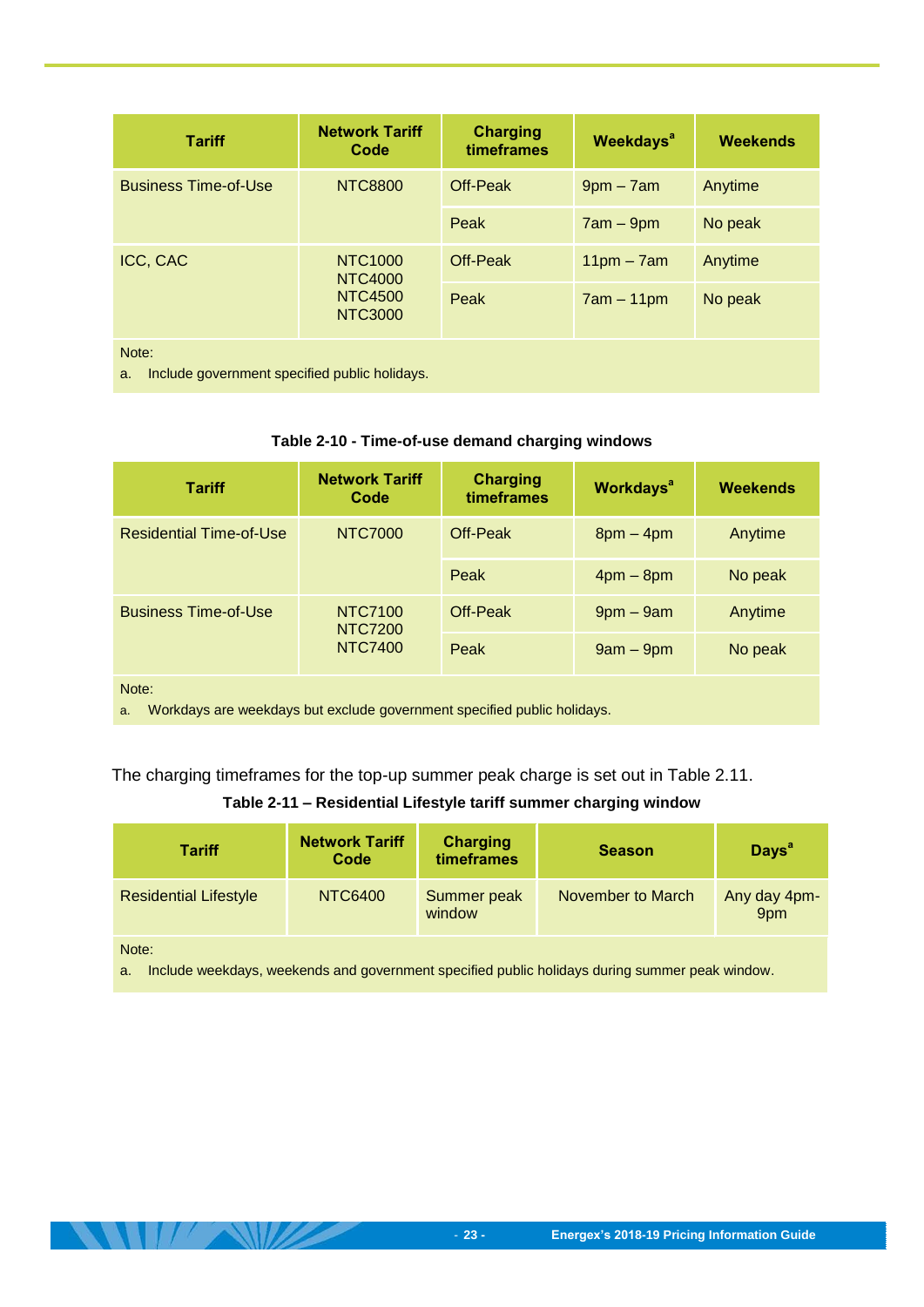| Tariff | Network Tariff Code | Charging timeframes | Weekdays[a] | Weekends |
|---|---|---|---|---|
| Business Time-of-Use | NTC8800 | Off-Peak | 9pm – 7am | Anytime |
| | | Peak | 7am – 9pm | No peak |
| ICC, CAC | NTC1000 NTC4000 NTC4500 NTC3000 | Off-Peak | 11pm – 7am | Anytime |
| | | Peak | 7am – 11pm | No peak |

Note:

a. Include government specified public holidays.

**Table 2-10 - Time-of-use demand charging windows**

| Tariff | Network Tariff Code | Charging timeframes | Workdays[a] | Weekends |
|---|---|---|---|---|
| Residential Time-of-Use | NTC7000 | Off-Peak | 8pm – 4pm | Anytime |
| | | Peak | 4pm – 8pm | No peak |
| Business Time-of-Use | NTC7100 NTC7200 NTC7400 | Off-Peak | 9pm – 9am | Anytime |
| | | Peak | 9am – 9pm | No peak |

Note:

a. Workdays are weekdays but exclude government specified public holidays.

The charging timeframes for the top-up summer peak charge is set out in Table 2.11.

**Table 2-11 – Residential Lifestyle tariff summer charging window**

| Tariff | Network Tariff Code | Charging timeframes | Season | Days[a] |
|---|---|---|---|---|
| Residential Lifestyle | NTC6400 | Summer peak window | November to March | Any day 4pm-9pm |

Note:

a. Include weekdays, weekends and government specified public holidays during summer peak window.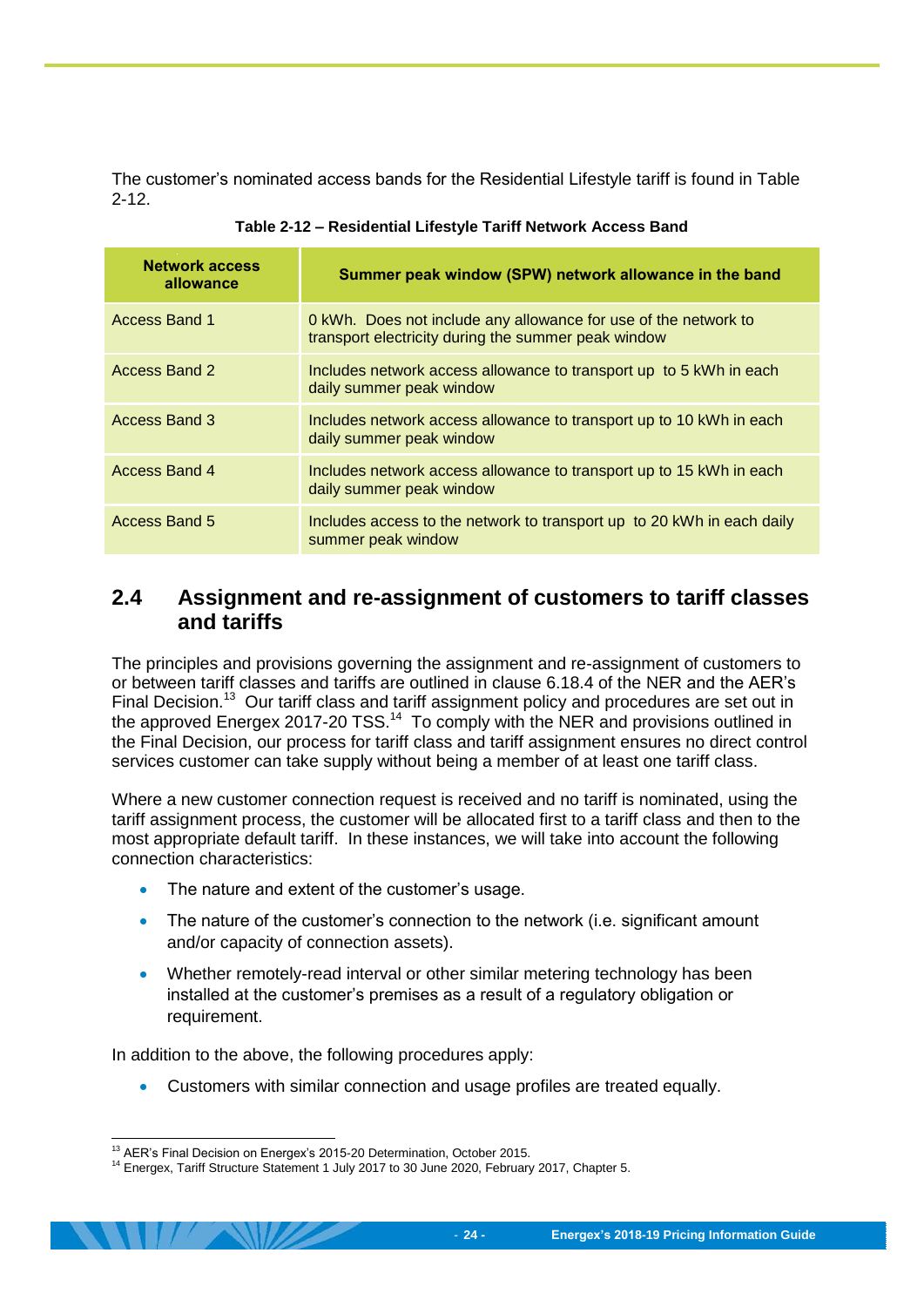The customer's nominated access bands for the Residential Lifestyle tariff is found in Table 2-12.

**Table 2-12 – Residential Lifestyle Tariff Network Access Band**

| Network access allowance | Summer peak window (SPW) network allowance in the band |
|---|---|
| Access Band 1 | 0 kWh. Does not include any allowance for use of the network to transport electricity during the summer peak window |
| Access Band 2 | Includes network access allowance to transport up to 5 kWh in each daily summer peak window |
| Access Band 3 | Includes network access allowance to transport up to 10 kWh in each daily summer peak window |
| Access Band 4 | Includes network access allowance to transport up to 15 kWh in each daily summer peak window |
| Access Band 5 | Includes access to the network to transport up to 20 kWh in each daily summer peak window |

## 2.4 Assignment and re-assignment of customers to tariff classes and tariffs

The principles and provisions governing the assignment and re-assignment of customers to or between tariff classes and tariffs are outlined in clause 6.18.4 of the NER and the AER's Final Decision.[13] Our tariff class and tariff assignment policy and procedures are set out in the approved Energex 2017-20 TSS.[14] To comply with the NER and provisions outlined in the Final Decision, our process for tariff class and tariff assignment ensures no direct control services customer can take supply without being a member of at least one tariff class.

Where a new customer connection request is received and no tariff is nominated, using the tariff assignment process, the customer will be allocated first to a tariff class and then to the most appropriate default tariff. In these instances, we will take into account the following connection characteristics:

- The nature and extent of the customer's usage.
- The nature of the customer's connection to the network (i.e. significant amount and/or capacity of connection assets).
- Whether remotely-read interval or other similar metering technology has been installed at the customer's premises as a result of a regulatory obligation or requirement.

In addition to the above, the following procedures apply:

- Customers with similar connection and usage profiles are treated equally.

[13] AER's Final Decision on Energex's 2015-20 Determination, October 2015.

[14] Energex, Tariff Structure Statement 1 July 2017 to 30 June 2020, February 2017, Chapter 5.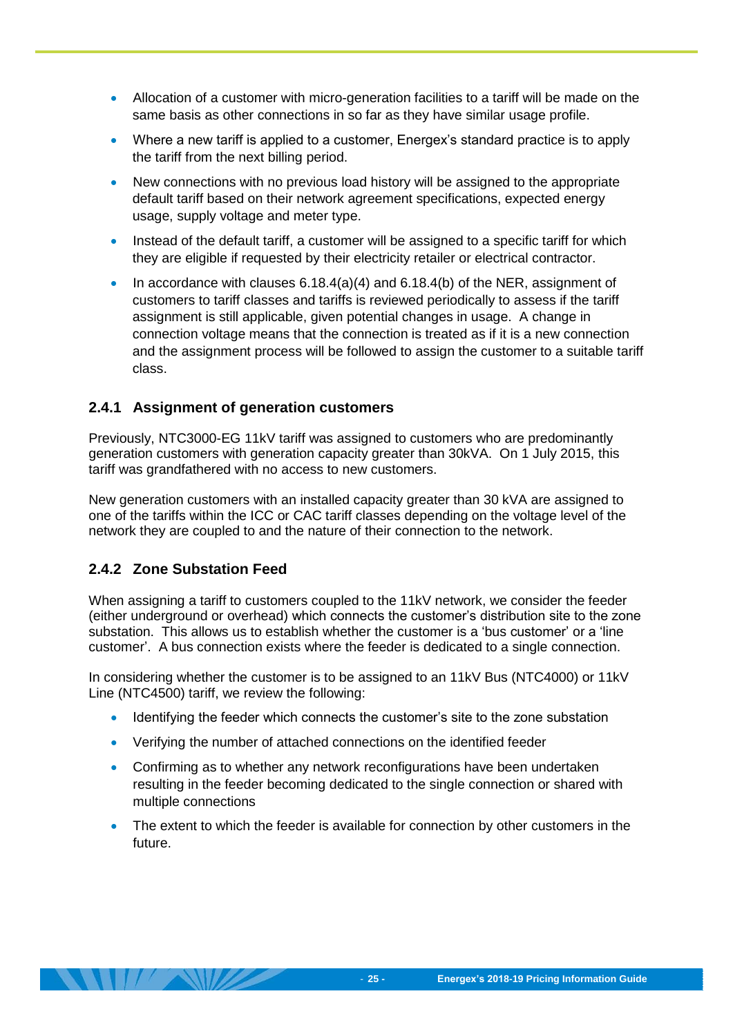- Allocation of a customer with micro-generation facilities to a tariff will be made on the same basis as other connections in so far as they have similar usage profile.
- Where a new tariff is applied to a customer, Energex's standard practice is to apply the tariff from the next billing period.
- New connections with no previous load history will be assigned to the appropriate default tariff based on their network agreement specifications, expected energy usage, supply voltage and meter type.
- Instead of the default tariff, a customer will be assigned to a specific tariff for which they are eligible if requested by their electricity retailer or electrical contractor.
- In accordance with clauses 6.18.4(a)(4) and 6.18.4(b) of the NER, assignment of customers to tariff classes and tariffs is reviewed periodically to assess if the tariff assignment is still applicable, given potential changes in usage. A change in connection voltage means that the connection is treated as if it is a new connection and the assignment process will be followed to assign the customer to a suitable tariff class.

### 2.4.1 Assignment of generation customers

Previously, NTC3000-EG 11kV tariff was assigned to customers who are predominantly generation customers with generation capacity greater than 30kVA. On 1 July 2015, this tariff was grandfathered with no access to new customers.

New generation customers with an installed capacity greater than 30 kVA are assigned to one of the tariffs within the ICC or CAC tariff classes depending on the voltage level of the network they are coupled to and the nature of their connection to the network.

### 2.4.2 Zone Substation Feed

When assigning a tariff to customers coupled to the 11kV network, we consider the feeder (either underground or overhead) which connects the customer's distribution site to the zone substation. This allows us to establish whether the customer is a 'bus customer' or a 'line customer'. A bus connection exists where the feeder is dedicated to a single connection.

In considering whether the customer is to be assigned to an 11kV Bus (NTC4000) or 11kV Line (NTC4500) tariff, we review the following:

- Identifying the feeder which connects the customer's site to the zone substation
- Verifying the number of attached connections on the identified feeder
- Confirming as to whether any network reconfigurations have been undertaken resulting in the feeder becoming dedicated to the single connection or shared with multiple connections
- The extent to which the feeder is available for connection by other customers in the future.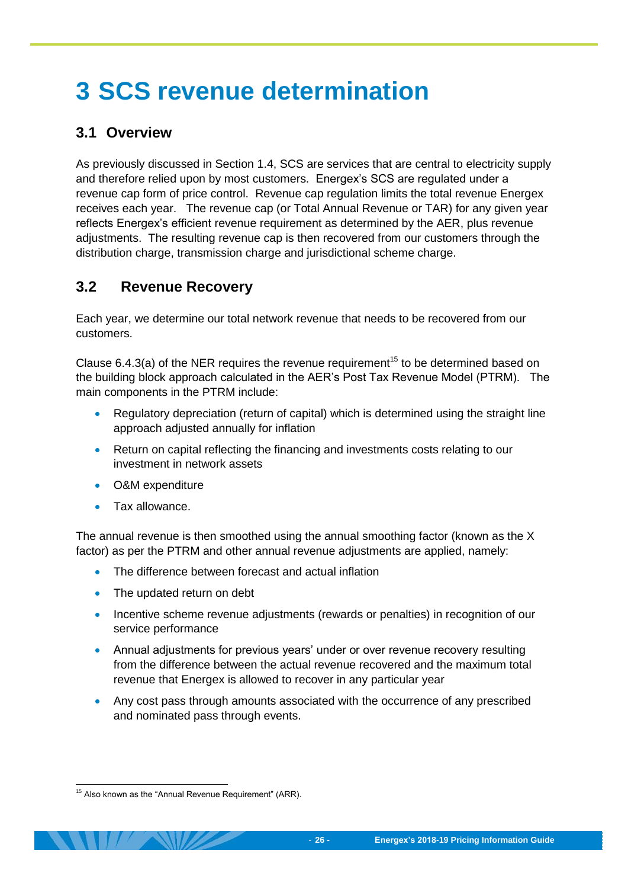# 3 SCS revenue determination

## 3.1 Overview

As previously discussed in Section 1.4, SCS are services that are central to electricity supply and therefore relied upon by most customers. Energex's SCS are regulated under a revenue cap form of price control. Revenue cap regulation limits the total revenue Energex receives each year. The revenue cap (or Total Annual Revenue or TAR) for any given year reflects Energex's efficient revenue requirement as determined by the AER, plus revenue adjustments. The resulting revenue cap is then recovered from our customers through the distribution charge, transmission charge and jurisdictional scheme charge.

## 3.2 Revenue Recovery

Each year, we determine our total network revenue that needs to be recovered from our customers.

Clause 6.4.3(a) of the NER requires the revenue requirement[15] to be determined based on the building block approach calculated in the AER's Post Tax Revenue Model (PTRM). The main components in the PTRM include:

- Regulatory depreciation (return of capital) which is determined using the straight line approach adjusted annually for inflation
- Return on capital reflecting the financing and investments costs relating to our investment in network assets
- O&M expenditure
- Tax allowance.

The annual revenue is then smoothed using the annual smoothing factor (known as the X factor) as per the PTRM and other annual revenue adjustments are applied, namely:

- The difference between forecast and actual inflation
- The updated return on debt
- Incentive scheme revenue adjustments (rewards or penalties) in recognition of our service performance
- Annual adjustments for previous years' under or over revenue recovery resulting from the difference between the actual revenue recovered and the maximum total revenue that Energex is allowed to recover in any particular year
- Any cost pass through amounts associated with the occurrence of any prescribed and nominated pass through events.

[15] Also known as the "Annual Revenue Requirement" (ARR).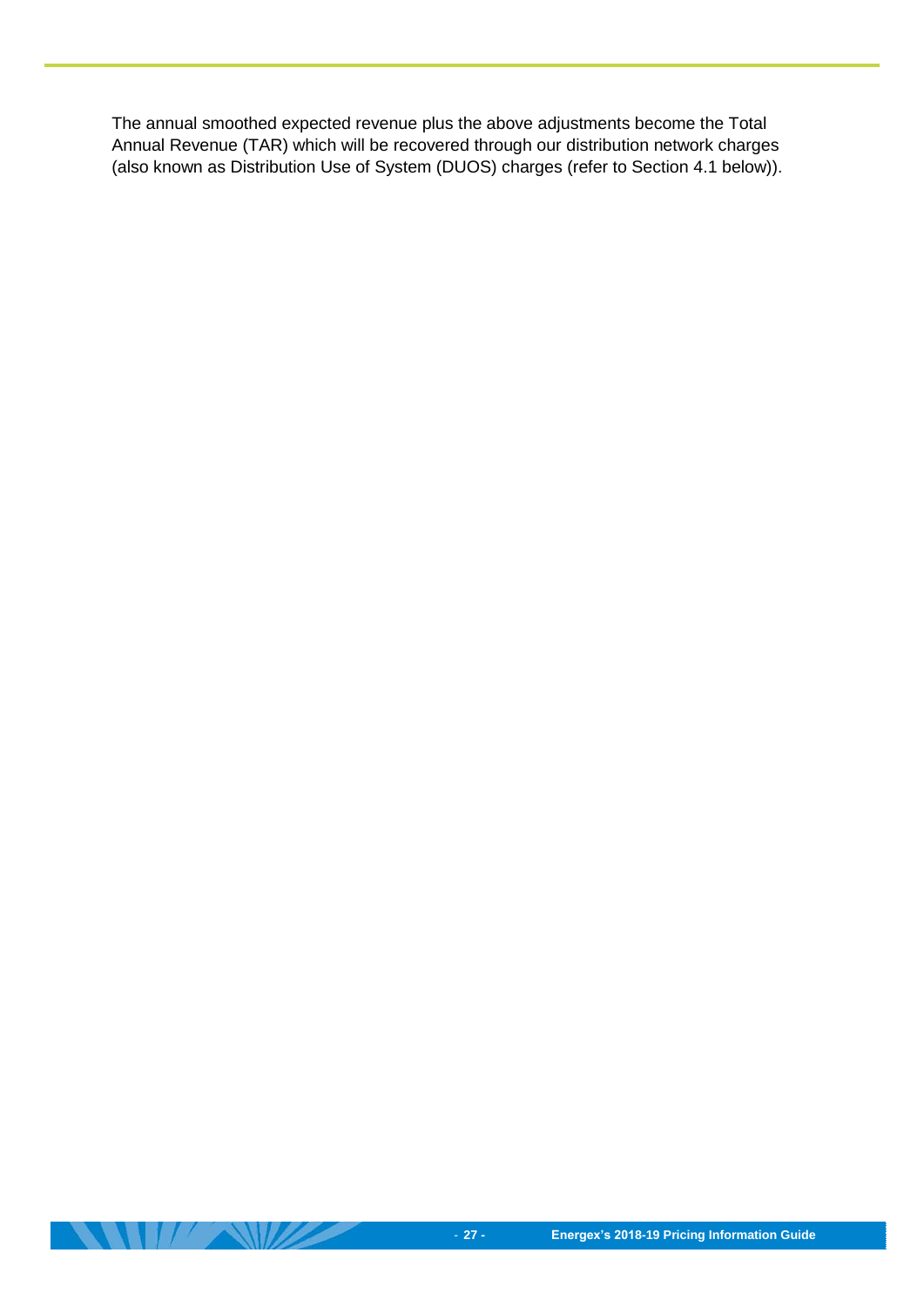The annual smoothed expected revenue plus the above adjustments become the Total Annual Revenue (TAR) which will be recovered through our distribution network charges (also known as Distribution Use of System (DUOS) charges (refer to Section 4.1 below)).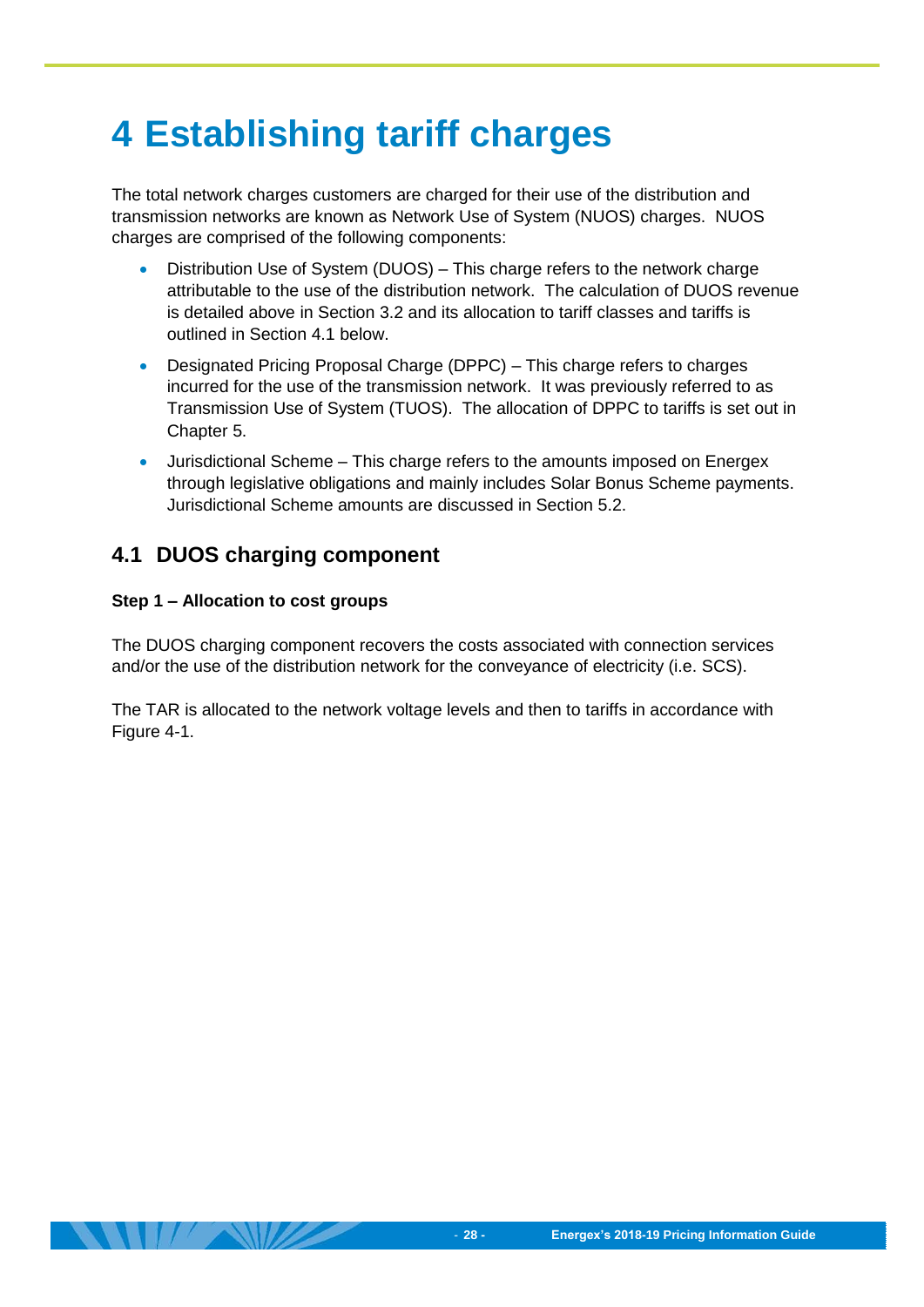# 4 Establishing tariff charges

The total network charges customers are charged for their use of the distribution and transmission networks are known as Network Use of System (NUOS) charges. NUOS charges are comprised of the following components:

- Distribution Use of System (DUOS) – This charge refers to the network charge attributable to the use of the distribution network. The calculation of DUOS revenue is detailed above in Section 3.2 and its allocation to tariff classes and tariffs is outlined in Section 4.1 below.
- Designated Pricing Proposal Charge (DPPC) – This charge refers to charges incurred for the use of the transmission network. It was previously referred to as Transmission Use of System (TUOS). The allocation of DPPC to tariffs is set out in Chapter 5.
- Jurisdictional Scheme – This charge refers to the amounts imposed on Energex through legislative obligations and mainly includes Solar Bonus Scheme payments. Jurisdictional Scheme amounts are discussed in Section 5.2.

## 4.1 DUOS charging component

**Step 1 – Allocation to cost groups**

The DUOS charging component recovers the costs associated with connection services and/or the use of the distribution network for the conveyance of electricity (i.e. SCS).

The TAR is allocated to the network voltage levels and then to tariffs in accordance with Figure 4-1.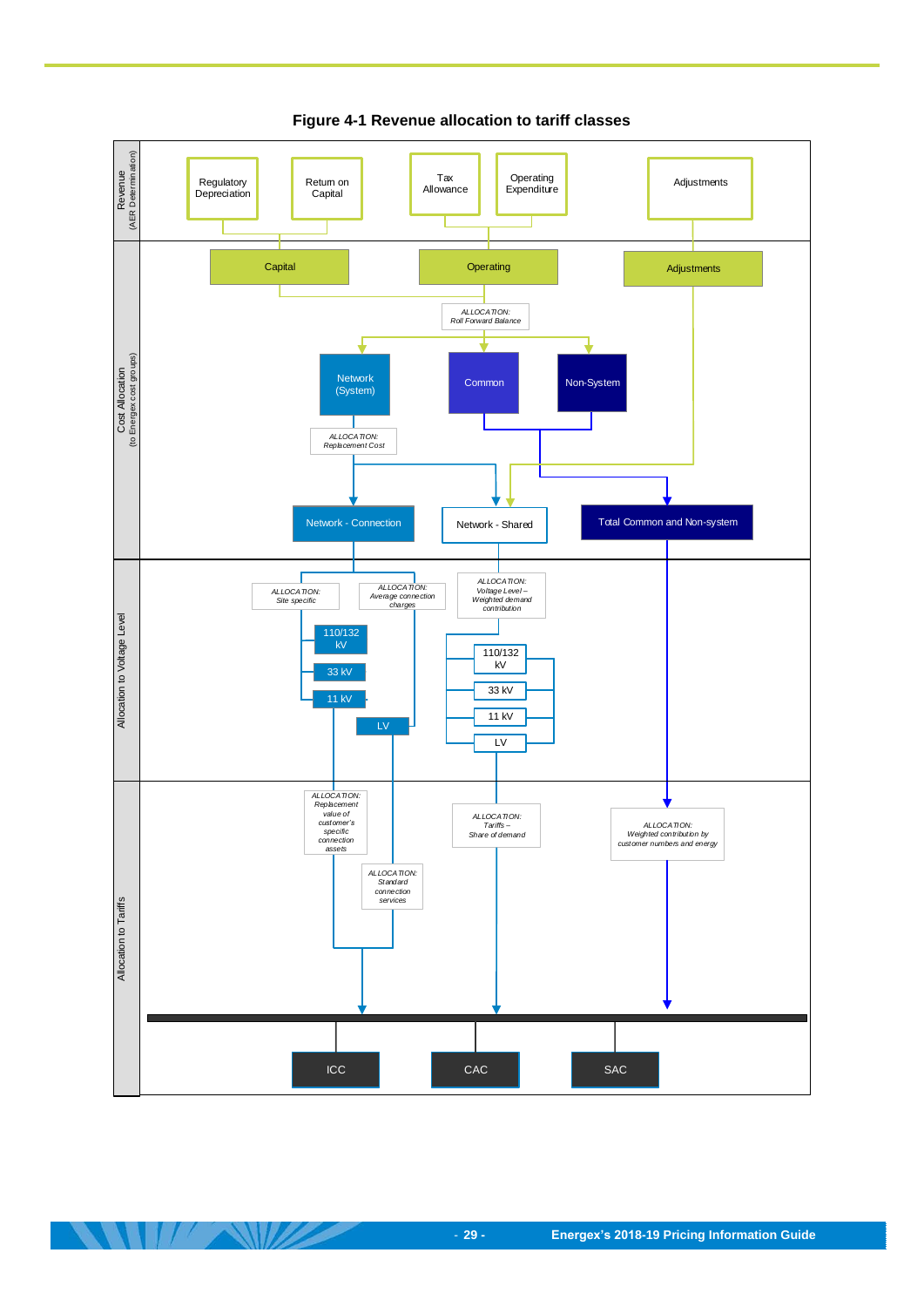**Figure 4-1 Revenue allocation to tariff classes**

Revenue (AER Determination)

Regulatory Depreciation

Return on Capital

Tax Allowance

Operating Expenditure

Adjustments

Cost Allocation (to Energex cost groups)

Capital

Operating

Adjustments

*ALLOCATION: Roll Forward Balance*

Network (System)

Common

Non-System

*ALLOCATION: Replacement Cost*

Network - Connection

Network - Shared

Total Common and Non-system

Allocation to Voltage Level

*ALLOCATION: Site specific*

*ALLOCATION: Average connection charges*

*ALLOCATION: Voltage Level – Weighted demand contribution*

110/132 kV

33 kV

11 kV

LV

110/132 kV

33 kV

11 kV

LV

Allocation to Tariffs

*ALLOCATION: Replacement value of customer's specific connection assets*

*ALLOCATION: Standard connection services*

*ALLOCATION: Tariffs – Share of demand*

*ALLOCATION: Weighted contribution by customer numbers and energy*

ICC

CAC

SAC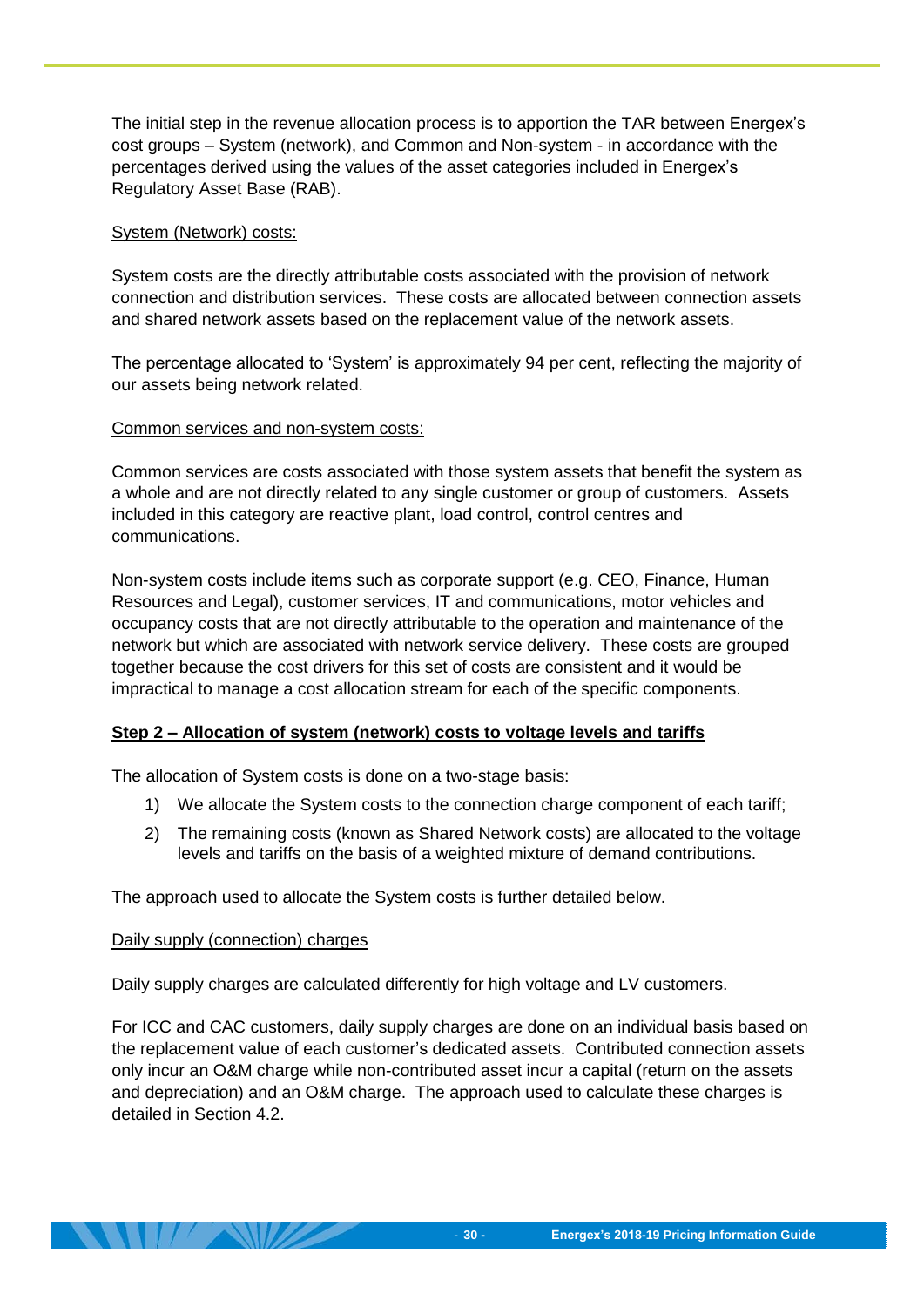The initial step in the revenue allocation process is to apportion the TAR between Energex's cost groups – System (network), and Common and Non-system - in accordance with the percentages derived using the values of the asset categories included in Energex's Regulatory Asset Base (RAB).

System (Network) costs:

System costs are the directly attributable costs associated with the provision of network connection and distribution services. These costs are allocated between connection assets and shared network assets based on the replacement value of the network assets.

The percentage allocated to 'System' is approximately 94 per cent, reflecting the majority of our assets being network related.

Common services and non-system costs:

Common services are costs associated with those system assets that benefit the system as a whole and are not directly related to any single customer or group of customers. Assets included in this category are reactive plant, load control, control centres and communications.

Non-system costs include items such as corporate support (e.g. CEO, Finance, Human Resources and Legal), customer services, IT and communications, motor vehicles and occupancy costs that are not directly attributable to the operation and maintenance of the network but which are associated with network service delivery. These costs are grouped together because the cost drivers for this set of costs are consistent and it would be impractical to manage a cost allocation stream for each of the specific components.

**Step 2 – Allocation of system (network) costs to voltage levels and tariffs**

The allocation of System costs is done on a two-stage basis:

1) We allocate the System costs to the connection charge component of each tariff;
2) The remaining costs (known as Shared Network costs) are allocated to the voltage levels and tariffs on the basis of a weighted mixture of demand contributions.

The approach used to allocate the System costs is further detailed below.

Daily supply (connection) charges

Daily supply charges are calculated differently for high voltage and LV customers.

For ICC and CAC customers, daily supply charges are done on an individual basis based on the replacement value of each customer's dedicated assets. Contributed connection assets only incur an O&M charge while non-contributed asset incur a capital (return on the assets and depreciation) and an O&M charge. The approach used to calculate these charges is detailed in Section 4.2.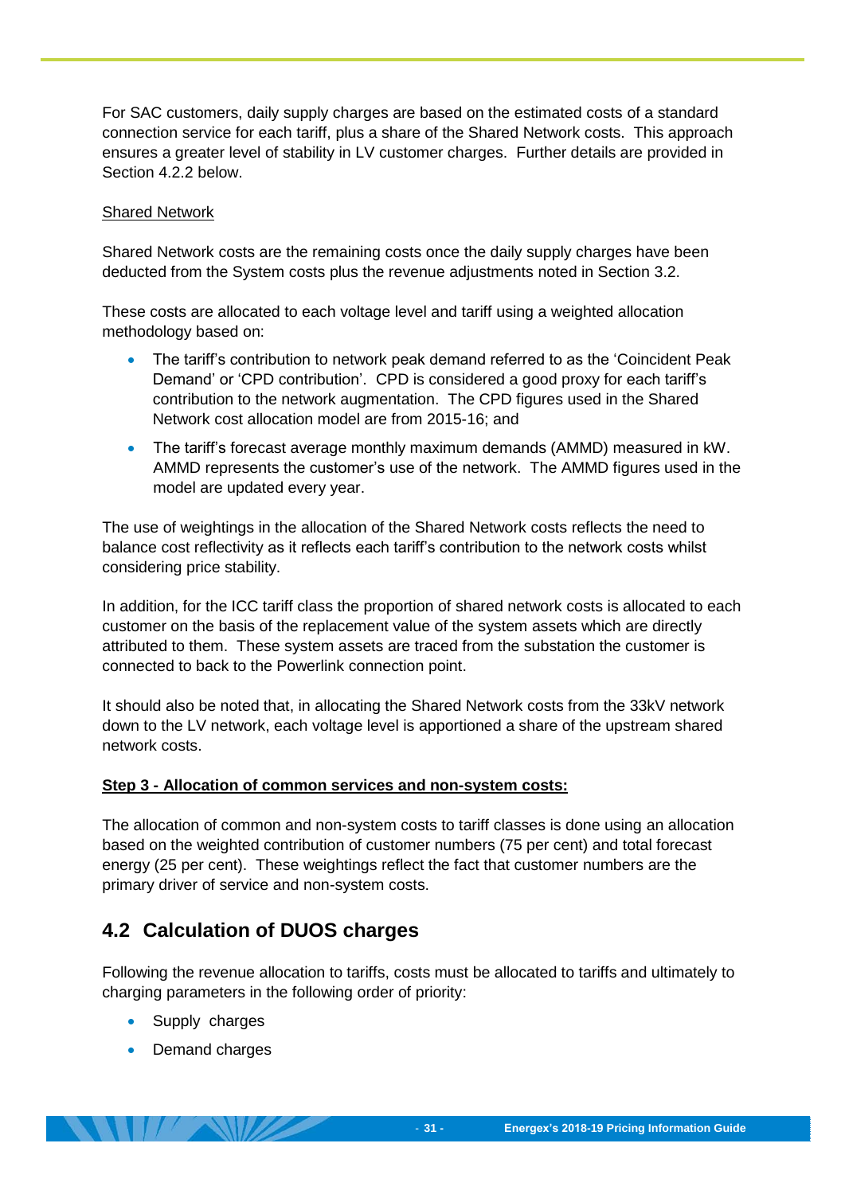For SAC customers, daily supply charges are based on the estimated costs of a standard connection service for each tariff, plus a share of the Shared Network costs. This approach ensures a greater level of stability in LV customer charges. Further details are provided in Section 4.2.2 below.

<u>Shared Network</u>

Shared Network costs are the remaining costs once the daily supply charges have been deducted from the System costs plus the revenue adjustments noted in Section 3.2.

These costs are allocated to each voltage level and tariff using a weighted allocation methodology based on:

- The tariff's contribution to network peak demand referred to as the 'Coincident Peak Demand' or 'CPD contribution'. CPD is considered a good proxy for each tariff's contribution to the network augmentation. The CPD figures used in the Shared Network cost allocation model are from 2015-16; and
- The tariff's forecast average monthly maximum demands (AMMD) measured in kW. AMMD represents the customer's use of the network. The AMMD figures used in the model are updated every year.

The use of weightings in the allocation of the Shared Network costs reflects the need to balance cost reflectivity as it reflects each tariff's contribution to the network costs whilst considering price stability.

In addition, for the ICC tariff class the proportion of shared network costs is allocated to each customer on the basis of the replacement value of the system assets which are directly attributed to them. These system assets are traced from the substation the customer is connected to back to the Powerlink connection point.

It should also be noted that, in allocating the Shared Network costs from the 33kV network down to the LV network, each voltage level is apportioned a share of the upstream shared network costs.

**<u>Step 3 - Allocation of common services and non-system costs:</u>**

The allocation of common and non-system costs to tariff classes is done using an allocation based on the weighted contribution of customer numbers (75 per cent) and total forecast energy (25 per cent). These weightings reflect the fact that customer numbers are the primary driver of service and non-system costs.

## 4.2 Calculation of DUOS charges

Following the revenue allocation to tariffs, costs must be allocated to tariffs and ultimately to charging parameters in the following order of priority:

- Supply charges
- Demand charges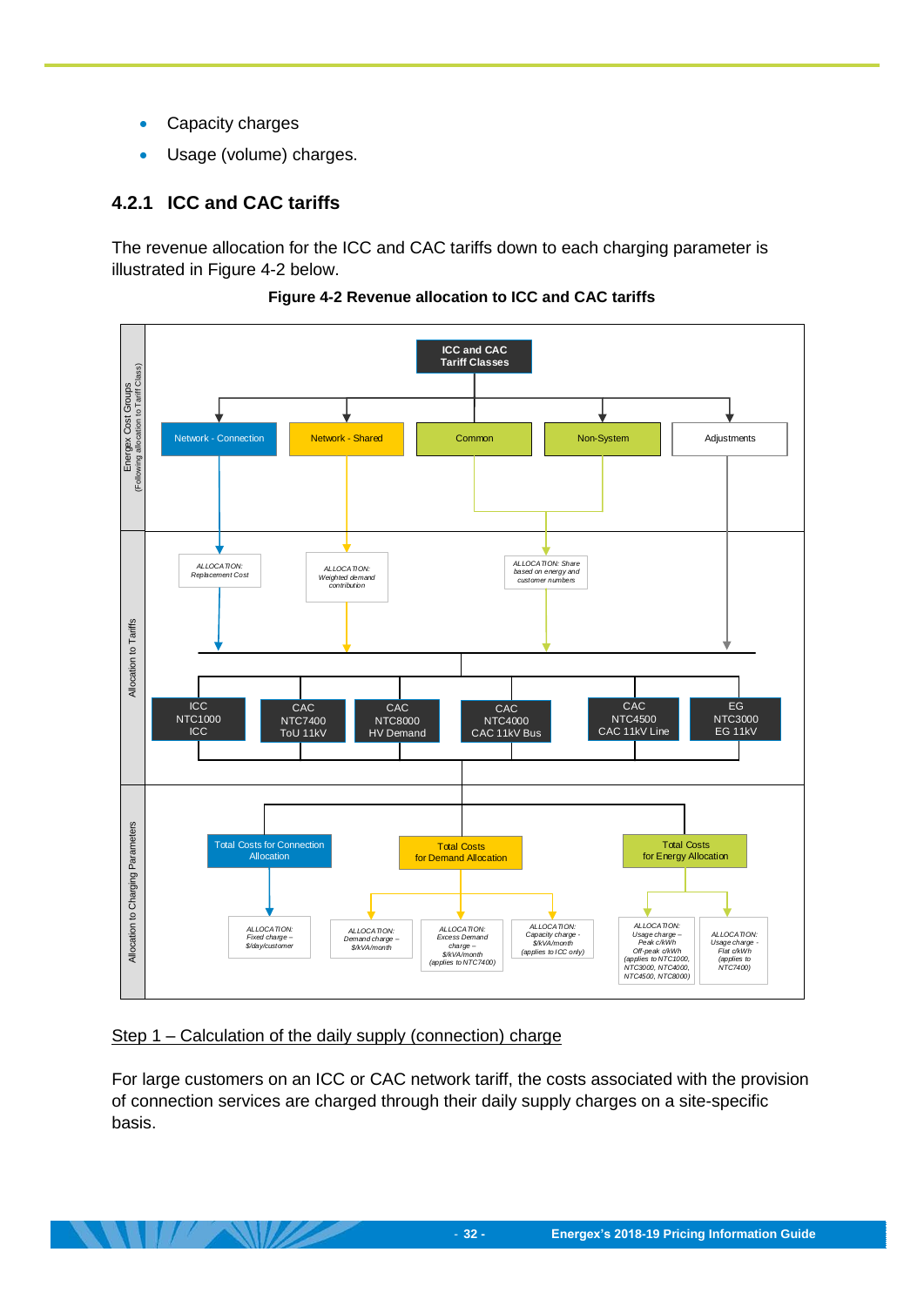- Capacity charges
- Usage (volume) charges.

### 4.2.1 ICC and CAC tariffs

The revenue allocation for the ICC and CAC tariffs down to each charging parameter is illustrated in Figure 4-2 below.

**Figure 4-2 Revenue allocation to ICC and CAC tariffs**

Energex Cost Groups (Following allocation to Tariff Class)

ICC and CAC Tariff Classes

Network - Connection | Network - Shared | Common | Non-System | Adjustments

Allocation to Tariffs

ALLOCATION: Replacement Cost

ALLOCATION: Weighted demand contribution

ALLOCATION: Share based on energy and customer numbers

ICC NTC1000 ICC | CAC NTC7400 ToU 11kV | CAC NTC8000 HV Demand | CAC NTC4000 CAC 11kV Bus | CAC NTC4500 CAC 11kV Line | EG NTC3000 EG 11kV

Allocation to Charging Parameters

Total Costs for Connection Allocation | Total Costs for Demand Allocation | Total Costs for Energy Allocation

ALLOCATION: Fixed charge – $/day/customer

ALLOCATION: Demand charge – $/kVA/month

ALLOCATION: Excess Demand charge – $/kVA/month (applies to NTC7400)

ALLOCATION: Capacity charge - $/kVA/month (applies to ICC only)

ALLOCATION: Usage charge – Peak c/kWh Off-peak c/kWh (applies to NTC1000, NTC3000, NTC4000, NTC4500, NTC8000)

ALLOCATION: Usage charge - Flat c/kWh (applies to NTC7400)

Step 1 – Calculation of the daily supply (connection) charge

For large customers on an ICC or CAC network tariff, the costs associated with the provision of connection services are charged through their daily supply charges on a site-specific basis.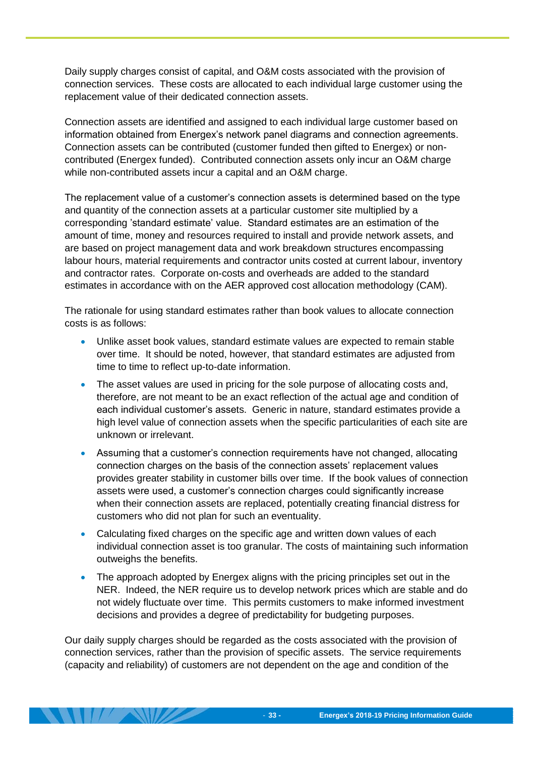Daily supply charges consist of capital, and O&M costs associated with the provision of connection services. These costs are allocated to each individual large customer using the replacement value of their dedicated connection assets.

Connection assets are identified and assigned to each individual large customer based on information obtained from Energex's network panel diagrams and connection agreements. Connection assets can be contributed (customer funded then gifted to Energex) or non-contributed (Energex funded). Contributed connection assets only incur an O&M charge while non-contributed assets incur a capital and an O&M charge.

The replacement value of a customer's connection assets is determined based on the type and quantity of the connection assets at a particular customer site multiplied by a corresponding 'standard estimate' value. Standard estimates are an estimation of the amount of time, money and resources required to install and provide network assets, and are based on project management data and work breakdown structures encompassing labour hours, material requirements and contractor units costed at current labour, inventory and contractor rates. Corporate on-costs and overheads are added to the standard estimates in accordance with on the AER approved cost allocation methodology (CAM).

The rationale for using standard estimates rather than book values to allocate connection costs is as follows:

- Unlike asset book values, standard estimate values are expected to remain stable over time. It should be noted, however, that standard estimates are adjusted from time to time to reflect up-to-date information.
- The asset values are used in pricing for the sole purpose of allocating costs and, therefore, are not meant to be an exact reflection of the actual age and condition of each individual customer's assets. Generic in nature, standard estimates provide a high level value of connection assets when the specific particularities of each site are unknown or irrelevant.
- Assuming that a customer's connection requirements have not changed, allocating connection charges on the basis of the connection assets' replacement values provides greater stability in customer bills over time. If the book values of connection assets were used, a customer's connection charges could significantly increase when their connection assets are replaced, potentially creating financial distress for customers who did not plan for such an eventuality.
- Calculating fixed charges on the specific age and written down values of each individual connection asset is too granular. The costs of maintaining such information outweighs the benefits.
- The approach adopted by Energex aligns with the pricing principles set out in the NER. Indeed, the NER require us to develop network prices which are stable and do not widely fluctuate over time. This permits customers to make informed investment decisions and provides a degree of predictability for budgeting purposes.

Our daily supply charges should be regarded as the costs associated with the provision of connection services, rather than the provision of specific assets. The service requirements (capacity and reliability) of customers are not dependent on the age and condition of the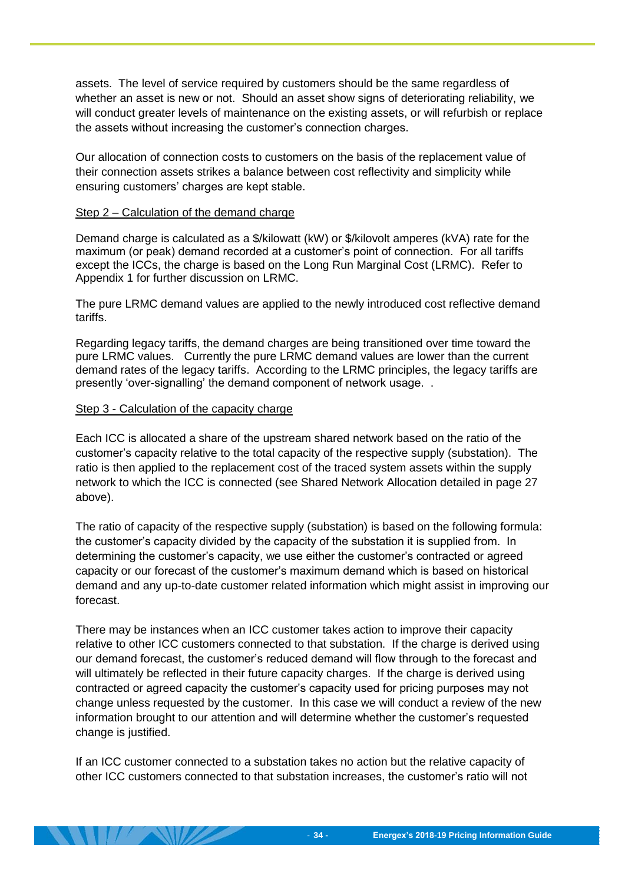assets. The level of service required by customers should be the same regardless of whether an asset is new or not. Should an asset show signs of deteriorating reliability, we will conduct greater levels of maintenance on the existing assets, or will refurbish or replace the assets without increasing the customer's connection charges.

Our allocation of connection costs to customers on the basis of the replacement value of their connection assets strikes a balance between cost reflectivity and simplicity while ensuring customers' charges are kept stable.

<u>Step 2 – Calculation of the demand charge</u>

Demand charge is calculated as a $/kilowatt (kW) or $/kilovolt amperes (kVA) rate for the maximum (or peak) demand recorded at a customer's point of connection. For all tariffs except the ICCs, the charge is based on the Long Run Marginal Cost (LRMC). Refer to Appendix 1 for further discussion on LRMC.

The pure LRMC demand values are applied to the newly introduced cost reflective demand tariffs.

Regarding legacy tariffs, the demand charges are being transitioned over time toward the pure LRMC values. Currently the pure LRMC demand values are lower than the current demand rates of the legacy tariffs. According to the LRMC principles, the legacy tariffs are presently 'over-signalling' the demand component of network usage. .

<u>Step 3 - Calculation of the capacity charge</u>

Each ICC is allocated a share of the upstream shared network based on the ratio of the customer's capacity relative to the total capacity of the respective supply (substation). The ratio is then applied to the replacement cost of the traced system assets within the supply network to which the ICC is connected (see Shared Network Allocation detailed in page 27 above).

The ratio of capacity of the respective supply (substation) is based on the following formula: the customer's capacity divided by the capacity of the substation it is supplied from. In determining the customer's capacity, we use either the customer's contracted or agreed capacity or our forecast of the customer's maximum demand which is based on historical demand and any up-to-date customer related information which might assist in improving our forecast.

There may be instances when an ICC customer takes action to improve their capacity relative to other ICC customers connected to that substation. If the charge is derived using our demand forecast, the customer's reduced demand will flow through to the forecast and will ultimately be reflected in their future capacity charges. If the charge is derived using contracted or agreed capacity the customer's capacity used for pricing purposes may not change unless requested by the customer. In this case we will conduct a review of the new information brought to our attention and will determine whether the customer's requested change is justified.

If an ICC customer connected to a substation takes no action but the relative capacity of other ICC customers connected to that substation increases, the customer's ratio will not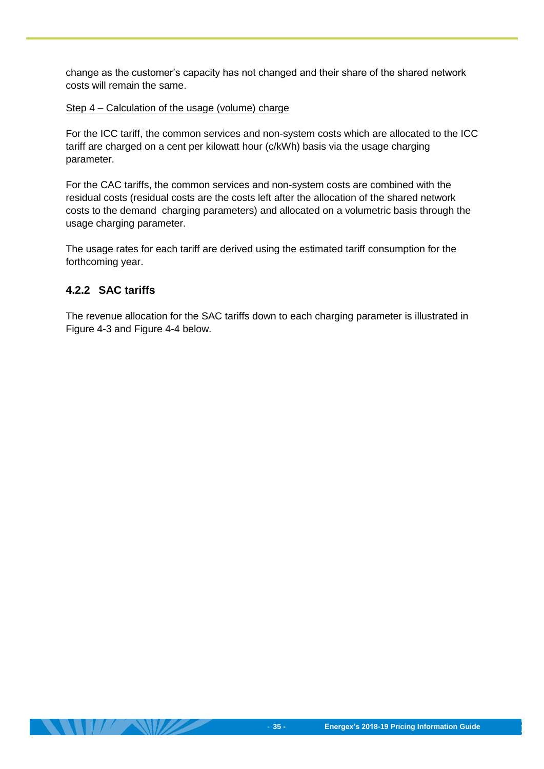change as the customer's capacity has not changed and their share of the shared network costs will remain the same.

Step 4 – Calculation of the usage (volume) charge

For the ICC tariff, the common services and non-system costs which are allocated to the ICC tariff are charged on a cent per kilowatt hour (c/kWh) basis via the usage charging parameter.

For the CAC tariffs, the common services and non-system costs are combined with the residual costs (residual costs are the costs left after the allocation of the shared network costs to the demand charging parameters) and allocated on a volumetric basis through the usage charging parameter.

The usage rates for each tariff are derived using the estimated tariff consumption for the forthcoming year.

### 4.2.2 SAC tariffs

The revenue allocation for the SAC tariffs down to each charging parameter is illustrated in Figure 4-3 and Figure 4-4 below.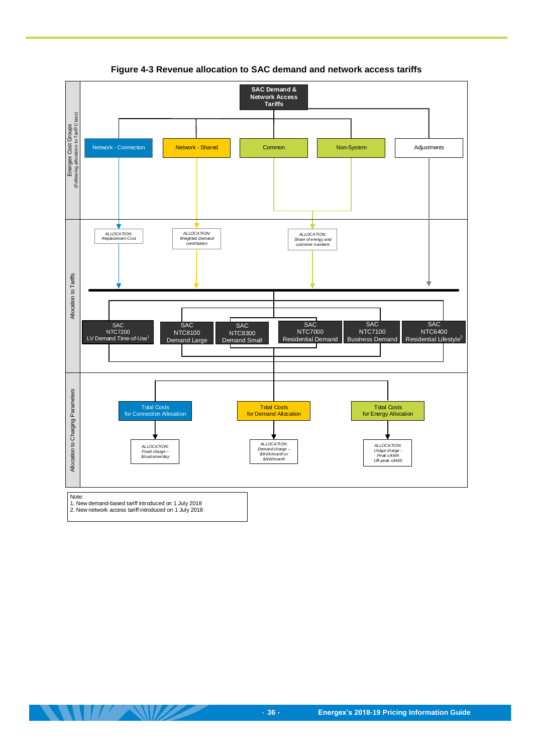**Figure 4-3 Revenue allocation to SAC demand and network access tariffs**

**Energex Cost Groups** (Following allocation to Tariff Class)

**SAC Demand & Network Access Tariffs**

- Network - Connection
- Network - Shared
- Common
- Non-System
- Adjustments

**Allocation to Tariffs**

- ALLOCATION: Replacement Cost
- ALLOCATION: Weighted Demand contribution
- ALLOCATION: Share of energy and customer numbers

- SAC NTC7200 LV Demand Time-of-Use[1]
- SAC NTC8100 Demand Large
- SAC NTC8300 Demand Small
- SAC NTC7000 Residential Demand
- SAC NTC7100 Business Demand
- SAC NTC6400 Residential Lifestyle[2]

**Allocation to Charging Parameters**

- Total Costs for Connection Allocation → ALLOCATION: Fixed charge – $/customer/day
- Total Costs for Demand Allocation → ALLOCATION: Demand charge – $/kVA/month or $/kW/month
- Total Costs for Energy Allocation → ALLOCATION: Usage charge - Peak c/kWh Off-peak c/kWh

Note:
1. New demand-based tariff introduced on 1 July 2018
2. New network access tariff introduced on 1 July 2018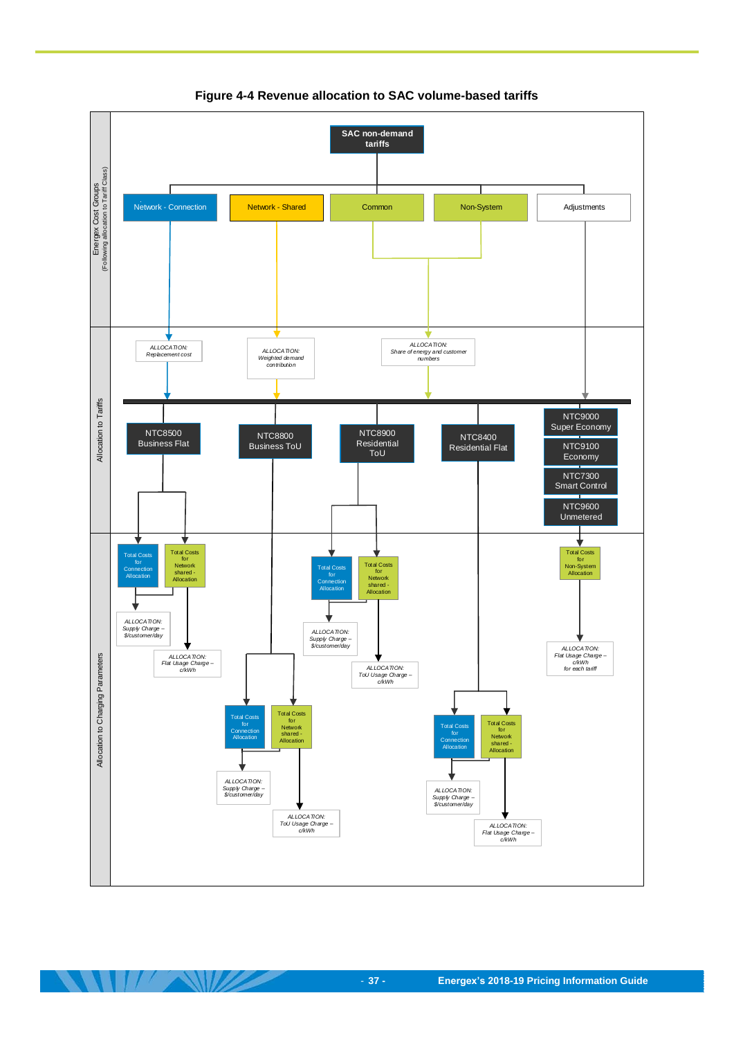**Figure 4-4 Revenue allocation to SAC volume-based tariffs**

Energex Cost Groups (Following allocation to Tariff Class)

SAC non-demand tariffs

Network - Connection

Network - Shared

Common

Non-System

Adjustments

Allocation to Tariffs

*ALLOCATION: Replacement cost*

*ALLOCATION: Weighted demand contribution*

*ALLOCATION: Share of energy and customer numbers*

NTC8500 Business Flat

NTC8800 Business ToU

NTC8900 Residential ToU

NTC8400 Residential Flat

NTC9000 Super Economy

NTC9100 Economy

NTC7300 Smart Control

NTC9600 Unmetered

Allocation to Charging Parameters

Total Costs for Connection Allocation

Total Costs for Network shared - Allocation

*ALLOCATION: Supply Charge – $/customer/day*

*ALLOCATION: Flat Usage Charge – c/kWh*

Total Costs for Connection Allocation

Total Costs for Network shared - Allocation

*ALLOCATION: Supply Charge – $/customer/day*

*ALLOCATION: ToU Usage Charge – c/kWh*

Total Costs for Non-System Allocation

*ALLOCATION: Flat Usage Charge – c/kWh for each tariff*

Total Costs for Connection Allocation

Total Costs for Network shared - Allocation

*ALLOCATION: Supply Charge – $/customer/day*

*ALLOCATION: ToU Usage Charge – c/kWh*

Total Costs for Connection Allocation

Total Costs for Network shared - Allocation

*ALLOCATION: Supply Charge – $/customer/day*

*ALLOCATION: Flat Usage Charge – c/kWh*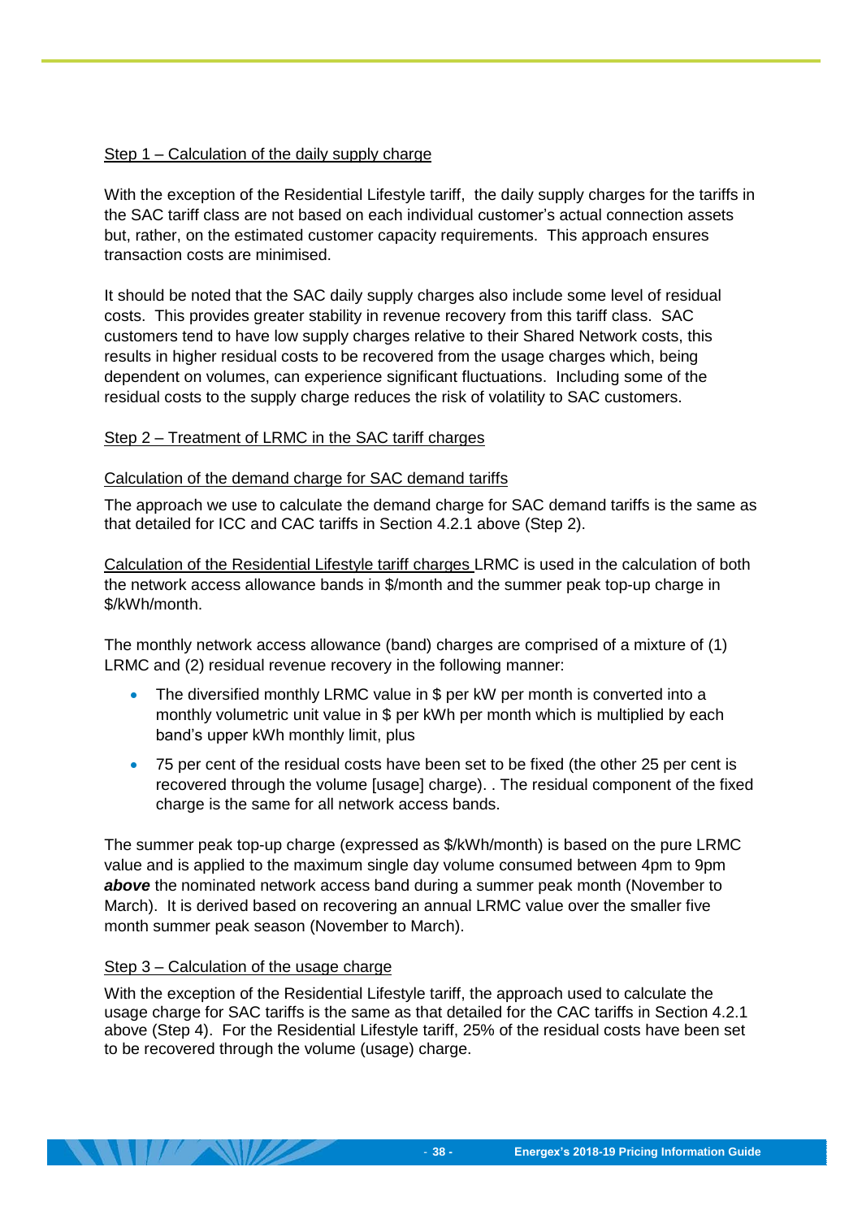Step 1 – Calculation of the daily supply charge

With the exception of the Residential Lifestyle tariff,  the daily supply charges for the tariffs in the SAC tariff class are not based on each individual customer's actual connection assets but, rather, on the estimated customer capacity requirements.  This approach ensures transaction costs are minimised.

It should be noted that the SAC daily supply charges also include some level of residual costs.  This provides greater stability in revenue recovery from this tariff class.  SAC customers tend to have low supply charges relative to their Shared Network costs, this results in higher residual costs to be recovered from the usage charges which, being dependent on volumes, can experience significant fluctuations.  Including some of the residual costs to the supply charge reduces the risk of volatility to SAC customers.

Step 2 – Treatment of LRMC in the SAC tariff charges

Calculation of the demand charge for SAC demand tariffs

The approach we use to calculate the demand charge for SAC demand tariffs is the same as that detailed for ICC and CAC tariffs in Section 4.2.1 above (Step 2).

Calculation of the Residential Lifestyle tariff charges LRMC is used in the calculation of both the network access allowance bands in $/month and the summer peak top-up charge in $/kWh/month.

The monthly network access allowance (band) charges are comprised of a mixture of (1) LRMC and (2) residual revenue recovery in the following manner:

- The diversified monthly LRMC value in $ per kW per month is converted into a monthly volumetric unit value in $ per kWh per month which is multiplied by each band's upper kWh monthly limit, plus
- 75 per cent of the residual costs have been set to be fixed (the other 25 per cent is recovered through the volume [usage] charge). . The residual component of the fixed charge is the same for all network access bands.

The summer peak top-up charge (expressed as $/kWh/month) is based on the pure LRMC value and is applied to the maximum single day volume consumed between 4pm to 9pm ***above*** the nominated network access band during a summer peak month (November to March).  It is derived based on recovering an annual LRMC value over the smaller five month summer peak season (November to March).

Step 3 – Calculation of the usage charge

With the exception of the Residential Lifestyle tariff, the approach used to calculate the usage charge for SAC tariffs is the same as that detailed for the CAC tariffs in Section 4.2.1 above (Step 4).  For the Residential Lifestyle tariff, 25% of the residual costs have been set to be recovered through the volume (usage) charge.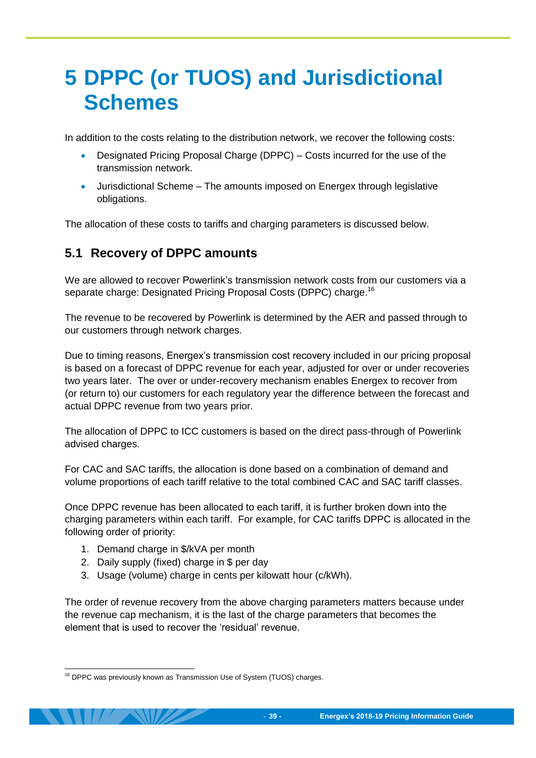# 5 DPPC (or TUOS) and Jurisdictional Schemes

In addition to the costs relating to the distribution network, we recover the following costs:

- Designated Pricing Proposal Charge (DPPC) – Costs incurred for the use of the transmission network.
- Jurisdictional Scheme – The amounts imposed on Energex through legislative obligations.

The allocation of these costs to tariffs and charging parameters is discussed below.

## 5.1 Recovery of DPPC amounts

We are allowed to recover Powerlink's transmission network costs from our customers via a separate charge: Designated Pricing Proposal Costs (DPPC) charge.[16]

The revenue to be recovered by Powerlink is determined by the AER and passed through to our customers through network charges.

Due to timing reasons, Energex's transmission cost recovery included in our pricing proposal is based on a forecast of DPPC revenue for each year, adjusted for over or under recoveries two years later. The over or under-recovery mechanism enables Energex to recover from (or return to) our customers for each regulatory year the difference between the forecast and actual DPPC revenue from two years prior.

The allocation of DPPC to ICC customers is based on the direct pass-through of Powerlink advised charges.

For CAC and SAC tariffs, the allocation is done based on a combination of demand and volume proportions of each tariff relative to the total combined CAC and SAC tariff classes.

Once DPPC revenue has been allocated to each tariff, it is further broken down into the charging parameters within each tariff. For example, for CAC tariffs DPPC is allocated in the following order of priority:

1. Demand charge in $/kVA per month
2. Daily supply (fixed) charge in $ per day
3. Usage (volume) charge in cents per kilowatt hour (c/kWh).

The order of revenue recovery from the above charging parameters matters because under the revenue cap mechanism, it is the last of the charge parameters that becomes the element that is used to recover the 'residual' revenue.

[16] DPPC was previously known as Transmission Use of System (TUOS) charges.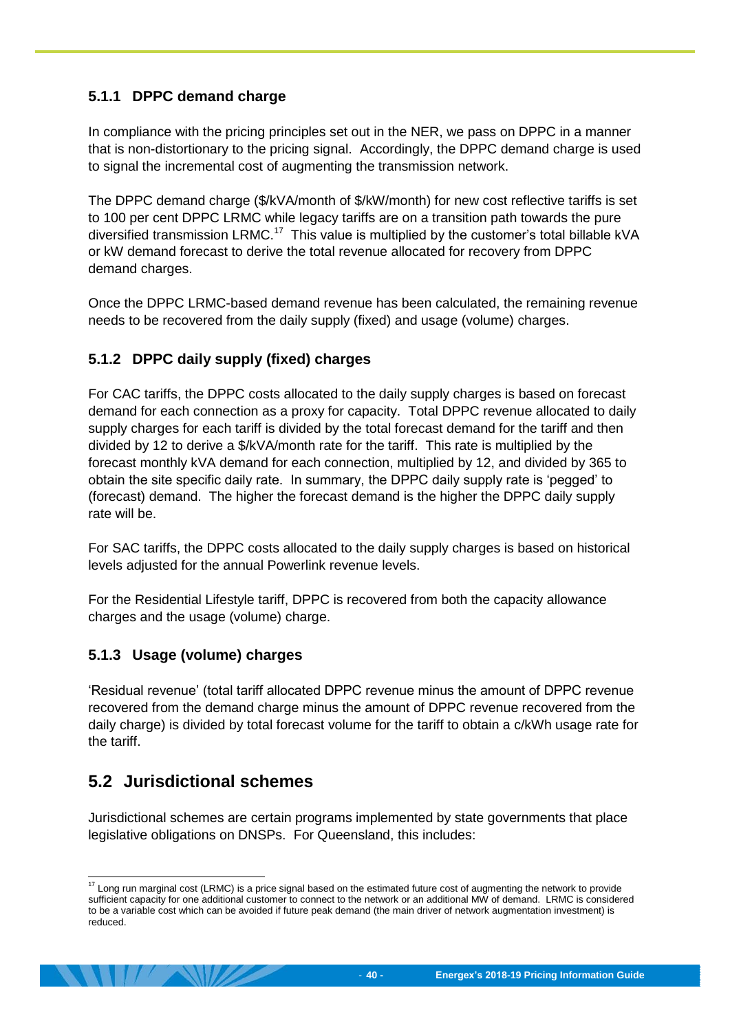### 5.1.1 DPPC demand charge

In compliance with the pricing principles set out in the NER, we pass on DPPC in a manner that is non-distortionary to the pricing signal. Accordingly, the DPPC demand charge is used to signal the incremental cost of augmenting the transmission network.

The DPPC demand charge ($/kVA/month of $/kW/month) for new cost reflective tariffs is set to 100 per cent DPPC LRMC while legacy tariffs are on a transition path towards the pure diversified transmission LRMC.[17] This value is multiplied by the customer's total billable kVA or kW demand forecast to derive the total revenue allocated for recovery from DPPC demand charges.

Once the DPPC LRMC-based demand revenue has been calculated, the remaining revenue needs to be recovered from the daily supply (fixed) and usage (volume) charges.

### 5.1.2 DPPC daily supply (fixed) charges

For CAC tariffs, the DPPC costs allocated to the daily supply charges is based on forecast demand for each connection as a proxy for capacity. Total DPPC revenue allocated to daily supply charges for each tariff is divided by the total forecast demand for the tariff and then divided by 12 to derive a $/kVA/month rate for the tariff. This rate is multiplied by the forecast monthly kVA demand for each connection, multiplied by 12, and divided by 365 to obtain the site specific daily rate. In summary, the DPPC daily supply rate is 'pegged' to (forecast) demand. The higher the forecast demand is the higher the DPPC daily supply rate will be.

For SAC tariffs, the DPPC costs allocated to the daily supply charges is based on historical levels adjusted for the annual Powerlink revenue levels.

For the Residential Lifestyle tariff, DPPC is recovered from both the capacity allowance charges and the usage (volume) charge.

### 5.1.3 Usage (volume) charges

'Residual revenue' (total tariff allocated DPPC revenue minus the amount of DPPC revenue recovered from the demand charge minus the amount of DPPC revenue recovered from the daily charge) is divided by total forecast volume for the tariff to obtain a c/kWh usage rate for the tariff.

## 5.2 Jurisdictional schemes

Jurisdictional schemes are certain programs implemented by state governments that place legislative obligations on DNSPs. For Queensland, this includes:

---

[17] Long run marginal cost (LRMC) is a price signal based on the estimated future cost of augmenting the network to provide sufficient capacity for one additional customer to connect to the network or an additional MW of demand. LRMC is considered to be a variable cost which can be avoided if future peak demand (the main driver of network augmentation investment) is reduced.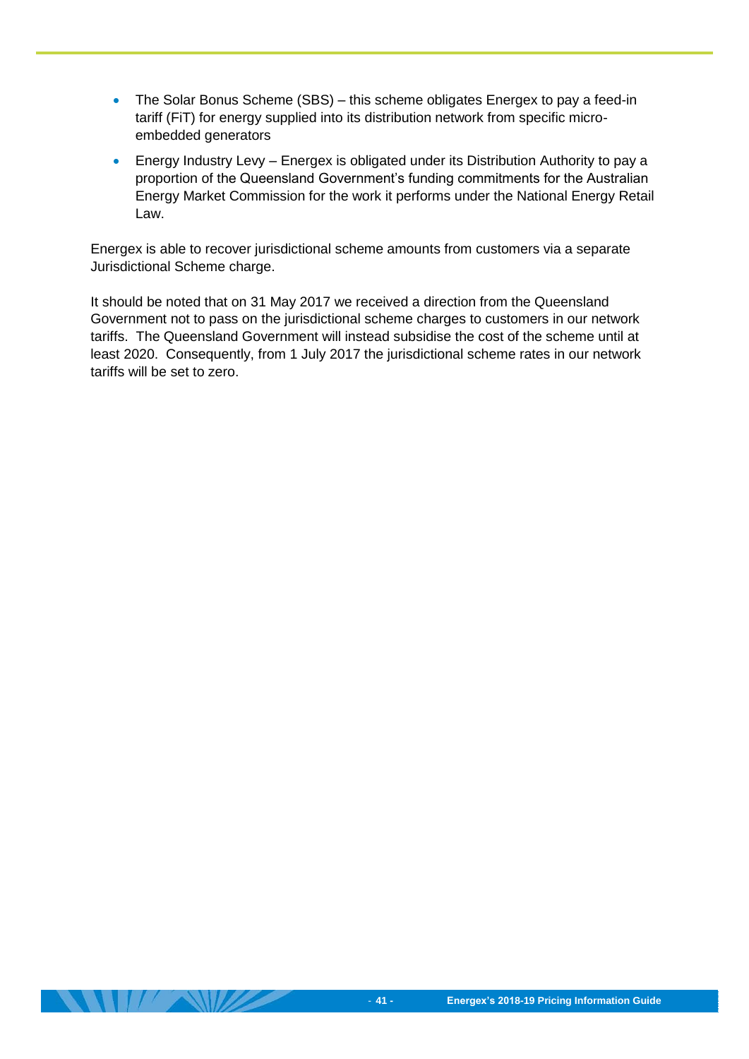- The Solar Bonus Scheme (SBS) – this scheme obligates Energex to pay a feed-in tariff (FiT) for energy supplied into its distribution network from specific micro-embedded generators
- Energy Industry Levy – Energex is obligated under its Distribution Authority to pay a proportion of the Queensland Government's funding commitments for the Australian Energy Market Commission for the work it performs under the National Energy Retail Law.

Energex is able to recover jurisdictional scheme amounts from customers via a separate Jurisdictional Scheme charge.

It should be noted that on 31 May 2017 we received a direction from the Queensland Government not to pass on the jurisdictional scheme charges to customers in our network tariffs. The Queensland Government will instead subsidise the cost of the scheme until at least 2020. Consequently, from 1 July 2017 the jurisdictional scheme rates in our network tariffs will be set to zero.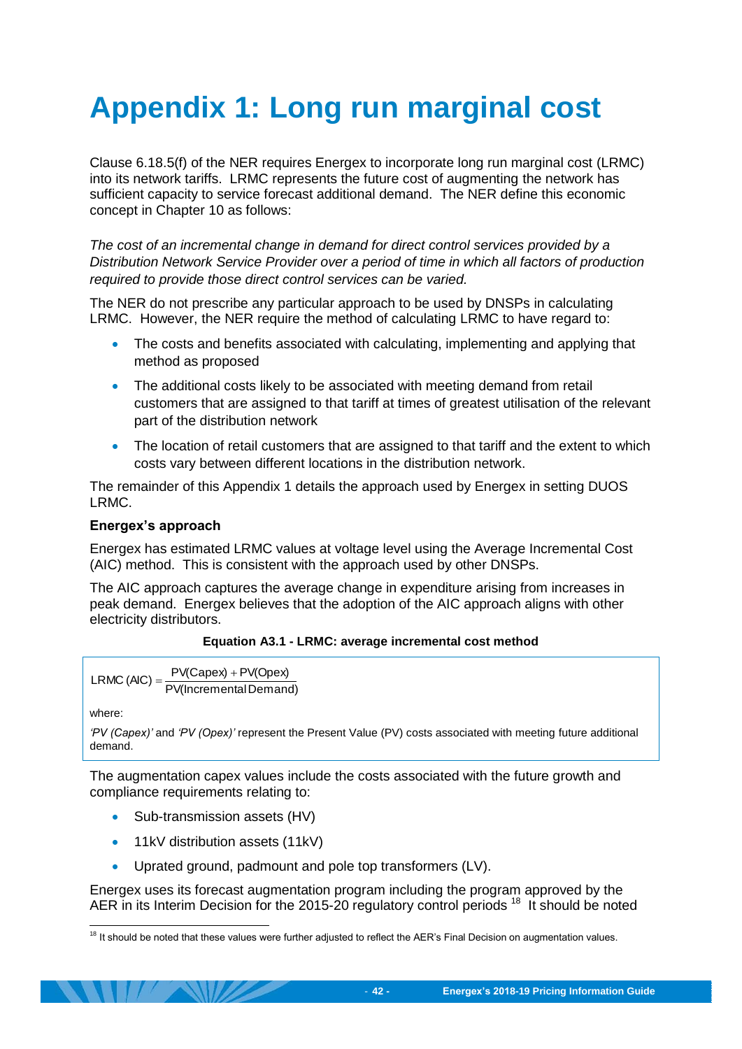# Appendix 1: Long run marginal cost

Clause 6.18.5(f) of the NER requires Energex to incorporate long run marginal cost (LRMC) into its network tariffs. LRMC represents the future cost of augmenting the network has sufficient capacity to service forecast additional demand. The NER define this economic concept in Chapter 10 as follows:

*The cost of an incremental change in demand for direct control services provided by a Distribution Network Service Provider over a period of time in which all factors of production required to provide those direct control services can be varied.*

The NER do not prescribe any particular approach to be used by DNSPs in calculating LRMC. However, the NER require the method of calculating LRMC to have regard to:

- The costs and benefits associated with calculating, implementing and applying that method as proposed
- The additional costs likely to be associated with meeting demand from retail customers that are assigned to that tariff at times of greatest utilisation of the relevant part of the distribution network
- The location of retail customers that are assigned to that tariff and the extent to which costs vary between different locations in the distribution network.

The remainder of this Appendix 1 details the approach used by Energex in setting DUOS LRMC.

**Energex's approach**

Energex has estimated LRMC values at voltage level using the Average Incremental Cost (AIC) method. This is consistent with the approach used by other DNSPs.

The AIC approach captures the average change in expenditure arising from increases in peak demand. Energex believes that the adoption of the AIC approach aligns with other electricity distributors.

**Equation A3.1 - LRMC: average incremental cost method**

$$\text{LRMC (AIC)} = \frac{\text{PV(Capex)} + \text{PV(Opex)}}{\text{PV(Incremental Demand)}}$$

where:

*'PV (Capex)'* and *'PV (Opex)'* represent the Present Value (PV) costs associated with meeting future additional demand.

The augmentation capex values include the costs associated with the future growth and compliance requirements relating to:

- Sub-transmission assets (HV)
- 11kV distribution assets (11kV)
- Uprated ground, padmount and pole top transformers (LV).

Energex uses its forecast augmentation program including the program approved by the AER in its Interim Decision for the 2015-20 regulatory control periods [18] It should be noted

[18] It should be noted that these values were further adjusted to reflect the AER's Final Decision on augmentation values.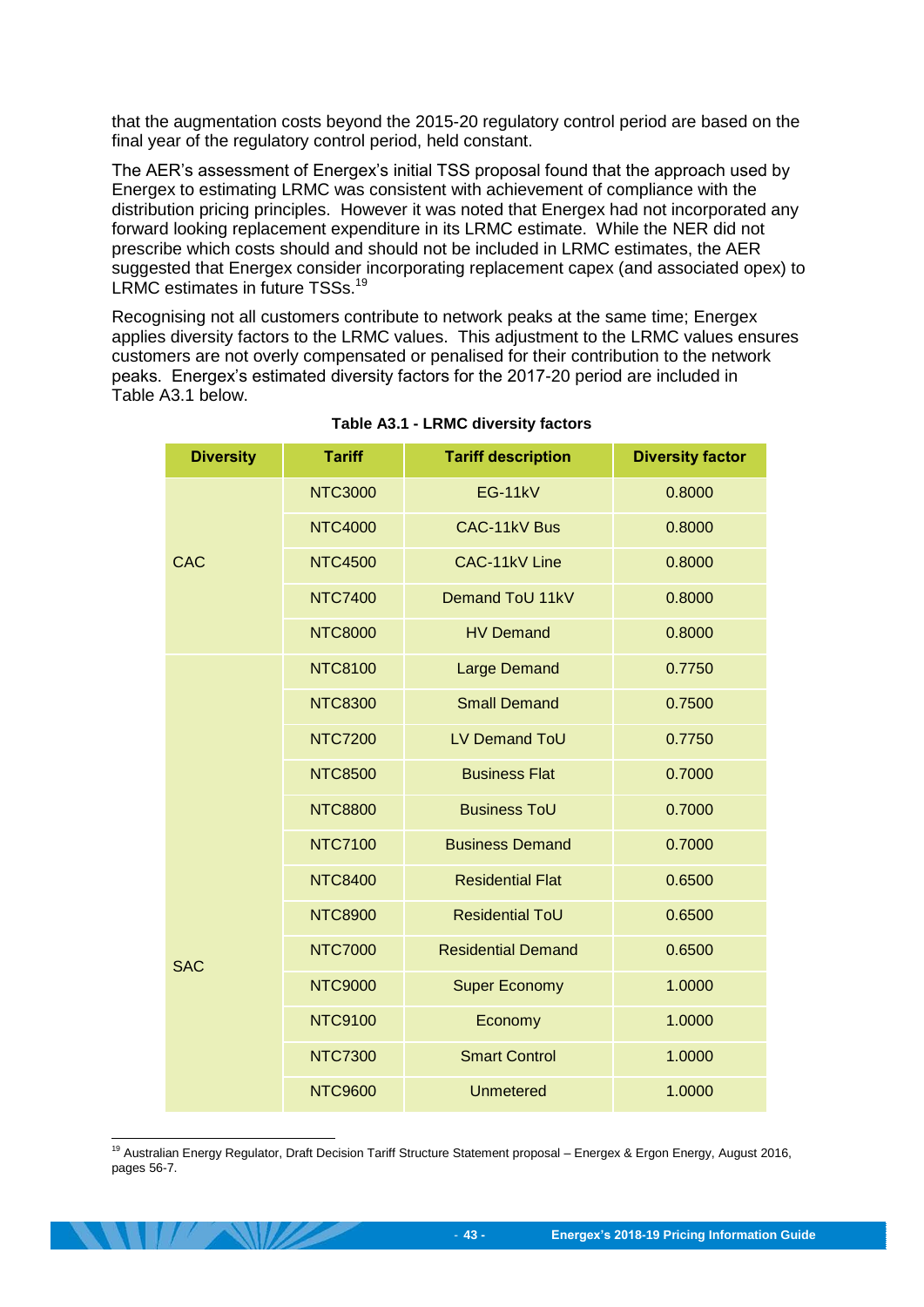that the augmentation costs beyond the 2015-20 regulatory control period are based on the final year of the regulatory control period, held constant.

The AER's assessment of Energex's initial TSS proposal found that the approach used by Energex to estimating LRMC was consistent with achievement of compliance with the distribution pricing principles. However it was noted that Energex had not incorporated any forward looking replacement expenditure in its LRMC estimate. While the NER did not prescribe which costs should and should not be included in LRMC estimates, the AER suggested that Energex consider incorporating replacement capex (and associated opex) to LRMC estimates in future TSSs.[19]

Recognising not all customers contribute to network peaks at the same time; Energex applies diversity factors to the LRMC values. This adjustment to the LRMC values ensures customers are not overly compensated or penalised for their contribution to the network peaks. Energex's estimated diversity factors for the 2017-20 period are included in Table A3.1 below.

**Table A3.1 - LRMC diversity factors**

| Diversity | Tariff | Tariff description | Diversity factor |
|---|---|---|---|
| CAC | NTC3000 | EG-11kV | 0.8000 |
| | NTC4000 | CAC-11kV Bus | 0.8000 |
| | NTC4500 | CAC-11kV Line | 0.8000 |
| | NTC7400 | Demand ToU 11kV | 0.8000 |
| | NTC8000 | HV Demand | 0.8000 |
| SAC | NTC8100 | Large Demand | 0.7750 |
| | NTC8300 | Small Demand | 0.7500 |
| | NTC7200 | LV Demand ToU | 0.7750 |
| | NTC8500 | Business Flat | 0.7000 |
| | NTC8800 | Business ToU | 0.7000 |
| | NTC7100 | Business Demand | 0.7000 |
| | NTC8400 | Residential Flat | 0.6500 |
| | NTC8900 | Residential ToU | 0.6500 |
| | NTC7000 | Residential Demand | 0.6500 |
| | NTC9000 | Super Economy | 1.0000 |
| | NTC9100 | Economy | 1.0000 |
| | NTC7300 | Smart Control | 1.0000 |
| | NTC9600 | Unmetered | 1.0000 |

[19] Australian Energy Regulator, Draft Decision Tariff Structure Statement proposal – Energex & Ergon Energy, August 2016, pages 56-7.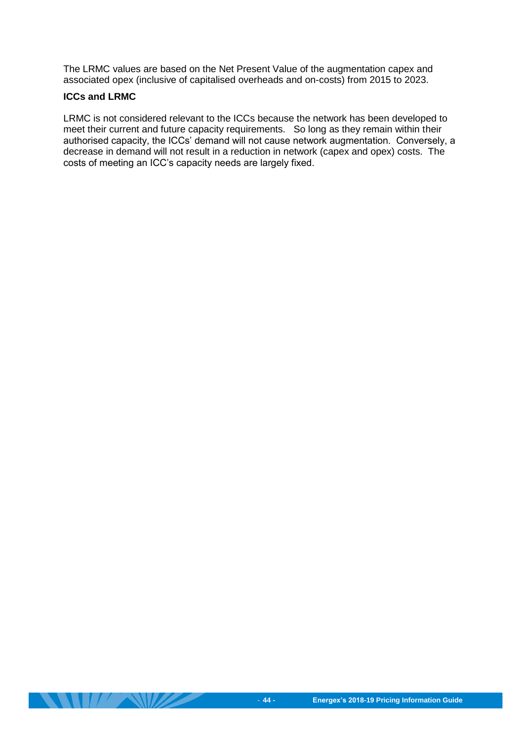The LRMC values are based on the Net Present Value of the augmentation capex and associated opex (inclusive of capitalised overheads and on-costs) from 2015 to 2023.

**ICCs and LRMC**

LRMC is not considered relevant to the ICCs because the network has been developed to meet their current and future capacity requirements. So long as they remain within their authorised capacity, the ICCs' demand will not cause network augmentation. Conversely, a decrease in demand will not result in a reduction in network (capex and opex) costs. The costs of meeting an ICC's capacity needs are largely fixed.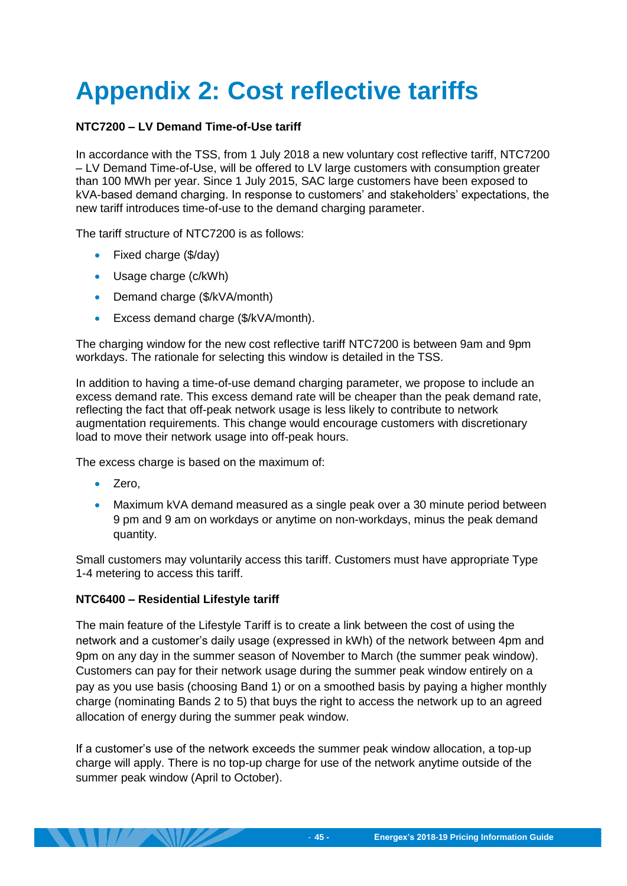# Appendix 2: Cost reflective tariffs

**NTC7200 – LV Demand Time-of-Use tariff**

In accordance with the TSS, from 1 July 2018 a new voluntary cost reflective tariff, NTC7200 – LV Demand Time-of-Use, will be offered to LV large customers with consumption greater than 100 MWh per year. Since 1 July 2015, SAC large customers have been exposed to kVA-based demand charging. In response to customers' and stakeholders' expectations, the new tariff introduces time-of-use to the demand charging parameter.

The tariff structure of NTC7200 is as follows:

- Fixed charge ($/day)
- Usage charge (c/kWh)
- Demand charge ($/kVA/month)
- Excess demand charge ($/kVA/month).

The charging window for the new cost reflective tariff NTC7200 is between 9am and 9pm workdays. The rationale for selecting this window is detailed in the TSS.

In addition to having a time-of-use demand charging parameter, we propose to include an excess demand rate. This excess demand rate will be cheaper than the peak demand rate, reflecting the fact that off-peak network usage is less likely to contribute to network augmentation requirements. This change would encourage customers with discretionary load to move their network usage into off-peak hours.

The excess charge is based on the maximum of:

- Zero,
- Maximum kVA demand measured as a single peak over a 30 minute period between 9 pm and 9 am on workdays or anytime on non-workdays, minus the peak demand quantity.

Small customers may voluntarily access this tariff. Customers must have appropriate Type 1-4 metering to access this tariff.

**NTC6400 – Residential Lifestyle tariff**

The main feature of the Lifestyle Tariff is to create a link between the cost of using the network and a customer's daily usage (expressed in kWh) of the network between 4pm and 9pm on any day in the summer season of November to March (the summer peak window). Customers can pay for their network usage during the summer peak window entirely on a pay as you use basis (choosing Band 1) or on a smoothed basis by paying a higher monthly charge (nominating Bands 2 to 5) that buys the right to access the network up to an agreed allocation of energy during the summer peak window.

If a customer's use of the network exceeds the summer peak window allocation, a top-up charge will apply. There is no top-up charge for use of the network anytime outside of the summer peak window (April to October).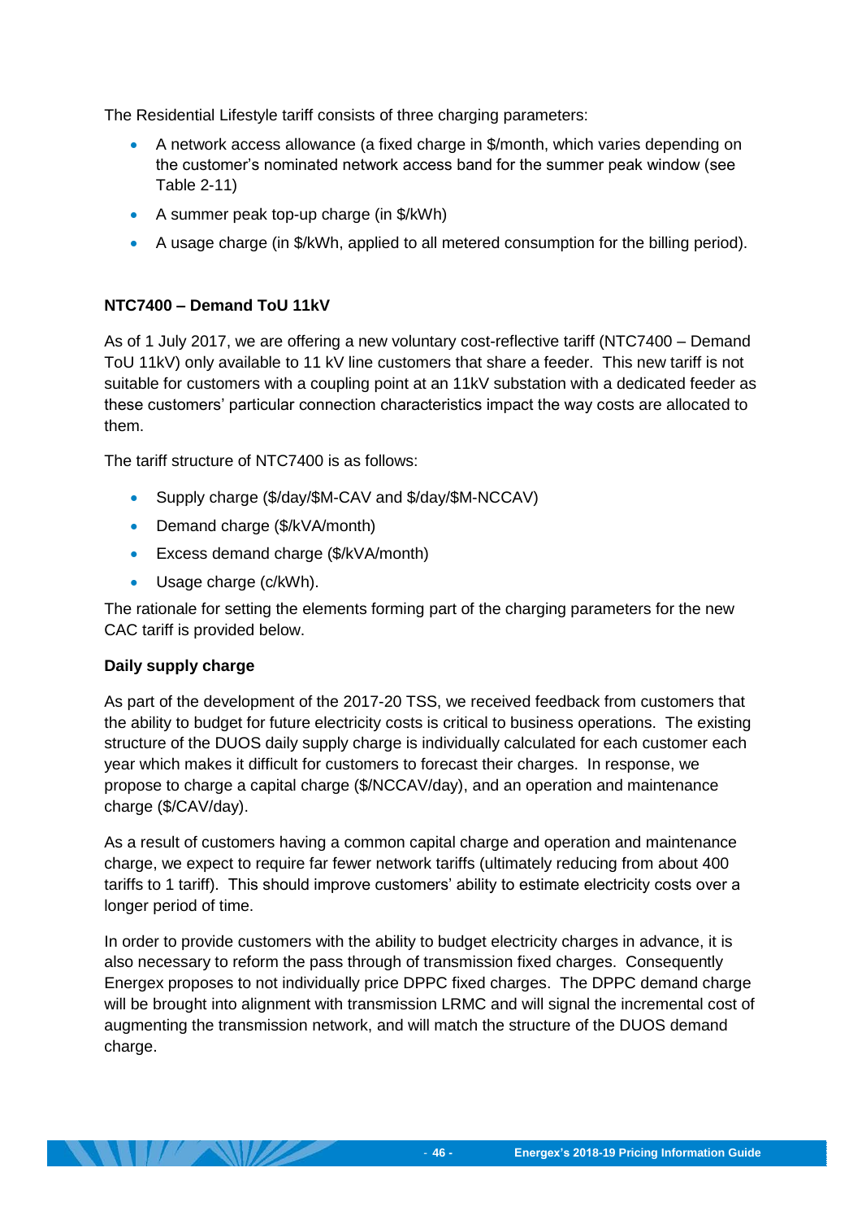The Residential Lifestyle tariff consists of three charging parameters:

- A network access allowance (a fixed charge in $/month, which varies depending on the customer's nominated network access band for the summer peak window (see Table 2-11)
- A summer peak top-up charge (in $/kWh)
- A usage charge (in $/kWh, applied to all metered consumption for the billing period).

**NTC7400 – Demand ToU 11kV**

As of 1 July 2017, we are offering a new voluntary cost-reflective tariff (NTC7400 – Demand ToU 11kV) only available to 11 kV line customers that share a feeder. This new tariff is not suitable for customers with a coupling point at an 11kV substation with a dedicated feeder as these customers' particular connection characteristics impact the way costs are allocated to them.

The tariff structure of NTC7400 is as follows:

- Supply charge ($/day/$M-CAV and $/day/$M-NCCAV)
- Demand charge ($/kVA/month)
- Excess demand charge ($/kVA/month)
- Usage charge (c/kWh).

The rationale for setting the elements forming part of the charging parameters for the new CAC tariff is provided below.

**Daily supply charge**

As part of the development of the 2017-20 TSS, we received feedback from customers that the ability to budget for future electricity costs is critical to business operations. The existing structure of the DUOS daily supply charge is individually calculated for each customer each year which makes it difficult for customers to forecast their charges. In response, we propose to charge a capital charge ($/NCCAV/day), and an operation and maintenance charge ($/CAV/day).

As a result of customers having a common capital charge and operation and maintenance charge, we expect to require far fewer network tariffs (ultimately reducing from about 400 tariffs to 1 tariff). This should improve customers' ability to estimate electricity costs over a longer period of time.

In order to provide customers with the ability to budget electricity charges in advance, it is also necessary to reform the pass through of transmission fixed charges. Consequently Energex proposes to not individually price DPPC fixed charges. The DPPC demand charge will be brought into alignment with transmission LRMC and will signal the incremental cost of augmenting the transmission network, and will match the structure of the DUOS demand charge.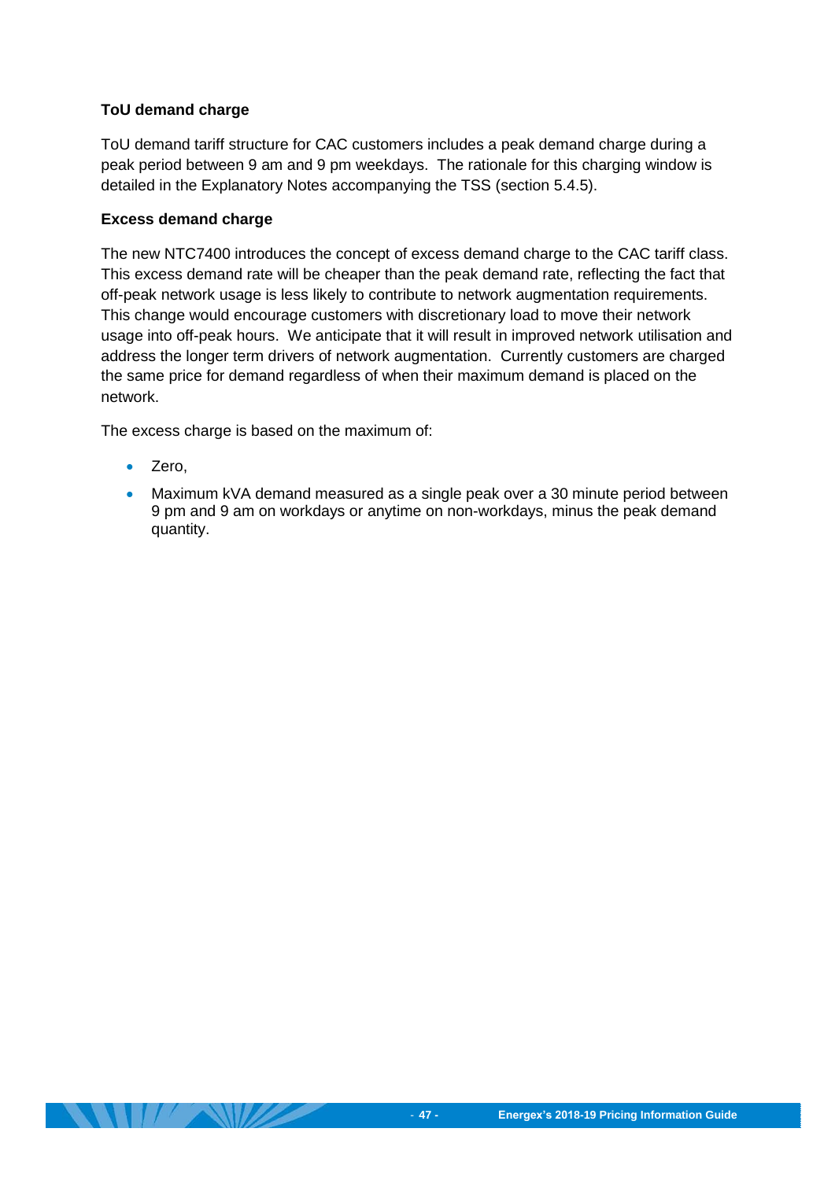**ToU demand charge**

ToU demand tariff structure for CAC customers includes a peak demand charge during a peak period between 9 am and 9 pm weekdays. The rationale for this charging window is detailed in the Explanatory Notes accompanying the TSS (section 5.4.5).

**Excess demand charge**

The new NTC7400 introduces the concept of excess demand charge to the CAC tariff class. This excess demand rate will be cheaper than the peak demand rate, reflecting the fact that off-peak network usage is less likely to contribute to network augmentation requirements. This change would encourage customers with discretionary load to move their network usage into off-peak hours. We anticipate that it will result in improved network utilisation and address the longer term drivers of network augmentation. Currently customers are charged the same price for demand regardless of when their maximum demand is placed on the network.

The excess charge is based on the maximum of:

- Zero,
- Maximum kVA demand measured as a single peak over a 30 minute period between 9 pm and 9 am on workdays or anytime on non-workdays, minus the peak demand quantity.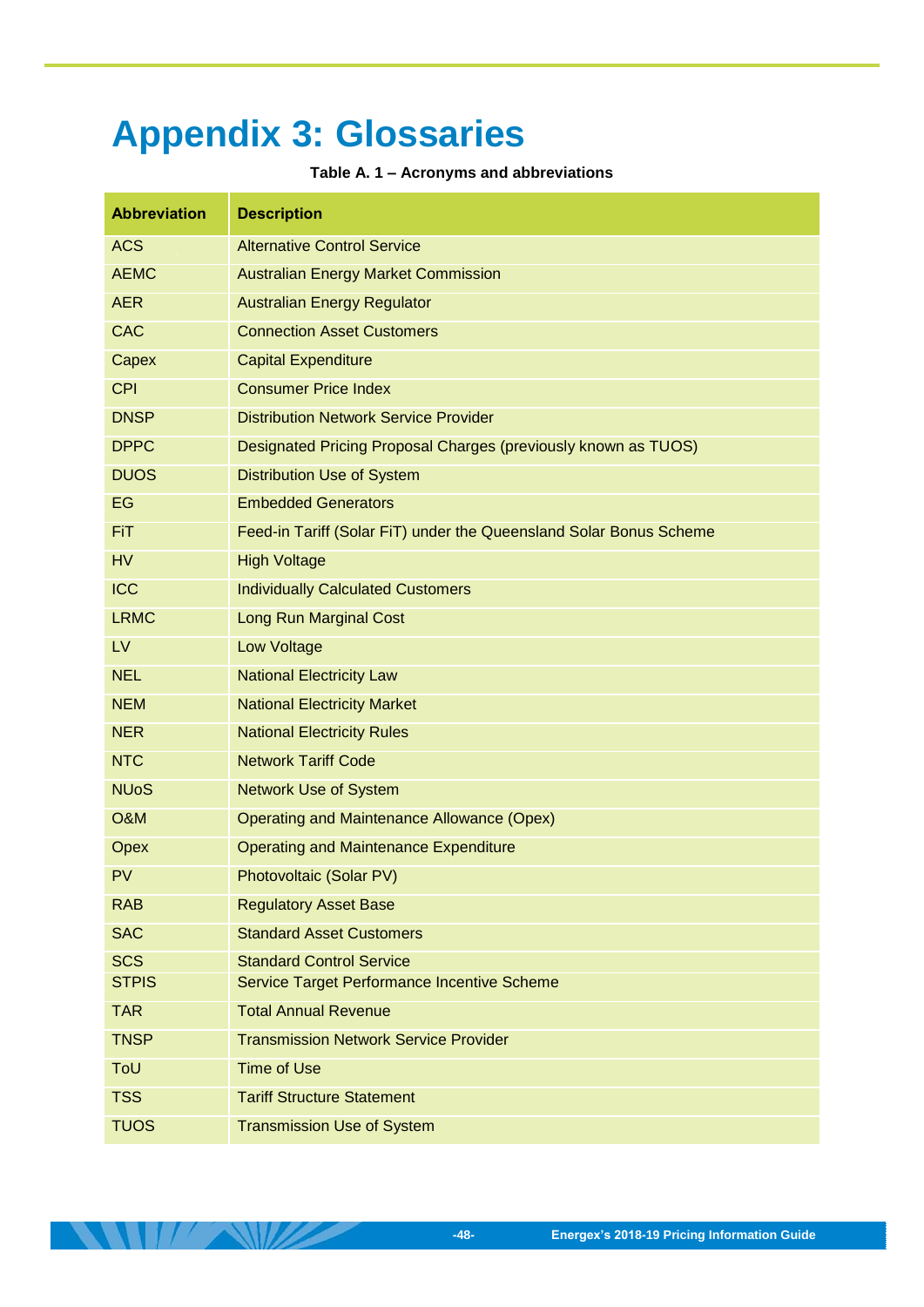# Appendix 3: Glossaries

**Table A. 1 – Acronyms and abbreviations**

| Abbreviation | Description |
|---|---|
| ACS | Alternative Control Service |
| AEMC | Australian Energy Market Commission |
| AER | Australian Energy Regulator |
| CAC | Connection Asset Customers |
| Capex | Capital Expenditure |
| CPI | Consumer Price Index |
| DNSP | Distribution Network Service Provider |
| DPPC | Designated Pricing Proposal Charges (previously known as TUOS) |
| DUOS | Distribution Use of System |
| EG | Embedded Generators |
| FiT | Feed-in Tariff (Solar FiT) under the Queensland Solar Bonus Scheme |
| HV | High Voltage |
| ICC | Individually Calculated Customers |
| LRMC | Long Run Marginal Cost |
| LV | Low Voltage |
| NEL | National Electricity Law |
| NEM | National Electricity Market |
| NER | National Electricity Rules |
| NTC | Network Tariff Code |
| NUoS | Network Use of System |
| O&M | Operating and Maintenance Allowance (Opex) |
| Opex | Operating and Maintenance Expenditure |
| PV | Photovoltaic (Solar PV) |
| RAB | Regulatory Asset Base |
| SAC | Standard Asset Customers |
| SCS | Standard Control Service |
| STPIS | Service Target Performance Incentive Scheme |
| TAR | Total Annual Revenue |
| TNSP | Transmission Network Service Provider |
| ToU | Time of Use |
| TSS | Tariff Structure Statement |
| TUOS | Transmission Use of System |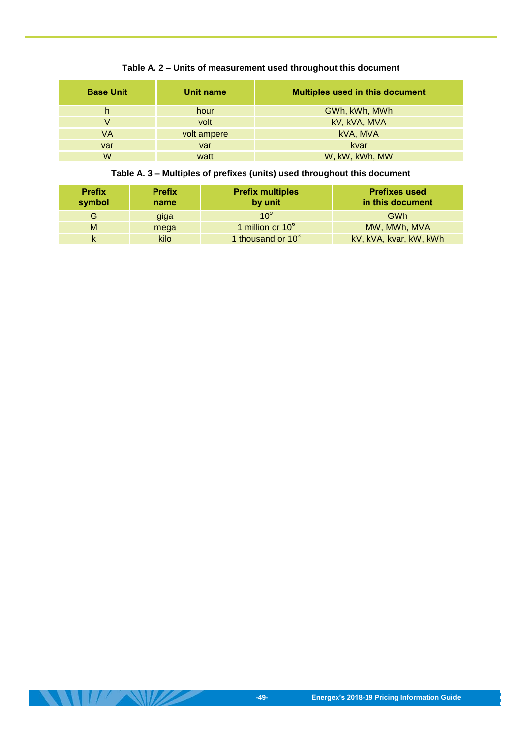**Table A. 2 – Units of measurement used throughout this document**

| Base Unit | Unit name | Multiples used in this document |
|---|---|---|
| h | hour | GWh, kWh, MWh |
| V | volt | kV, kVA, MVA |
| VA | volt ampere | kVA, MVA |
| var | var | kvar |
| W | watt | W, kW, kWh, MW |

**Table A. 3 – Multiples of prefixes (units) used throughout this document**

| Prefix symbol | Prefix name | Prefix multiples by unit | Prefixes used in this document |
|---|---|---|---|
| G | giga | $10^9$ | GWh |
| M | mega | 1 million or $10^6$ | MW, MWh, MVA |
| k | kilo | 1 thousand or $10^3$ | kV, kVA, kvar, kW, kWh |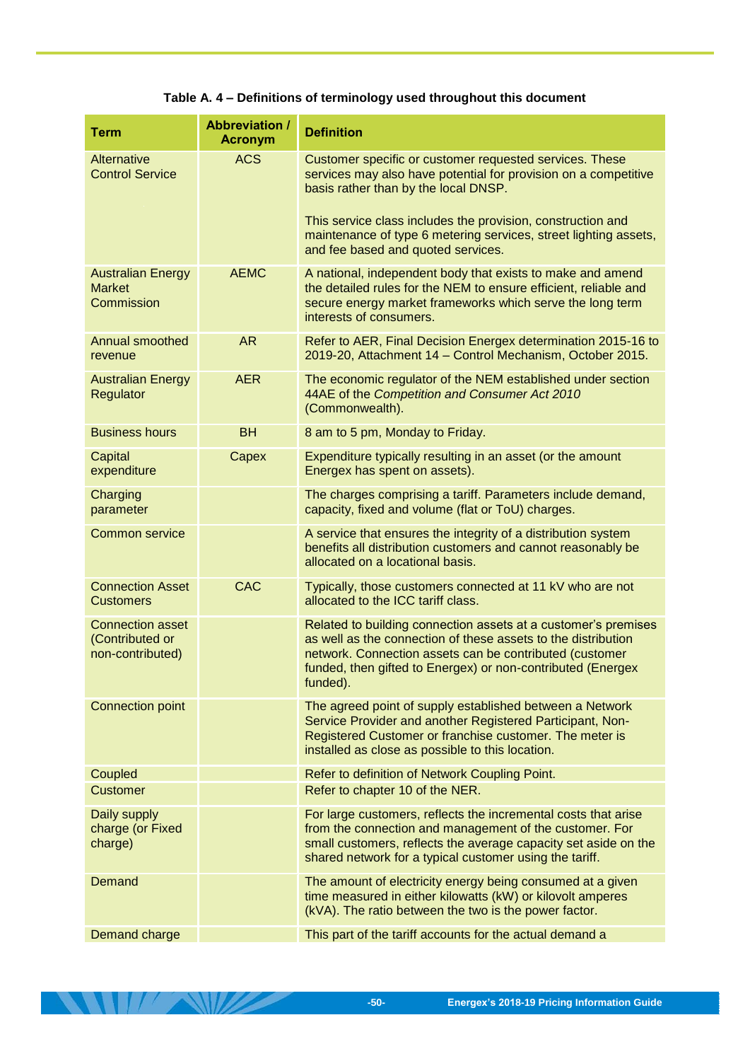**Table A. 4 – Definitions of terminology used throughout this document**

| Term | Abbreviation / Acronym | Definition |
|---|---|---|
| Alternative Control Service | ACS | Customer specific or customer requested services. These services may also have potential for provision on a competitive basis rather than by the local DNSP.<br><br>This service class includes the provision, construction and maintenance of type 6 metering services, street lighting assets, and fee based and quoted services. |
| Australian Energy Market Commission | AEMC | A national, independent body that exists to make and amend the detailed rules for the NEM to ensure efficient, reliable and secure energy market frameworks which serve the long term interests of consumers. |
| Annual smoothed revenue | AR | Refer to AER, Final Decision Energex determination 2015-16 to 2019-20, Attachment 14 – Control Mechanism, October 2015. |
| Australian Energy Regulator | AER | The economic regulator of the NEM established under section 44AE of the *Competition and Consumer Act 2010* (Commonwealth). |
| Business hours | BH | 8 am to 5 pm, Monday to Friday. |
| Capital expenditure | Capex | Expenditure typically resulting in an asset (or the amount Energex has spent on assets). |
| Charging parameter | | The charges comprising a tariff. Parameters include demand, capacity, fixed and volume (flat or ToU) charges. |
| Common service | | A service that ensures the integrity of a distribution system benefits all distribution customers and cannot reasonably be allocated on a locational basis. |
| Connection Asset Customers | CAC | Typically, those customers connected at 11 kV who are not allocated to the ICC tariff class. |
| Connection asset (Contributed or non-contributed) | | Related to building connection assets at a customer's premises as well as the connection of these assets to the distribution network. Connection assets can be contributed (customer funded, then gifted to Energex) or non-contributed (Energex funded). |
| Connection point | | The agreed point of supply established between a Network Service Provider and another Registered Participant, Non-Registered Customer or franchise customer. The meter is installed as close as possible to this location. |
| Coupled | | Refer to definition of Network Coupling Point. |
| Customer | | Refer to chapter 10 of the NER. |
| Daily supply charge (or Fixed charge) | | For large customers, reflects the incremental costs that arise from the connection and management of the customer. For small customers, reflects the average capacity set aside on the shared network for a typical customer using the tariff. |
| Demand | | The amount of electricity energy being consumed at a given time measured in either kilowatts (kW) or kilovolt amperes (kVA). The ratio between the two is the power factor. |
| Demand charge | | This part of the tariff accounts for the actual demand a |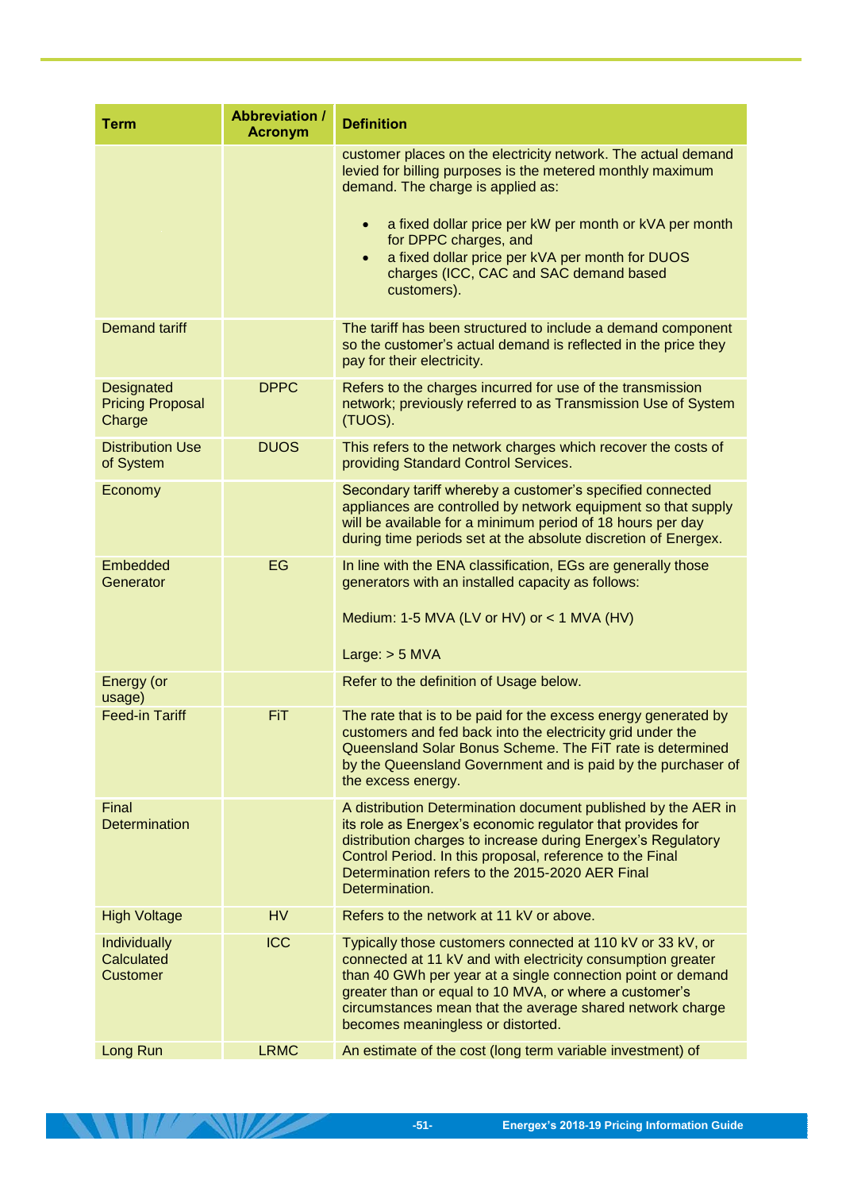| Term | Abbreviation / Acronym | Definition |
|---|---|---|
| | | customer places on the electricity network. The actual demand levied for billing purposes is the metered monthly maximum demand. The charge is applied as: <br>• a fixed dollar price per kW per month or kVA per month for DPPC charges, and <br>• a fixed dollar price per kVA per month for DUOS charges (ICC, CAC and SAC demand based customers). |
| Demand tariff | | The tariff has been structured to include a demand component so the customer's actual demand is reflected in the price they pay for their electricity. |
| Designated Pricing Proposal Charge | DPPC | Refers to the charges incurred for use of the transmission network; previously referred to as Transmission Use of System (TUOS). |
| Distribution Use of System | DUOS | This refers to the network charges which recover the costs of providing Standard Control Services. |
| Economy | | Secondary tariff whereby a customer's specified connected appliances are controlled by network equipment so that supply will be available for a minimum period of 18 hours per day during time periods set at the absolute discretion of Energex. |
| Embedded Generator | EG | In line with the ENA classification, EGs are generally those generators with an installed capacity as follows: <br><br>Medium: 1-5 MVA (LV or HV) or < 1 MVA (HV) <br><br>Large: > 5 MVA |
| Energy (or usage) | | Refer to the definition of Usage below. |
| Feed-in Tariff | FiT | The rate that is to be paid for the excess energy generated by customers and fed back into the electricity grid under the Queensland Solar Bonus Scheme. The FiT rate is determined by the Queensland Government and is paid by the purchaser of the excess energy. |
| Final Determination | | A distribution Determination document published by the AER in its role as Energex's economic regulator that provides for distribution charges to increase during Energex's Regulatory Control Period. In this proposal, reference to the Final Determination refers to the 2015-2020 AER Final Determination. |
| High Voltage | HV | Refers to the network at 11 kV or above. |
| Individually Calculated Customer | ICC | Typically those customers connected at 110 kV or 33 kV, or connected at 11 kV and with electricity consumption greater than 40 GWh per year at a single connection point or demand greater than or equal to 10 MVA, or where a customer's circumstances mean that the average shared network charge becomes meaningless or distorted. |
| Long Run | LRMC | An estimate of the cost (long term variable investment) of |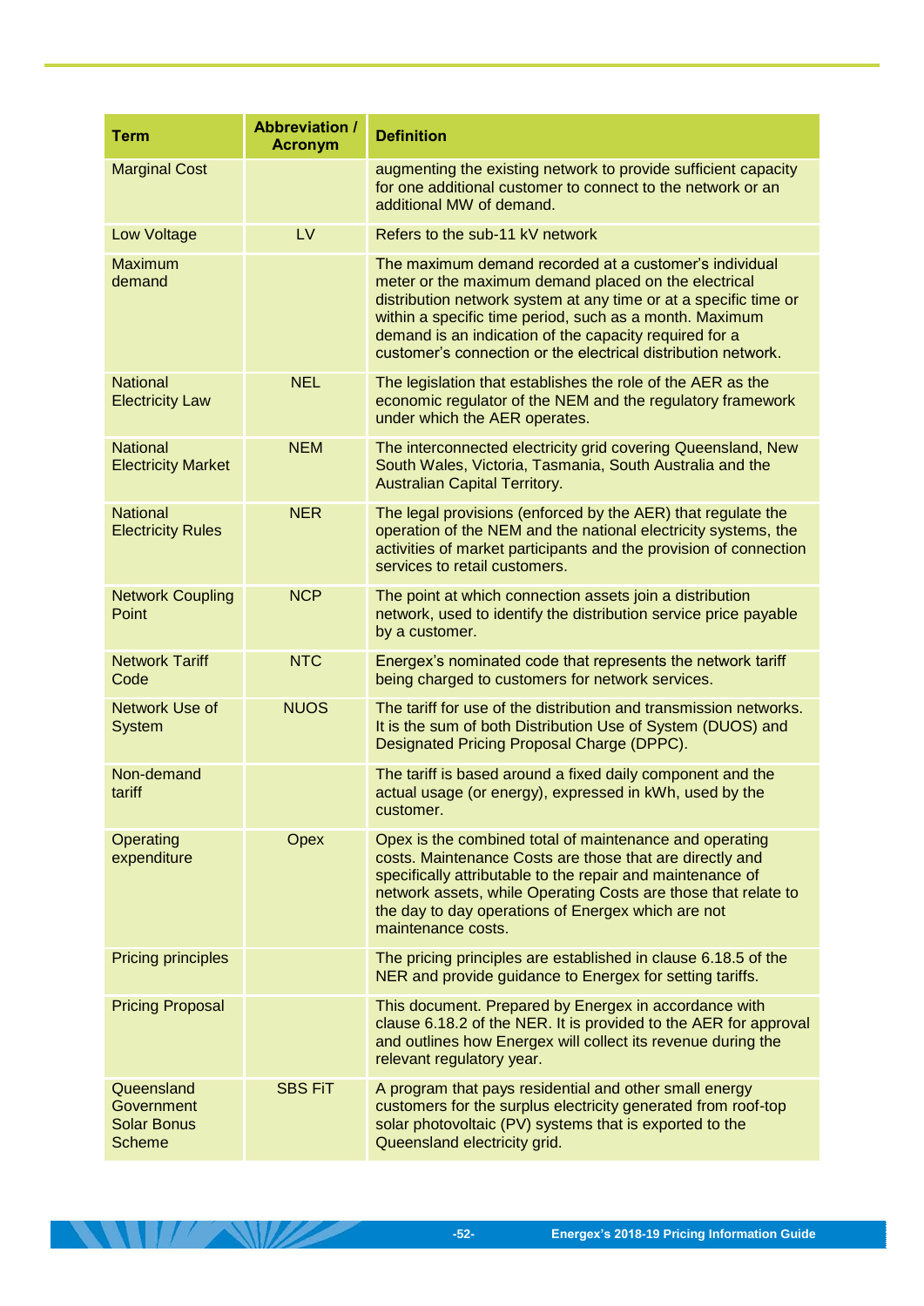| Term | Abbreviation / Acronym | Definition |
|---|---|---|
| Marginal Cost | | augmenting the existing network to provide sufficient capacity for one additional customer to connect to the network or an additional MW of demand. |
| Low Voltage | LV | Refers to the sub-11 kV network |
| Maximum demand | | The maximum demand recorded at a customer's individual meter or the maximum demand placed on the electrical distribution network system at any time or at a specific time or within a specific time period, such as a month. Maximum demand is an indication of the capacity required for a customer's connection or the electrical distribution network. |
| National Electricity Law | NEL | The legislation that establishes the role of the AER as the economic regulator of the NEM and the regulatory framework under which the AER operates. |
| National Electricity Market | NEM | The interconnected electricity grid covering Queensland, New South Wales, Victoria, Tasmania, South Australia and the Australian Capital Territory. |
| National Electricity Rules | NER | The legal provisions (enforced by the AER) that regulate the operation of the NEM and the national electricity systems, the activities of market participants and the provision of connection services to retail customers. |
| Network Coupling Point | NCP | The point at which connection assets join a distribution network, used to identify the distribution service price payable by a customer. |
| Network Tariff Code | NTC | Energex's nominated code that represents the network tariff being charged to customers for network services. |
| Network Use of System | NUOS | The tariff for use of the distribution and transmission networks. It is the sum of both Distribution Use of System (DUOS) and Designated Pricing Proposal Charge (DPPC). |
| Non-demand tariff | | The tariff is based around a fixed daily component and the actual usage (or energy), expressed in kWh, used by the customer. |
| Operating expenditure | Opex | Opex is the combined total of maintenance and operating costs. Maintenance Costs are those that are directly and specifically attributable to the repair and maintenance of network assets, while Operating Costs are those that relate to the day to day operations of Energex which are not maintenance costs. |
| Pricing principles | | The pricing principles are established in clause 6.18.5 of the NER and provide guidance to Energex for setting tariffs. |
| Pricing Proposal | | This document. Prepared by Energex in accordance with clause 6.18.2 of the NER. It is provided to the AER for approval and outlines how Energex will collect its revenue during the relevant regulatory year. |
| Queensland Government Solar Bonus Scheme | SBS FiT | A program that pays residential and other small energy customers for the surplus electricity generated from roof-top solar photovoltaic (PV) systems that is exported to the Queensland electricity grid. |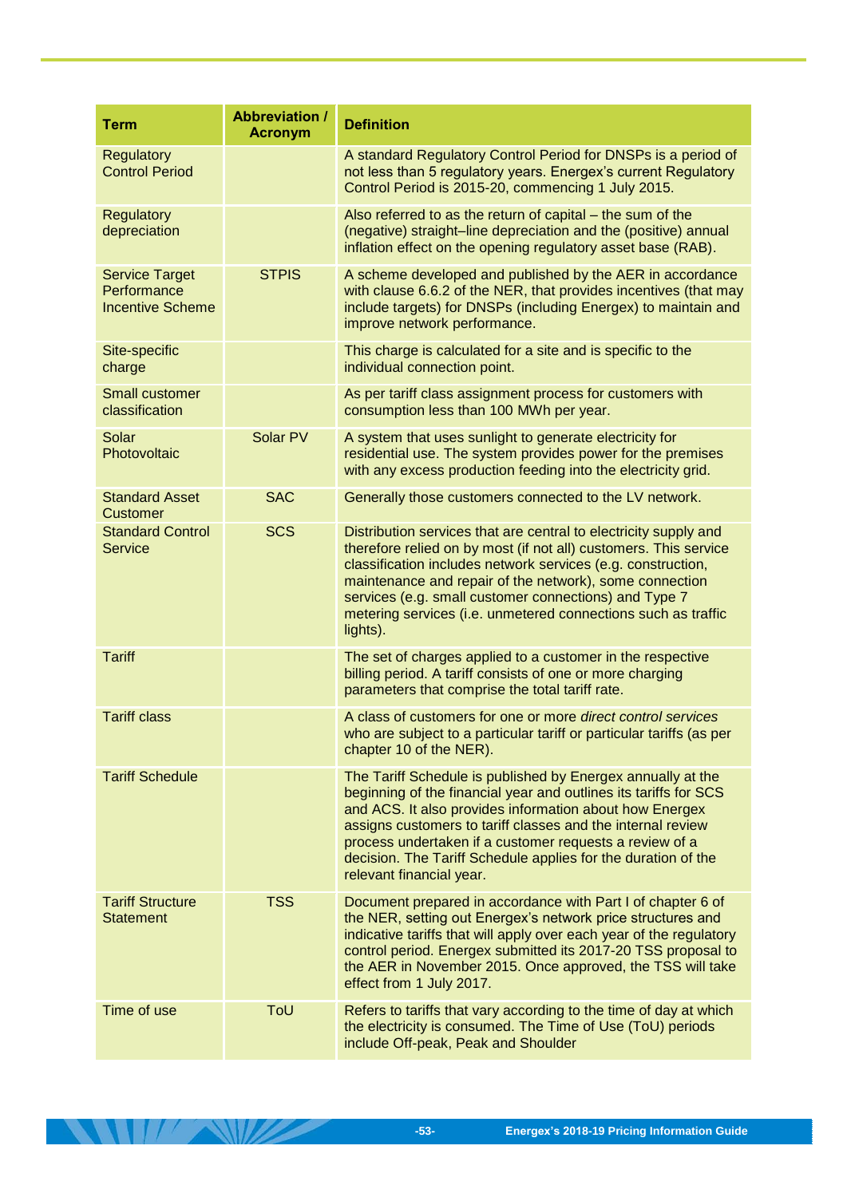| Term | Abbreviation / Acronym | Definition |
|---|---|---|
| Regulatory Control Period | | A standard Regulatory Control Period for DNSPs is a period of not less than 5 regulatory years. Energex's current Regulatory Control Period is 2015-20, commencing 1 July 2015. |
| Regulatory depreciation | | Also referred to as the return of capital – the sum of the (negative) straight–line depreciation and the (positive) annual inflation effect on the opening regulatory asset base (RAB). |
| Service Target Performance Incentive Scheme | STPIS | A scheme developed and published by the AER in accordance with clause 6.6.2 of the NER, that provides incentives (that may include targets) for DNSPs (including Energex) to maintain and improve network performance. |
| Site-specific charge | | This charge is calculated for a site and is specific to the individual connection point. |
| Small customer classification | | As per tariff class assignment process for customers with consumption less than 100 MWh per year. |
| Solar Photovoltaic | Solar PV | A system that uses sunlight to generate electricity for residential use. The system provides power for the premises with any excess production feeding into the electricity grid. |
| Standard Asset Customer | SAC | Generally those customers connected to the LV network. |
| Standard Control Service | SCS | Distribution services that are central to electricity supply and therefore relied on by most (if not all) customers. This service classification includes network services (e.g. construction, maintenance and repair of the network), some connection services (e.g. small customer connections) and Type 7 metering services (i.e. unmetered connections such as traffic lights). |
| Tariff | | The set of charges applied to a customer in the respective billing period. A tariff consists of one or more charging parameters that comprise the total tariff rate. |
| Tariff class | | A class of customers for one or more *direct control services* who are subject to a particular tariff or particular tariffs (as per chapter 10 of the NER). |
| Tariff Schedule | | The Tariff Schedule is published by Energex annually at the beginning of the financial year and outlines its tariffs for SCS and ACS. It also provides information about how Energex assigns customers to tariff classes and the internal review process undertaken if a customer requests a review of a decision. The Tariff Schedule applies for the duration of the relevant financial year. |
| Tariff Structure Statement | TSS | Document prepared in accordance with Part I of chapter 6 of the NER, setting out Energex's network price structures and indicative tariffs that will apply over each year of the regulatory control period. Energex submitted its 2017-20 TSS proposal to the AER in November 2015. Once approved, the TSS will take effect from 1 July 2017. |
| Time of use | ToU | Refers to tariffs that vary according to the time of day at which the electricity is consumed. The Time of Use (ToU) periods include Off-peak, Peak and Shoulder |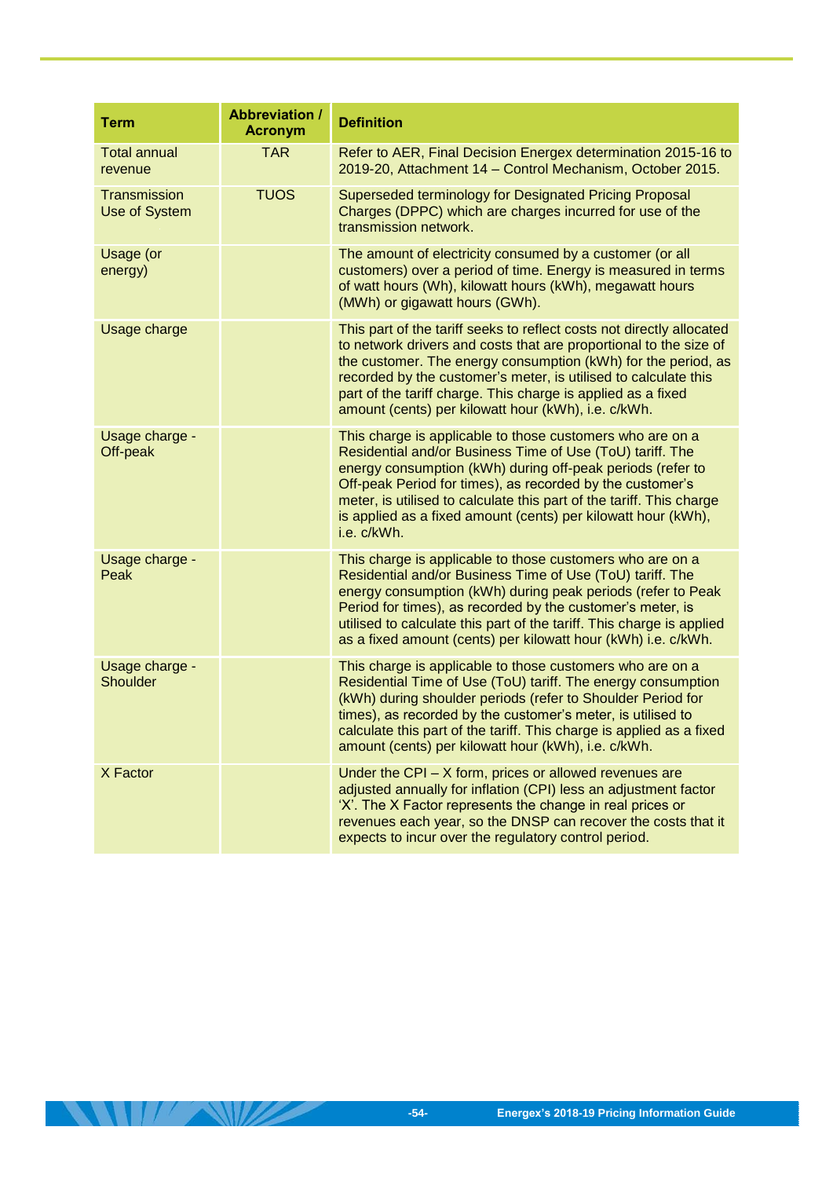| Term | Abbreviation / Acronym | Definition |
|---|---|---|
| Total annual revenue | TAR | Refer to AER, Final Decision Energex determination 2015-16 to 2019-20, Attachment 14 – Control Mechanism, October 2015. |
| Transmission Use of System | TUOS | Superseded terminology for Designated Pricing Proposal Charges (DPPC) which are charges incurred for use of the transmission network. |
| Usage (or energy) | | The amount of electricity consumed by a customer (or all customers) over a period of time. Energy is measured in terms of watt hours (Wh), kilowatt hours (kWh), megawatt hours (MWh) or gigawatt hours (GWh). |
| Usage charge | | This part of the tariff seeks to reflect costs not directly allocated to network drivers and costs that are proportional to the size of the customer. The energy consumption (kWh) for the period, as recorded by the customer's meter, is utilised to calculate this part of the tariff charge. This charge is applied as a fixed amount (cents) per kilowatt hour (kWh), i.e. c/kWh. |
| Usage charge - Off-peak | | This charge is applicable to those customers who are on a Residential and/or Business Time of Use (ToU) tariff. The energy consumption (kWh) during off-peak periods (refer to Off-peak Period for times), as recorded by the customer's meter, is utilised to calculate this part of the tariff. This charge is applied as a fixed amount (cents) per kilowatt hour (kWh), i.e. c/kWh. |
| Usage charge - Peak | | This charge is applicable to those customers who are on a Residential and/or Business Time of Use (ToU) tariff. The energy consumption (kWh) during peak periods (refer to Peak Period for times), as recorded by the customer's meter, is utilised to calculate this part of the tariff. This charge is applied as a fixed amount (cents) per kilowatt hour (kWh) i.e. c/kWh. |
| Usage charge - Shoulder | | This charge is applicable to those customers who are on a Residential Time of Use (ToU) tariff. The energy consumption (kWh) during shoulder periods (refer to Shoulder Period for times), as recorded by the customer's meter, is utilised to calculate this part of the tariff. This charge is applied as a fixed amount (cents) per kilowatt hour (kWh), i.e. c/kWh. |
| X Factor | | Under the CPI – X form, prices or allowed revenues are adjusted annually for inflation (CPI) less an adjustment factor 'X'. The X Factor represents the change in real prices or revenues each year, so the DNSP can recover the costs that it expects to incur over the regulatory control period. |